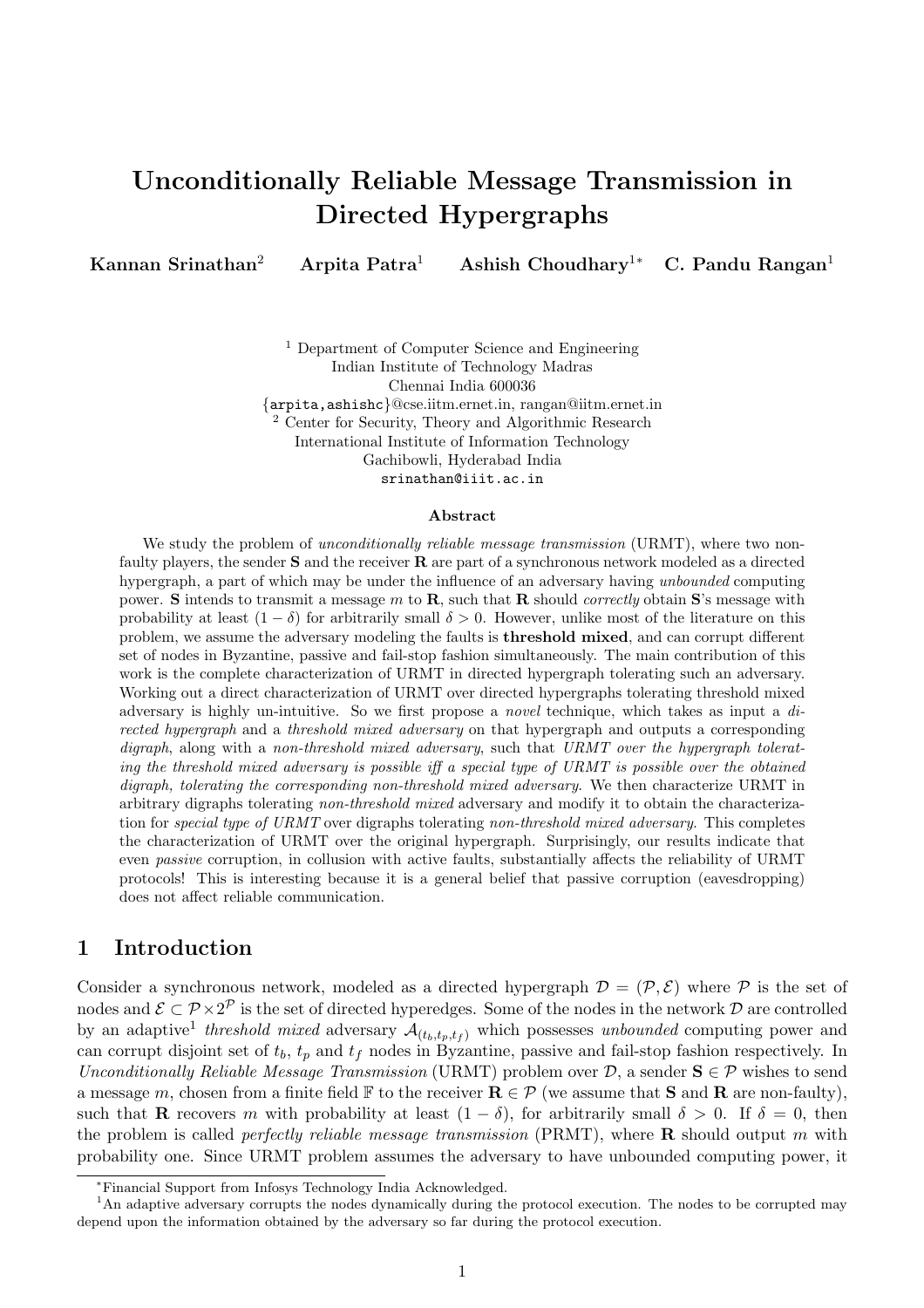# Unconditionally Reliable Message Transmission in Directed Hypergraphs

**Kannan Srinathan**[2] **Arpita Patra**[1] **Ashish Choudhary**[1*] **C. Pandu Rangan**[1]

[1] Department of Computer Science and Engineering
Indian Institute of Technology Madras
Chennai India 600036
{arpita,ashishc}@cse.iitm.ernet.in, rangan@iitm.ernet.in
[2] Center for Security, Theory and Algorithmic Research
International Institute of Information Technology
Gachibowli, Hyderabad India
srinathan@iiit.ac.in

### Abstract

We study the problem of *unconditionally reliable message transmission* (URMT), where two non-faulty players, the sender **S** and the receiver **R** are part of a synchronous network modeled as a directed hypergraph, a part of which may be under the influence of an adversary having *unbounded* computing power. **S** intends to transmit a message $m$ to **R**, such that **R** should *correctly* obtain **S**'s message with probability at least $(1 - \delta)$ for arbitrarily small $\delta > 0$. However, unlike most of the literature on this problem, we assume the adversary modeling the faults is **threshold mixed**, and can corrupt different set of nodes in Byzantine, passive and fail-stop fashion simultaneously. The main contribution of this work is the complete characterization of URMT in directed hypergraph tolerating such an adversary. Working out a direct characterization of URMT over directed hypergraphs tolerating threshold mixed adversary is highly un-intuitive. So we first propose a *novel* technique, which takes as input a *directed hypergraph* and a *threshold mixed adversary* on that hypergraph and outputs a corresponding *digraph*, along with a *non-threshold mixed adversary*, such that *URMT over the hypergraph tolerating the threshold mixed adversary is possible iff a special type of URMT is possible over the obtained digraph, tolerating the corresponding non-threshold mixed adversary*. We then characterize URMT in arbitrary digraphs tolerating *non-threshold mixed* adversary and modify it to obtain the characterization for *special type of URMT* over digraphs tolerating *non-threshold mixed adversary*. This completes the characterization of URMT over the original hypergraph. Surprisingly, our results indicate that even *passive* corruption, in collusion with active faults, substantially affects the reliability of URMT protocols! This is interesting because it is a general belief that passive corruption (eavesdropping) does not affect reliable communication.

## 1 Introduction

Consider a synchronous network, modeled as a directed hypergraph $\mathcal{D} = (\mathcal{P}, \mathcal{E})$ where $\mathcal{P}$ is the set of nodes and $\mathcal{E} \subset \mathcal{P} \times 2^{\mathcal{P}}$ is the set of directed hyperedges. Some of the nodes in the network $\mathcal{D}$ are controlled by an adaptive[1] *threshold mixed* adversary $\mathcal{A}_{(t_b, t_p, t_f)}$ which possesses *unbounded* computing power and can corrupt disjoint set of $t_b$, $t_p$ and $t_f$ nodes in Byzantine, passive and fail-stop fashion respectively. In *Unconditionally Reliable Message Transmission* (URMT) problem over $\mathcal{D}$, a sender $\mathbf{S} \in \mathcal{P}$ wishes to send a message $m$, chosen from a finite field $\mathbb{F}$ to the receiver $\mathbf{R} \in \mathcal{P}$ (we assume that **S** and **R** are non-faulty), such that **R** recovers $m$ with probability at least $(1 - \delta)$, for arbitrarily small $\delta > 0$. If $\delta = 0$, then the problem is called *perfectly reliable message transmission* (PRMT), where **R** should output $m$ with probability one. Since URMT problem assumes the adversary to have unbounded computing power, it

*Financial Support from Infosys Technology India Acknowledged.

[1]An adaptive adversary corrupts the nodes dynamically during the protocol execution. The nodes to be corrupted may depend upon the information obtained by the adversary so far during the protocol execution.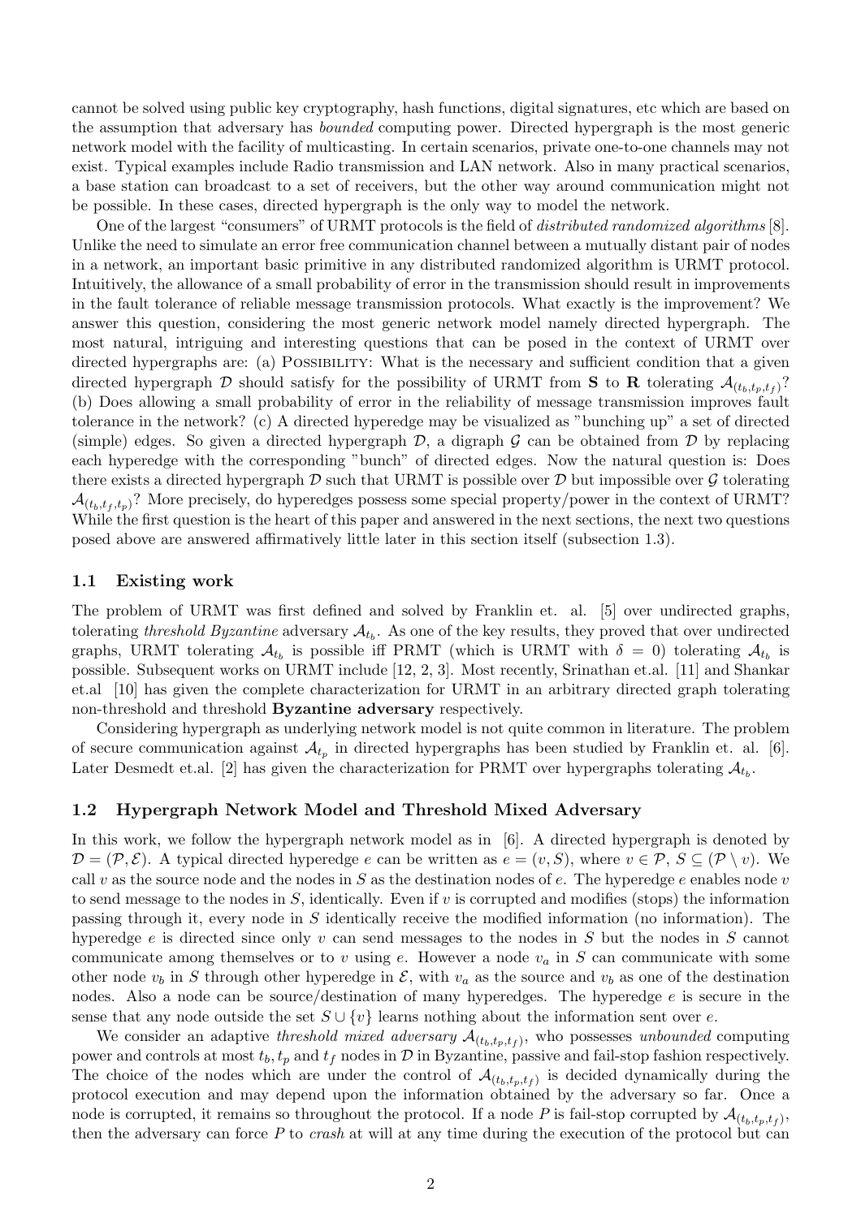cannot be solved using public key cryptography, hash functions, digital signatures, etc which are based on the assumption that adversary has *bounded* computing power. Directed hypergraph is the most generic network model with the facility of multicasting. In certain scenarios, private one-to-one channels may not exist. Typical examples include Radio transmission and LAN network. Also in many practical scenarios, a base station can broadcast to a set of receivers, but the other way around communication might not be possible. In these cases, directed hypergraph is the only way to model the network.

One of the largest "consumers" of URMT protocols is the field of *distributed randomized algorithms* [8]. Unlike the need to simulate an error free communication channel between a mutually distant pair of nodes in a network, an important basic primitive in any distributed randomized algorithm is URMT protocol. Intuitively, the allowance of a small probability of error in the transmission should result in improvements in the fault tolerance of reliable message transmission protocols. What exactly is the improvement? We answer this question, considering the most generic network model namely directed hypergraph. The most natural, intriguing and interesting questions that can be posed in the context of URMT over directed hypergraphs are: (a) POSSIBILITY: What is the necessary and sufficient condition that a given directed hypergraph $\mathcal{D}$ should satisfy for the possibility of URMT from $\mathbf{S}$ to $\mathbf{R}$ tolerating $\mathcal{A}_{(t_b,t_p,t_f)}$? (b) Does allowing a small probability of error in the reliability of message transmission improves fault tolerance in the network? (c) A directed hyperedge may be visualized as "bunching up" a set of directed (simple) edges. So given a directed hypergraph $\mathcal{D}$, a digraph $\mathcal{G}$ can be obtained from $\mathcal{D}$ by replacing each hyperedge with the corresponding "bunch" of directed edges. Now the natural question is: Does there exists a directed hypergraph $\mathcal{D}$ such that URMT is possible over $\mathcal{D}$ but impossible over $\mathcal{G}$ tolerating $\mathcal{A}_{(t_b,t_f,t_p)}$? More precisely, do hyperedges possess some special property/power in the context of URMT? While the first question is the heart of this paper and answered in the next sections, the next two questions posed above are answered affirmatively little later in this section itself (subsection 1.3).

### 1.1 Existing work

The problem of URMT was first defined and solved by Franklin et. al. [5] over undirected graphs, tolerating *threshold Byzantine* adversary $\mathcal{A}_{t_b}$. As one of the key results, they proved that over undirected graphs, URMT tolerating $\mathcal{A}_{t_b}$ is possible iff PRMT (which is URMT with $\delta = 0$) tolerating $\mathcal{A}_{t_b}$ is possible. Subsequent works on URMT include [12, 2, 3]. Most recently, Srinathan et.al. [11] and Shankar et.al [10] has given the complete characterization for URMT in an arbitrary directed graph tolerating non-threshold and threshold **Byzantine adversary** respectively.

Considering hypergraph as underlying network model is not quite common in literature. The problem of secure communication against $\mathcal{A}_{t_p}$ in directed hypergraphs has been studied by Franklin et. al. [6]. Later Desmedt et.al. [2] has given the characterization for PRMT over hypergraphs tolerating $\mathcal{A}_{t_b}$.

### 1.2 Hypergraph Network Model and Threshold Mixed Adversary

In this work, we follow the hypergraph network model as in [6]. A directed hypergraph is denoted by $\mathcal{D} = (\mathcal{P}, \mathcal{E})$. A typical directed hyperedge $e$ can be written as $e = (v, S)$, where $v \in \mathcal{P}$, $S \subseteq (\mathcal{P} \setminus v)$. We call $v$ as the source node and the nodes in $S$ as the destination nodes of $e$. The hyperedge $e$ enables node $v$ to send message to the nodes in $S$, identically. Even if $v$ is corrupted and modifies (stops) the information passing through it, every node in $S$ identically receive the modified information (no information). The hyperedge $e$ is directed since only $v$ can send messages to the nodes in $S$ but the nodes in $S$ cannot communicate among themselves or to $v$ using $e$. However a node $v_a$ in $S$ can communicate with some other node $v_b$ in $S$ through other hyperedge in $\mathcal{E}$, with $v_a$ as the source and $v_b$ as one of the destination nodes. Also a node can be source/destination of many hyperedges. The hyperedge $e$ is secure in the sense that any node outside the set $S \cup \{v\}$ learns nothing about the information sent over $e$.

We consider an adaptive *threshold mixed adversary* $\mathcal{A}_{(t_b,t_p,t_f)}$, who possesses *unbounded* computing power and controls at most $t_b, t_p$ and $t_f$ nodes in $\mathcal{D}$ in Byzantine, passive and fail-stop fashion respectively. The choice of the nodes which are under the control of $\mathcal{A}_{(t_b,t_p,t_f)}$ is decided dynamically during the protocol execution and may depend upon the information obtained by the adversary so far. Once a node is corrupted, it remains so throughout the protocol. If a node $P$ is fail-stop corrupted by $\mathcal{A}_{(t_b,t_p,t_f)}$, then the adversary can force $P$ to *crash* at will at any time during the execution of the protocol but can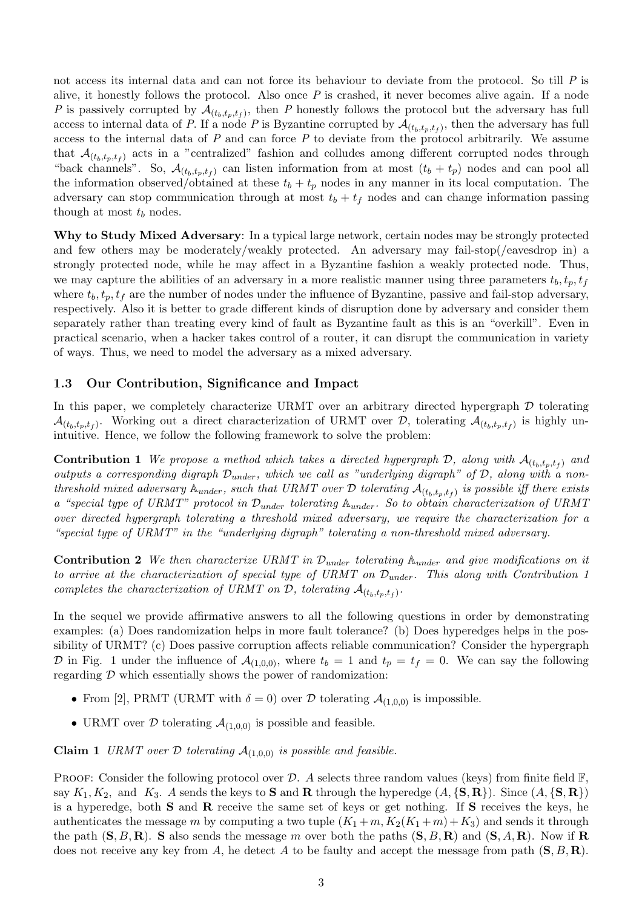not access its internal data and can not force its behaviour to deviate from the protocol. So till $P$ is alive, it honestly follows the protocol. Also once $P$ is crashed, it never becomes alive again. If a node $P$ is passively corrupted by $\mathcal{A}_{(t_b,t_p,t_f)}$, then $P$ honestly follows the protocol but the adversary has full access to internal data of $P$. If a node $P$ is Byzantine corrupted by $\mathcal{A}_{(t_b,t_p,t_f)}$, then the adversary has full access to the internal data of $P$ and can force $P$ to deviate from the protocol arbitrarily. We assume that $\mathcal{A}_{(t_b,t_p,t_f)}$ acts in a "centralized" fashion and colludes among different corrupted nodes through "back channels". So, $\mathcal{A}_{(t_b,t_p,t_f)}$ can listen information from at most $(t_b + t_p)$ nodes and can pool all the information observed/obtained at these $t_b + t_p$ nodes in any manner in its local computation. The adversary can stop communication through at most $t_b + t_f$ nodes and can change information passing though at most $t_b$ nodes.

**Why to Study Mixed Adversary**: In a typical large network, certain nodes may be strongly protected and few others may be moderately/weakly protected. An adversary may fail-stop(/eavesdrop in) a strongly protected node, while he may affect in a Byzantine fashion a weakly protected node. Thus, we may capture the abilities of an adversary in a more realistic manner using three parameters $t_b, t_p, t_f$ where $t_b, t_p, t_f$ are the number of nodes under the influence of Byzantine, passive and fail-stop adversary, respectively. Also it is better to grade different kinds of disruption done by adversary and consider them separately rather than treating every kind of fault as Byzantine fault as this is an "overkill". Even in practical scenario, when a hacker takes control of a router, it can disrupt the communication in variety of ways. Thus, we need to model the adversary as a mixed adversary.

### 1.3 Our Contribution, Significance and Impact

In this paper, we completely characterize URMT over an arbitrary directed hypergraph $\mathcal{D}$ tolerating $\mathcal{A}_{(t_b,t_p,t_f)}$. Working out a direct characterization of URMT over $\mathcal{D}$, tolerating $\mathcal{A}_{(t_b,t_p,t_f)}$ is highly unintuitive. Hence, we follow the following framework to solve the problem:

**Contribution 1** *We propose a method which takes a directed hypergraph $\mathcal{D}$, along with $\mathcal{A}_{(t_b,t_p,t_f)}$ and outputs a corresponding digraph $\mathcal{D}_{under}$, which we call as "underlying digraph" of $\mathcal{D}$, along with a non-threshold mixed adversary $\mathbb{A}_{under}$, such that URMT over $\mathcal{D}$ tolerating $\mathcal{A}_{(t_b,t_p,t_f)}$ is possible iff there exists a "special type of URMT" protocol in $\mathcal{D}_{under}$ tolerating $\mathbb{A}_{under}$. So to obtain characterization of URMT over directed hypergraph tolerating a threshold mixed adversary, we require the characterization for a "special type of URMT" in the "underlying digraph" tolerating a non-threshold mixed adversary.*

**Contribution 2** *We then characterize URMT in $\mathcal{D}_{under}$ tolerating $\mathbb{A}_{under}$ and give modifications on it to arrive at the characterization of special type of URMT on $\mathcal{D}_{under}$. This along with Contribution 1 completes the characterization of URMT on $\mathcal{D}$, tolerating $\mathcal{A}_{(t_b,t_p,t_f)}$.*

In the sequel we provide affirmative answers to all the following questions in order by demonstrating examples: (a) Does randomization helps in more fault tolerance? (b) Does hyperedges helps in the possibility of URMT? (c) Does passive corruption affects reliable communication? Consider the hypergraph $\mathcal{D}$ in Fig. 1 under the influence of $\mathcal{A}_{(1,0,0)}$, where $t_b = 1$ and $t_p = t_f = 0$. We can say the following regarding $\mathcal{D}$ which essentially shows the power of randomization:

- From [2], PRMT (URMT with $\delta = 0$) over $\mathcal{D}$ tolerating $\mathcal{A}_{(1,0,0)}$ is impossible.
- URMT over $\mathcal{D}$ tolerating $\mathcal{A}_{(1,0,0)}$ is possible and feasible.

**Claim 1** *URMT over $\mathcal{D}$ tolerating $\mathcal{A}_{(1,0,0)}$ is possible and feasible.*

PROOF: Consider the following protocol over $\mathcal{D}$. $A$ selects three random values (keys) from finite field $\mathbb{F}$, say $K_1, K_2$, and $K_3$. $A$ sends the keys to $\mathbf{S}$ and $\mathbf{R}$ through the hyperedge $(A, \{\mathbf{S}, \mathbf{R}\})$. Since $(A, \{\mathbf{S}, \mathbf{R}\})$ is a hyperedge, both $\mathbf{S}$ and $\mathbf{R}$ receive the same set of keys or get nothing. If $\mathbf{S}$ receives the keys, he authenticates the message $m$ by computing a two tuple $(K_1 + m, K_2(K_1 + m) + K_3)$ and sends it through the path $(\mathbf{S}, B, \mathbf{R})$. $\mathbf{S}$ also sends the message $m$ over both the paths $(\mathbf{S}, B, \mathbf{R})$ and $(\mathbf{S}, A, \mathbf{R})$. Now if $\mathbf{R}$ does not receive any key from $A$, he detect $A$ to be faulty and accept the message from path $(\mathbf{S}, B, \mathbf{R})$.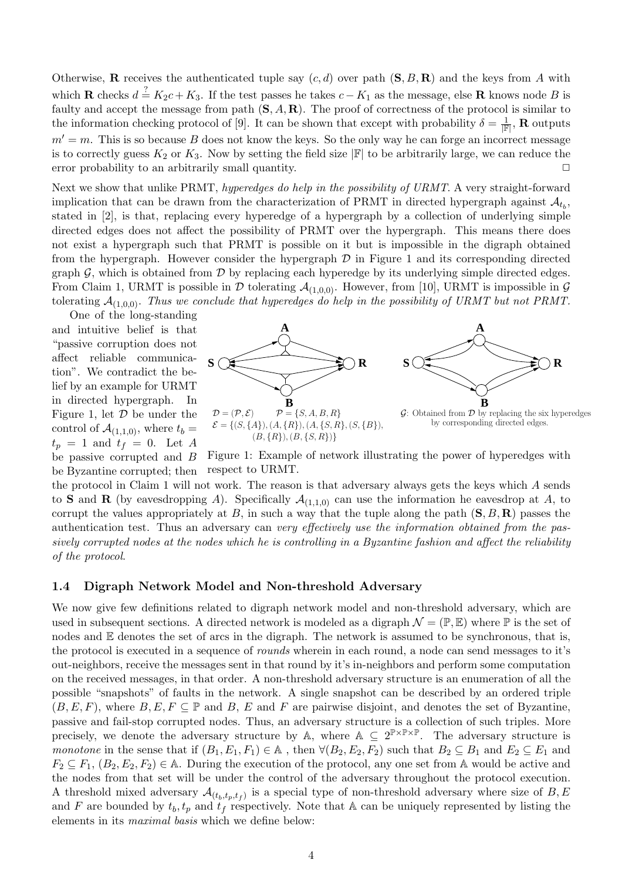Otherwise, $\mathbf{R}$ receives the authenticated tuple say $(c,d)$ over path $(\mathbf{S}, B, \mathbf{R})$ and the keys from $A$ with which $\mathbf{R}$ checks $d \stackrel{?}{=} K_2 c + K_3$. If the test passes he takes $c - K_1$ as the message, else $\mathbf{R}$ knows node $B$ is faulty and accept the message from path $(\mathbf{S}, A, \mathbf{R})$. The proof of correctness of the protocol is similar to the information checking protocol of [9]. It can be shown that except with probability $\delta = \frac{1}{|\mathbb{F}|}$, $\mathbf{R}$ outputs $m' = m$. This is so because $B$ does not know the keys. So the only way he can forge an incorrect message is to correctly guess $K_2$ or $K_3$. Now by setting the field size $|\mathbb{F}|$ to be arbitrarily large, we can reduce the error probability to an arbitrarily small quantity. $\square$

Next we show that unlike PRMT, *hyperedges do help in the possibility of URMT*. A very straight-forward implication that can be drawn from the characterization of PRMT in directed hypergraph against $\mathcal{A}_{t_b}$, stated in [2], is that, replacing every hyperedge of a hypergraph by a collection of underlying simple directed edges does not affect the possibility of PRMT over the hypergraph. This means there does not exist a hypergraph such that PRMT is possible on it but is impossible in the digraph obtained from the hypergraph. However consider the hypergraph $\mathcal{D}$ in Figure 1 and its corresponding directed graph $\mathcal{G}$, which is obtained from $\mathcal{D}$ by replacing each hyperedge by its underlying simple directed edges. From Claim 1, URMT is possible in $\mathcal{D}$ tolerating $\mathcal{A}_{(1,0,0)}$. However, from [10], URMT is impossible in $\mathcal{G}$ tolerating $\mathcal{A}_{(1,0,0)}$. *Thus we conclude that hyperedges do help in the possibility of URMT but not PRMT.*

One of the long-standing and intuitive belief is that "passive corruption does not affect reliable communication". We contradict the belief by an example for URMT in directed hypergraph. In Figure 1, let $\mathcal{D}$ be under the control of $\mathcal{A}_{(1,1,0)}$, where $t_b = t_p = 1$ and $t_f = 0$. Let $A$ be passive corrupted and $B$ be Byzantine corrupted; then the protocol in Claim 1 will not work. The reason is that adversary always gets the keys which $A$ sends to $\mathbf{S}$ and $\mathbf{R}$ (by eavesdropping $A$). Specifically $\mathcal{A}_{(1,1,0)}$ can use the information he eavesdrop at $A$, to corrupt the values appropriately at $B$, in such a way that the tuple along the path $(\mathbf{S}, B, \mathbf{R})$ passes the authentication test. Thus an adversary can *very effectively use the information obtained from the passively corrupted nodes at the nodes which he is controlling in a Byzantine fashion and affect the reliability of the protocol*.

$\mathcal{D} = (\mathcal{P}, \mathcal{E})$ $\quad$ $\mathcal{P} = \{S, A, B, R\}$
$\mathcal{E} = \{(S, \{A\}), (A, \{R\}), (A, \{S, R\}), (S, \{B\}), (B, \{R\}), (B, \{S, R\})\}$

$\mathcal{G}$: Obtained from $\mathcal{D}$ by replacing the six hyperedges by corresponding directed edges.

Figure 1: Example of network illustrating the power of hyperedges with respect to URMT.

### 1.4 Digraph Network Model and Non-threshold Adversary

We now give few definitions related to digraph network model and non-threshold adversary, which are used in subsequent sections. A directed network is modeled as a digraph $\mathcal{N} = (\mathbb{P}, \mathbb{E})$ where $\mathbb{P}$ is the set of nodes and $\mathbb{E}$ denotes the set of arcs in the digraph. The network is assumed to be synchronous, that is, the protocol is executed in a sequence of *rounds* wherein in each round, a node can send messages to it's out-neighbors, receive the messages sent in that round by it's in-neighbors and perform some computation on the received messages, in that order. A non-threshold adversary structure is an enumeration of all the possible "snapshots" of faults in the network. A single snapshot can be described by an ordered triple $(B, E, F)$, where $B, E, F \subseteq \mathbb{P}$ and $B$, $E$ and $F$ are pairwise disjoint, and denotes the set of Byzantine, passive and fail-stop corrupted nodes. Thus, an adversary structure is a collection of such triples. More precisely, we denote the adversary structure by $\mathbb{A}$, where $\mathbb{A} \subseteq 2^{\mathbb{P} \times \mathbb{P} \times \mathbb{P}}$. The adversary structure is *monotone* in the sense that if $(B_1, E_1, F_1) \in \mathbb{A}$ , then $\forall (B_2, E_2, F_2)$ such that $B_2 \subseteq B_1$ and $E_2 \subseteq E_1$ and $F_2 \subseteq F_1$, $(B_2, E_2, F_2) \in \mathbb{A}$. During the execution of the protocol, any one set from $\mathbb{A}$ would be active and the nodes from that set will be under the control of the adversary throughout the protocol execution. A threshold mixed adversary $\mathcal{A}_{(t_b, t_p, t_f)}$ is a special type of non-threshold adversary where size of $B, E$ and $F$ are bounded by $t_b, t_p$ and $t_f$ respectively. Note that $\mathbb{A}$ can be uniquely represented by listing the elements in its *maximal basis* which we define below: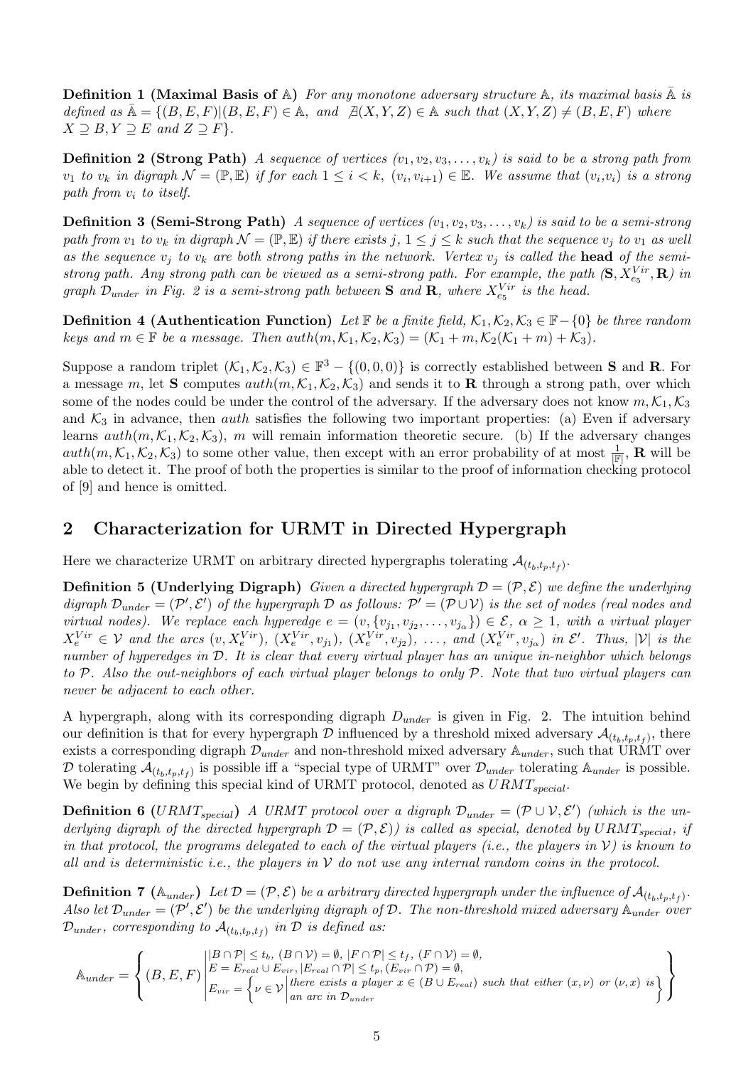**Definition 1 (Maximal Basis of $\mathbb{A}$)** *For any monotone adversary structure $\mathbb{A}$, its maximal basis $\bar{\mathbb{A}}$ is defined as $\bar{\mathbb{A}} = \{(B,E,F) | (B,E,F) \in \mathbb{A}$, and $\nexists (X,Y,Z) \in \mathbb{A}$ such that $(X,Y,Z) \neq (B,E,F)$ where $X \supseteq B, Y \supseteq E$ and $Z \supseteq F\}$.*

**Definition 2 (Strong Path)** *A sequence of vertices $(v_1, v_2, v_3, \ldots, v_k)$ is said to be a strong path from $v_1$ to $v_k$ in digraph $\mathcal{N} = (\mathbb{P}, \mathbb{E})$ if for each $1 \leq i < k$, $(v_i, v_{i+1}) \in \mathbb{E}$. We assume that $(v_i, v_i)$ is a strong path from $v_i$ to itself.*

**Definition 3 (Semi-Strong Path)** *A sequence of vertices $(v_1, v_2, v_3, \ldots, v_k)$ is said to be a semi-strong path from $v_1$ to $v_k$ in digraph $\mathcal{N} = (\mathbb{P}, \mathbb{E})$ if there exists $j$, $1 \leq j \leq k$ such that the sequence $v_j$ to $v_1$ as well as the sequence $v_j$ to $v_k$ are both strong paths in the network. Vertex $v_j$ is called the* **head** *of the semi-strong path. Any strong path can be viewed as a semi-strong path. For example, the path $(\mathbf{S}, X_{e_5}^{Vir}, \mathbf{R})$ in graph $\mathcal{D}_{under}$ in Fig. 2 is a semi-strong path between $\mathbf{S}$ and $\mathbf{R}$, where $X_{e_5}^{Vir}$ is the head.*

**Definition 4 (Authentication Function)** *Let $\mathbb{F}$ be a finite field, $\mathcal{K}_1, \mathcal{K}_2, \mathcal{K}_3 \in \mathbb{F} - \{0\}$ be three random keys and $m \in \mathbb{F}$ be a message. Then $auth(m, \mathcal{K}_1, \mathcal{K}_2, \mathcal{K}_3) = (\mathcal{K}_1 + m, \mathcal{K}_2(\mathcal{K}_1 + m) + \mathcal{K}_3)$.*

Suppose a random triplet $(\mathcal{K}_1, \mathcal{K}_2, \mathcal{K}_3) \in \mathbb{F}^3 - \{(0,0,0)\}$ is correctly established between $\mathbf{S}$ and $\mathbf{R}$. For a message $m$, let $\mathbf{S}$ computes $auth(m, \mathcal{K}_1, \mathcal{K}_2, \mathcal{K}_3)$ and sends it to $\mathbf{R}$ through a strong path, over which some of the nodes could be under the control of the adversary. If the adversary does not know $m, \mathcal{K}_1, \mathcal{K}_3$ and $\mathcal{K}_3$ in advance, then $auth$ satisfies the following two important properties: (a) Even if adversary learns $auth(m, \mathcal{K}_1, \mathcal{K}_2, \mathcal{K}_3)$, $m$ will remain information theoretic secure. (b) If the adversary changes $auth(m, \mathcal{K}_1, \mathcal{K}_2, \mathcal{K}_3)$ to some other value, then except with an error probability of at most $\frac{1}{|\mathbb{F}|}$, $\mathbf{R}$ will be able to detect it. The proof of both the properties is similar to the proof of information checking protocol of [9] and hence is omitted.

## 2 Characterization for URMT in Directed Hypergraph

Here we characterize URMT on arbitrary directed hypergraphs tolerating $\mathcal{A}_{(t_b,t_p,t_f)}$.

**Definition 5 (Underlying Digraph)** *Given a directed hypergraph $\mathcal{D} = (\mathcal{P}, \mathcal{E})$ we define the underlying digraph $\mathcal{D}_{under} = (\mathcal{P}', \mathcal{E}')$ of the hypergraph $\mathcal{D}$ as follows: $\mathcal{P}' = (\mathcal{P} \cup \mathcal{V})$ is the set of nodes (real nodes and virtual nodes). We replace each hyperedge $e = (v, \{v_{j1}, v_{j2}, \ldots, v_{j\alpha}\}) \in \mathcal{E}$, $\alpha \geq 1$, with a virtual player $X_e^{Vir} \in \mathcal{V}$ and the arcs $(v, X_e^{Vir})$, $(X_e^{Vir}, v_{j1})$, $(X_e^{Vir}, v_{j2})$, $\ldots$, and $(X_e^{Vir}, v_{j\alpha})$ in $\mathcal{E}'$. Thus, $|\mathcal{V}|$ is the number of hyperedges in $\mathcal{D}$. It is clear that every virtual player has an unique in-neighbor which belongs to $\mathcal{P}$. Also the out-neighbors of each virtual player belongs to only $\mathcal{P}$. Note that two virtual players can never be adjacent to each other.*

A hypergraph, along with its corresponding digraph $D_{under}$ is given in Fig. 2. The intuition behind our definition is that for every hypergraph $\mathcal{D}$ influenced by a threshold mixed adversary $\mathcal{A}_{(t_b,t_p,t_f)}$, there exists a corresponding digraph $\mathcal{D}_{under}$ and non-threshold mixed adversary $\mathbb{A}_{under}$, such that URMT over $\mathcal{D}$ tolerating $\mathcal{A}_{(t_b,t_p,t_f)}$ is possible iff a "special type of URMT" over $\mathcal{D}_{under}$ tolerating $\mathbb{A}_{under}$ is possible. We begin by defining this special kind of URMT protocol, denoted as $URMT_{special}$.

**Definition 6 ($URMT_{special}$)** *A URMT protocol over a digraph $\mathcal{D}_{under} = (\mathcal{P} \cup \mathcal{V}, \mathcal{E}')$ (which is the underlying digraph of the directed hypergraph $\mathcal{D} = (\mathcal{P}, \mathcal{E})$) is called as special, denoted by $URMT_{special}$, if in that protocol, the programs delegated to each of the virtual players (i.e., the players in $\mathcal{V}$) is known to all and is deterministic i.e., the players in $\mathcal{V}$ do not use any internal random coins in the protocol.*

**Definition 7 ($\mathbb{A}_{under}$)** *Let $\mathcal{D} = (\mathcal{P}, \mathcal{E})$ be a arbitrary directed hypergraph under the influence of $\mathcal{A}_{(t_b,t_p,t_f)}$. Also let $\mathcal{D}_{under} = (\mathcal{P}', \mathcal{E}')$ be the underlying digraph of $\mathcal{D}$. The non-threshold mixed adversary $\mathbb{A}_{under}$ over $\mathcal{D}_{under}$, corresponding to $\mathcal{A}_{(t_b,t_p,t_f)}$ in $\mathcal{D}$ is defined as:*

$$\mathbb{A}_{under} = \left\{ (B,E,F) \left| \begin{array}{l} |B \cap \mathcal{P}| \leq t_b,\ (B \cap \mathcal{V}) = \emptyset,\ |F \cap \mathcal{P}| \leq t_f,\ (F \cap \mathcal{V}) = \emptyset, \\ E = E_{real} \cup E_{vir}, |E_{real} \cap \mathcal{P}| \leq t_p, (E_{vir} \cap \mathcal{P}) = \emptyset, \\ E_{vir} = \left\{ \nu \in \mathcal{V} \left| \begin{array}{l} \text{there exists a player } x \in (B \cup E_{real}) \text{ such that either } (x,\nu) \text{ or } (\nu, x) \text{ is} \\ \text{an arc in } \mathcal{D}_{under} \end{array} \right. \right\} \end{array} \right. \right\}$$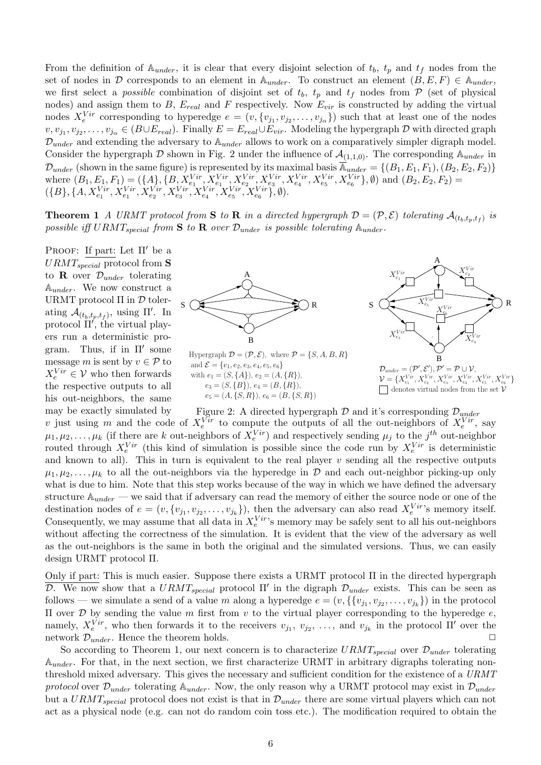From the definition of $\mathbb{A}_{under}$, it is clear that every disjoint selection of $t_b$, $t_p$ and $t_f$ nodes from the set of nodes in $\mathcal{D}$ corresponds to an element in $\mathbb{A}_{under}$. To construct an element $(B, E, F) \in \mathbb{A}_{under}$, we first select a *possible* combination of disjoint set of $t_b$, $t_p$ and $t_f$ nodes from $\mathcal{P}$ (set of physical nodes) and assign them to $B$, $E_{real}$ and $F$ respectively. Now $E_{vir}$ is constructed by adding the virtual nodes $X_e^{Vir}$ corresponding to hyperedge $e = (v, \{v_{j_1}, v_{j_2}, \ldots, v_{j_\alpha}\})$ such that at least one of the nodes $v, v_{j_1}, v_{j_2}, \ldots, v_{j_\alpha} \in (B \cup E_{real})$. Finally $E = E_{real} \cup E_{vir}$. Modeling the hypergraph $\mathcal{D}$ with directed graph $\mathcal{D}_{under}$ and extending the adversary to $\mathbb{A}_{under}$ allows to work on a comparatively simpler digraph model. Consider the hypergraph $\mathcal{D}$ shown in Fig. 2 under the influence of $\mathcal{A}_{(1,1,0)}$. The corresponding $\mathbb{A}_{under}$ in $\mathcal{D}_{under}$ (shown in the same figure) is represented by its maximal basis $\overline{\mathbb{A}}_{under} = \{(B_1, E_1, F_1), (B_2, E_2, F_2)\}$ where $(B_1, E_1, F_1) = (\{A\}, \{B, X_{e_1}^{Vir}, X_{e_1}^{Vir}, X_{e_2}^{Vir}, X_{e_3}^{Vir}, X_{e_4}^{Vir}, X_{e_5}^{Vir}, X_{e_6}^{Vir}\}, \emptyset)$ and $(B_2, E_2, F_2) = (\{B\}, \{A, X_{e_1}^{Vir}, X_{e_1}^{Vir}, X_{e_2}^{Vir}, X_{e_3}^{Vir}, X_{e_4}^{Vir}, X_{e_5}^{Vir}, X_{e_6}^{Vir}\}, \emptyset)$.

**Theorem 1** *A URMT protocol from* **S** *to* **R** *in a directed hypergraph* $\mathcal{D} = (\mathcal{P}, \mathcal{E})$ *tolerating* $\mathcal{A}_{(t_b,t_p,t_f)}$ *is possible iff* $URMT_{special}$ *from* **S** *to* **R** *over* $\mathcal{D}_{under}$ *is possible tolerating* $\mathbb{A}_{under}$.

Proof: If part: Let $\Pi'$ be a $URMT_{special}$ protocol from **S** to **R** over $\mathcal{D}_{under}$ tolerating $\mathbb{A}_{under}$. We now construct a URMT protocol $\Pi$ in $\mathcal{D}$ tolerating $\mathcal{A}_{(t_b,t_p,t_f)}$, using $\Pi'$. In protocol $\Pi'$, the virtual players run a deterministic program. Thus, if in $\Pi'$ some message $m$ is sent by $v \in \mathcal{P}$ to $X_e^{Vir} \in \mathcal{V}$ who then forwards the respective outputs to all his out-neighbors, the same may be exactly simulated by $v$ just using $m$ and the code of $X_e^{Vir}$ to compute the outputs of all the out-neighbors of $X_e^{Vir}$, say $\mu_1, \mu_2, \ldots, \mu_k$ (if there are $k$ out-neighbors of $X_e^{Vir}$) and respectively sending $\mu_j$ to the $j^{th}$ out-neighbor routed through $X_e^{Vir}$ (this kind of simulation is possible since the code run by $X_e^{Vir}$ is deterministic and known to all). This in turn is equivalent to the real player $v$ sending all the respective outputs $\mu_1, \mu_2, \ldots, \mu_k$ to all the out-neighbors via the hyperedge in $\mathcal{D}$ and each out-neighbor picking-up only what is due to him. Note that this step works because of the way in which we have defined the adversary structure $\mathbb{A}_{under}$ — we said that if adversary can read the memory of either the source node or one of the destination nodes of $e = (v, \{v_{j_1}, v_{j_2}, \ldots, v_{j_k}\})$, then the adversary can also read $X_e^{Vir}$'s memory itself. Consequently, we may assume that all data in $X_e^{Vir}$'s memory may be safely sent to all his out-neighbors without affecting the correctness of the simulation. It is evident that the view of the adversary as well as the out-neighbors is the same in both the original and the simulated versions. Thus, we can easily design URMT protocol $\Pi$.

Hypergraph $\mathcal{D} = (\mathcal{P}, \mathcal{E})$, where $\mathcal{P} = \{S, A, B, R\}$ and $\mathcal{E} = \{e_1, e_2, e_3, e_4, e_5, e_6\}$ with $e_1 = (S, \{A\})$, $e_2 = (A, \{R\})$, $e_3 = (S, \{B\})$, $e_4 = (B, \{R\})$, $e_5 = (A, \{S, R\})$, $e_6 = (B, \{S, R\})$

$\mathcal{D}_{under} = (\mathcal{P}', \mathcal{E}')$, $\mathcal{P}' = \mathcal{P} \cup \mathcal{V}$, $\mathcal{V} = \{X_{e_1}^{Vir}, X_{e_2}^{Vir}, X_{e_3}^{Vir}, X_{e_4}^{Vir}, X_{e_5}^{Vir}, X_{e_6}^{Vir}\}$ □ denotes virtual nodes from the set $\mathcal{V}$

Figure 2: A directed hypergraph $\mathcal{D}$ and it's corresponding $\mathcal{D}_{under}$

Only if part: This is much easier. Suppose there exists a URMT protocol $\Pi$ in the directed hypergraph $\mathcal{D}$. We now show that a $URMT_{special}$ protocol $\Pi'$ in the digraph $\mathcal{D}_{under}$ exists. This can be seen as follows — we simulate a send of a value $m$ along a hyperedge $e = (v, \{\{v_{j_1}, v_{j_2}, \ldots, v_{j_k}\})$ in the protocol $\Pi$ over $\mathcal{D}$ by sending the value $m$ first from $v$ to the virtual player corresponding to the hyperedge $e$, namely, $X_e^{Vir}$, who then forwards it to the receivers $v_{j_1}$, $v_{j_2}$, $\ldots$, and $v_{j_k}$ in the protocol $\Pi'$ over the network $\mathcal{D}_{under}$. Hence the theorem holds. □

So according to Theorem 1, our next concern is to characterize $URMT_{special}$ over $\mathcal{D}_{under}$ tolerating $\mathbb{A}_{under}$. For that, in the next section, we first characterize URMT in arbitrary digraphs tolerating non-threshold mixed adversary. This gives the necessary and sufficient condition for the existence of a *URMT protocol* over $\mathcal{D}_{under}$ tolerating $\mathbb{A}_{under}$. Now, the only reason why a URMT protocol may exist in $\mathcal{D}_{under}$ but a $URMT_{special}$ protocol does not exist is that in $\mathcal{D}_{under}$ there are some virtual players which can not act as a physical node (e.g. can not do random coin toss etc.). The modification required to obtain the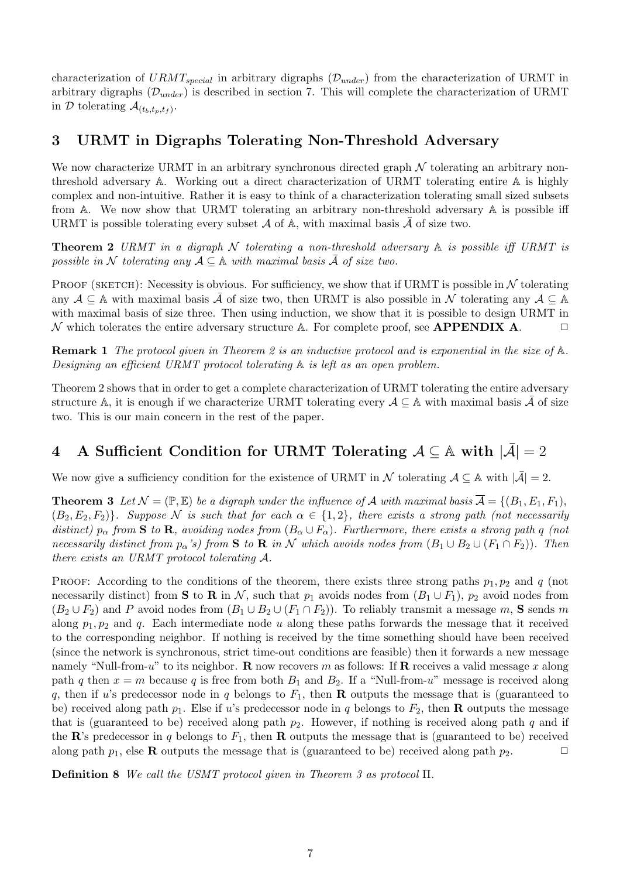characterization of $URMT_{special}$ in arbitrary digraphs ($\mathcal{D}_{under}$) from the characterization of URMT in arbitrary digraphs ($\mathcal{D}_{under}$) is described in section 7. This will complete the characterization of URMT in $\mathcal{D}$ tolerating $\mathcal{A}_{(t_b,t_p,t_f)}$.

## 3 URMT in Digraphs Tolerating Non-Threshold Adversary

We now characterize URMT in an arbitrary synchronous directed graph $\mathcal{N}$ tolerating an arbitrary non-threshold adversary $\mathbb{A}$. Working out a direct characterization of URMT tolerating entire $\mathbb{A}$ is highly complex and non-intuitive. Rather it is easy to think of a characterization tolerating small sized subsets from $\mathbb{A}$. We now show that URMT tolerating an arbitrary non-threshold adversary $\mathbb{A}$ is possible iff URMT is possible tolerating every subset $\mathcal{A}$ of $\mathbb{A}$, with maximal basis $\bar{\mathcal{A}}$ of size two.

**Theorem 2** *URMT in a digraph $\mathcal{N}$ tolerating a non-threshold adversary $\mathbb{A}$ is possible iff URMT is possible in $\mathcal{N}$ tolerating any $\mathcal{A} \subseteq \mathbb{A}$ with maximal basis $\bar{\mathcal{A}}$ of size two.*

Proof (sketch): Necessity is obvious. For sufficiency, we show that if URMT is possible in $\mathcal{N}$ tolerating any $\mathcal{A} \subseteq \mathbb{A}$ with maximal basis $\bar{\mathcal{A}}$ of size two, then URMT is also possible in $\mathcal{N}$ tolerating any $\mathcal{A} \subseteq \mathbb{A}$ with maximal basis of size three. Then using induction, we show that it is possible to design URMT in $\mathcal{N}$ which tolerates the entire adversary structure $\mathbb{A}$. For complete proof, see **APPENDIX A**. $\Box$

**Remark 1** *The protocol given in Theorem 2 is an inductive protocol and is exponential in the size of $\mathbb{A}$. Designing an efficient URMT protocol tolerating $\mathbb{A}$ is left as an open problem.*

Theorem 2 shows that in order to get a complete characterization of URMT tolerating the entire adversary structure $\mathbb{A}$, it is enough if we characterize URMT tolerating every $\mathcal{A} \subseteq \mathbb{A}$ with maximal basis $\bar{\mathcal{A}}$ of size two. This is our main concern in the rest of the paper.

## 4 A Sufficient Condition for URMT Tolerating $\mathcal{A} \subseteq \mathbb{A}$ with $|\bar{\mathcal{A}}| = 2$

We now give a sufficiency condition for the existence of URMT in $\mathcal{N}$ tolerating $\mathcal{A} \subseteq \mathbb{A}$ with $|\bar{\mathcal{A}}| = 2$.

**Theorem 3** *Let $\mathcal{N} = (\mathbb{P}, \mathbb{E})$ be a digraph under the influence of $\mathcal{A}$ with maximal basis $\overline{\mathcal{A}} = \{(B_1, E_1, F_1), (B_2, E_2, F_2)\}$. Suppose $\mathcal{N}$ is such that for each $\alpha \in \{1, 2\}$, there exists a strong path (not necessarily distinct) $p_\alpha$ from $\mathbf{S}$ to $\mathbf{R}$, avoiding nodes from $(B_\alpha \cup F_\alpha)$. Furthermore, there exists a strong path $q$ (not necessarily distinct from $p_\alpha$'s) from $\mathbf{S}$ to $\mathbf{R}$ in $\mathcal{N}$ which avoids nodes from $(B_1 \cup B_2 \cup (F_1 \cap F_2))$. Then there exists an URMT protocol tolerating $\mathcal{A}$.*

Proof: According to the conditions of the theorem, there exists three strong paths $p_1, p_2$ and $q$ (not necessarily distinct) from $\mathbf{S}$ to $\mathbf{R}$ in $\mathcal{N}$, such that $p_1$ avoids nodes from $(B_1 \cup F_1)$, $p_2$ avoid nodes from $(B_2 \cup F_2)$ and $P$ avoid nodes from $(B_1 \cup B_2 \cup (F_1 \cap F_2))$. To reliably transmit a message $m$, $\mathbf{S}$ sends $m$ along $p_1, p_2$ and $q$. Each intermediate node $u$ along these paths forwards the message that it received to the corresponding neighbor. If nothing is received by the time something should have been received (since the network is synchronous, strict time-out conditions are feasible) then it forwards a new message namely "Null-from-$u$" to its neighbor. $\mathbf{R}$ now recovers $m$ as follows: If $\mathbf{R}$ receives a valid message $x$ along path $q$ then $x = m$ because $q$ is free from both $B_1$ and $B_2$. If a "Null-from-$u$" message is received along $q$, then if $u$'s predecessor node in $q$ belongs to $F_1$, then $\mathbf{R}$ outputs the message that is (guaranteed to be) received along path $p_1$. Else if $u$'s predecessor node in $q$ belongs to $F_2$, then $\mathbf{R}$ outputs the message that is (guaranteed to be) received along path $p_2$. However, if nothing is received along path $q$ and if the $\mathbf{R}$'s predecessor in $q$ belongs to $F_1$, then $\mathbf{R}$ outputs the message that is (guaranteed to be) received along path $p_1$, else $\mathbf{R}$ outputs the message that is (guaranteed to be) received along path $p_2$. $\Box$

**Definition 8** *We call the USMT protocol given in Theorem 3 as protocol $\Pi$.*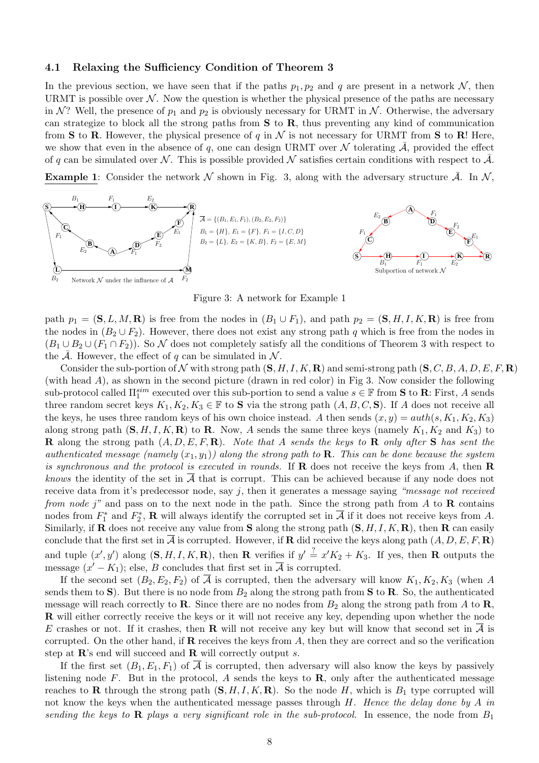### 4.1 Relaxing the Sufficiency Condition of Theorem 3

In the previous section, we have seen that if the paths $p_1, p_2$ and $q$ are present in a network $\mathcal{N}$, then URMT is possible over $\mathcal{N}$. Now the question is whether the physical presence of the paths are necessary in $\mathcal{N}$? Well, the presence of $p_1$ and $p_2$ is obviously necessary for URMT in $\mathcal{N}$. Otherwise, the adversary can strategize to block all the strong paths from **S** to **R**, thus preventing any kind of communication from **S** to **R**. However, the physical presence of $q$ in $\mathcal{N}$ is not necessary for URMT from **S** to **R**! Here, we show that even in the absence of $q$, one can design URMT over $\mathcal{N}$ tolerating $\bar{\mathcal{A}}$, provided the effect of $q$ can be simulated over $\mathcal{N}$. This is possible provided $\mathcal{N}$ satisfies certain conditions with respect to $\bar{\mathcal{A}}$.

**Example 1**: Consider the network $\mathcal{N}$ shown in Fig. 3, along with the adversary structure $\bar{\mathcal{A}}$. In $\mathcal{N}$,

$\overline{\mathcal{A}} = \{(B_1, E_1, F_1), (B_2, E_2, F_2)\}$
$B_1 = \{H\}$, $E_1 = \{F\}$, $F_1 = \{I, C, D\}$
$B_2 = \{L\}$, $E_2 = \{K, B\}$, $F_2 = \{E, M\}$

Network $\mathcal{N}$ under the influence of $\mathcal{A}$ — Subportion of network $\mathcal{N}$

Figure 3: A network for Example 1

path $p_1 = (\mathbf{S}, L, M, \mathbf{R})$ is free from the nodes in $(B_1 \cup F_1)$, and path $p_2 = (\mathbf{S}, H, I, K, \mathbf{R})$ is free from the nodes in $(B_2 \cup F_2)$. However, there does not exist any strong path $q$ which is free from the nodes in $(B_1 \cup B_2 \cup (F_1 \cap F_2))$. So $\mathcal{N}$ does not completely satisfy all the conditions of Theorem 3 with respect to the $\bar{\mathcal{A}}$. However, the effect of $q$ can be simulated in $\mathcal{N}$.

Consider the sub-portion of $\mathcal{N}$ with strong path $(\mathbf{S}, H, I, K, \mathbf{R})$ and semi-strong path $(\mathbf{S}, C, B, A, D, E, F, \mathbf{R})$ (with head $A$), as shown in the second picture (drawn in red color) in Fig 3. Now consider the following sub-protocol called $\Pi_1^{sim}$ executed over this sub-portion to send a value $s \in \mathbb{F}$ from **S** to **R**: First, $A$ sends three random secret keys $K_1, K_2, K_3 \in \mathbb{F}$ to **S** via the strong path $(A, B, C, \mathbf{S})$. If $A$ does not receive all the keys, he uses three random keys of his own choice instead. $A$ then sends $(x, y) = auth(s, K_1, K_2, K_3)$ along strong path $(\mathbf{S}, H, I, K, \mathbf{R})$ to **R**. Now, $A$ sends the same three keys (namely $K_1, K_2$ and $K_3$) to **R** along the strong path $(A, D, E, F, \mathbf{R})$. *Note that $A$ sends the keys to* **R** *only after* **S** *has sent the authenticated message (namely $(x_1, y_1)$) along the strong path to* **R**. *This can be done because the system is synchronous and the protocol is executed in rounds.* If **R** does not receive the keys from $A$, then **R** *knows* the identity of the set in $\overline{\mathcal{A}}$ that is corrupt. This can be achieved because if any node does not receive data from it's predecessor node, say $j$, then it generates a message saying *"message not received from node j"* and pass on to the next node in the path. Since the strong path from $A$ to **R** contains nodes from $F_1^*$ and $F_2^*$, **R** will always identify the corrupted set in $\overline{\mathcal{A}}$ if it does not receive keys from $A$. Similarly, if **R** does not receive any value from **S** along the strong path $(\mathbf{S}, H, I, K, \mathbf{R})$, then **R** can easily conclude that the first set in $\overline{\mathcal{A}}$ is corrupted. However, if **R** did receive the keys along path $(A, D, E, F, \mathbf{R})$ and tuple $(x', y')$ along $(\mathbf{S}, H, I, K, \mathbf{R})$, then **R** verifies if $y' \stackrel{?}{=} x'K_2 + K_3$. If yes, then **R** outputs the message $(x' - K_1)$; else, $B$ concludes that first set in $\overline{\mathcal{A}}$ is corrupted.

If the second set $(B_2, E_2, F_2)$ of $\overline{\mathcal{A}}$ is corrupted, then the adversary will know $K_1, K_2, K_3$ (when $A$ sends them to **S**). But there is no node from $B_2$ along the strong path from **S** to **R**. So, the authenticated message will reach correctly to **R**. Since there are no nodes from $B_2$ along the strong path from $A$ to **R**, **R** will either correctly receive the keys or it will not receive any key, depending upon whether the node $E$ crashes or not. If it crashes, then **R** will not receive any key but will know that second set in $\overline{\mathcal{A}}$ is corrupted. On the other hand, if **R** receives the keys from $A$, then they are correct and so the verification step at **R**'s end will succeed and **R** will correctly output $s$.

If the first set $(B_1, E_1, F_1)$ of $\overline{\mathcal{A}}$ is corrupted, then adversary will also know the keys by passively listening node $F$. But in the protocol, $A$ sends the keys to **R**, only after the authenticated message reaches to **R** through the strong path $(\mathbf{S}, H, I, K, \mathbf{R})$. So the node $H$, which is $B_1$ type corrupted will not know the keys when the authenticated message passes through $H$. *Hence the delay done by $A$ in sending the keys to* **R** *plays a very significant role in the sub-protocol.* In essence, the node from $B_1$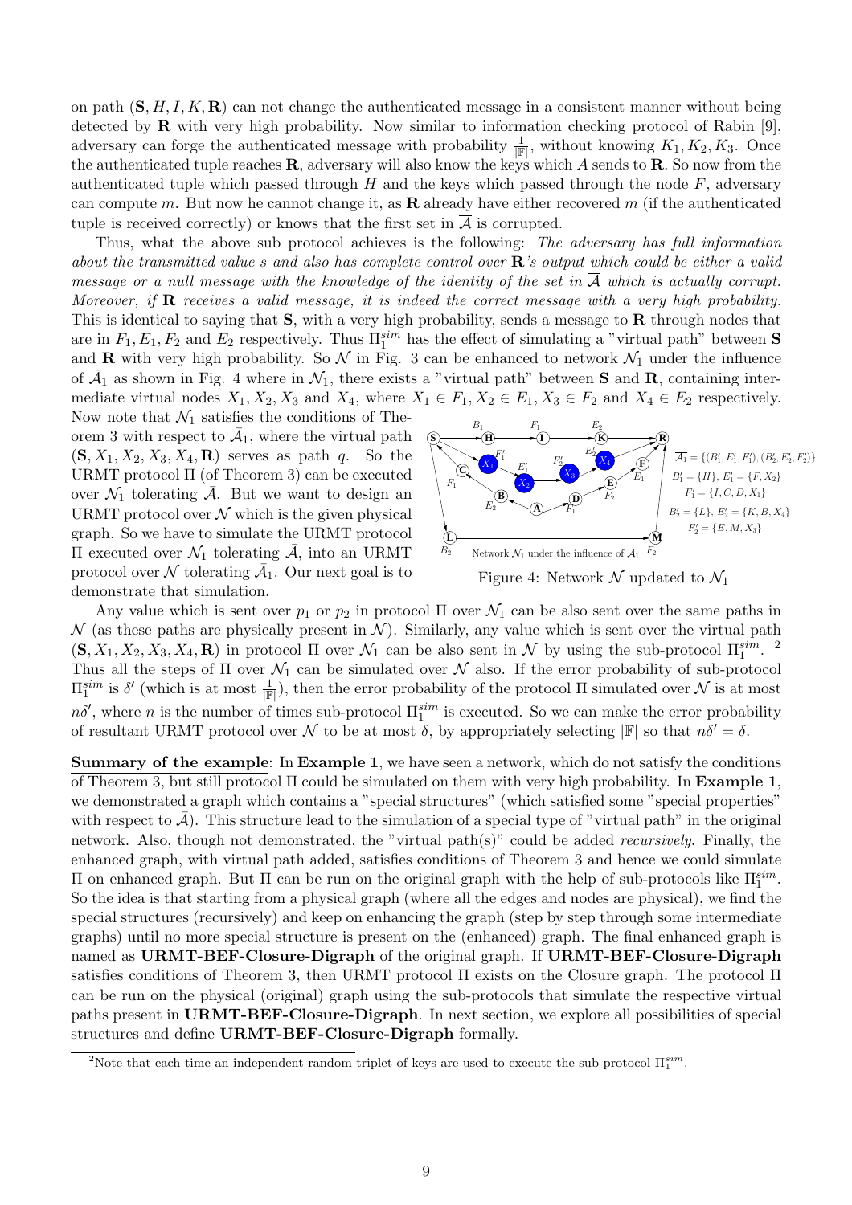on path $(\mathbf{S}, H, I, K, \mathbf{R})$ can not change the authenticated message in a consistent manner without being detected by $\mathbf{R}$ with very high probability. Now similar to information checking protocol of Rabin [9], adversary can forge the authenticated message with probability $\frac{1}{|\mathbb{F}|}$, without knowing $K_1, K_2, K_3$. Once the authenticated tuple reaches $\mathbf{R}$, adversary will also know the keys which $A$ sends to $\mathbf{R}$. So now from the authenticated tuple which passed through $H$ and the keys which passed through the node $F$, adversary can compute $m$. But now he cannot change it, as $\mathbf{R}$ already have either recovered $m$ (if the authenticated tuple is received correctly) or knows that the first set in $\overline{\mathcal{A}}$ is corrupted.

Thus, what the above sub protocol achieves is the following: *The adversary has full information about the transmitted value s and also has complete control over* $\mathbf{R}$*'s output which could be either a valid message or a null message with the knowledge of the identity of the set in* $\overline{\mathcal{A}}$ *which is actually corrupt. Moreover, if* $\mathbf{R}$ *receives a valid message, it is indeed the correct message with a very high probability.* This is identical to saying that $\mathbf{S}$, with a very high probability, sends a message to $\mathbf{R}$ through nodes that are in $F_1, E_1, F_2$ and $E_2$ respectively. Thus $\Pi_1^{sim}$ has the effect of simulating a "virtual path" between $\mathbf{S}$ and $\mathbf{R}$ with very high probability. So $\mathcal{N}$ in Fig. 3 can be enhanced to network $\mathcal{N}_1$ under the influence of $\bar{\mathcal{A}}_1$ as shown in Fig. 4 where in $\mathcal{N}_1$, there exists a "virtual path" between $\mathbf{S}$ and $\mathbf{R}$, containing intermediate virtual nodes $X_1, X_2, X_3$ and $X_4$, where $X_1 \in F_1, X_2 \in E_1, X_3 \in F_2$ and $X_4 \in E_2$ respectively.

Now note that $\mathcal{N}_1$ satisfies the conditions of Theorem 3 with respect to $\bar{\mathcal{A}}_1$, where the virtual path $(\mathbf{S}, X_1, X_2, X_3, X_4, \mathbf{R})$ serves as path $q$. So the URMT protocol $\Pi$ (of Theorem 3) can be executed over $\mathcal{N}_1$ tolerating $\bar{\mathcal{A}}$. But we want to design an URMT protocol over $\mathcal{N}$ which is the given physical graph. So we have to simulate the URMT protocol $\Pi$ executed over $\mathcal{N}_1$ tolerating $\bar{\mathcal{A}}$, into an URMT protocol over $\mathcal{N}$ tolerating $\bar{\mathcal{A}}_1$. Our next goal is to demonstrate that simulation.

$\overline{\mathcal{A}_1} = \{(B_1', E_1', F_1'), (B_2', E_2', F_2')\}$
$B_1' = \{H\}$, $E_1' = \{F, X_2\}$
$F_1' = \{I, C, D, X_1\}$
$B_2' = \{L\}$, $E_2' = \{K, B, X_4\}$
$F_2' = \{E, M, X_3\}$

Network $\mathcal{N}_1$ under the influence of $\mathcal{A}_1$

Figure 4: Network $\mathcal{N}$ updated to $\mathcal{N}_1$

Any value which is sent over $p_1$ or $p_2$ in protocol $\Pi$ over $\mathcal{N}_1$ can be also sent over the same paths in $\mathcal{N}$ (as these paths are physically present in $\mathcal{N}$). Similarly, any value which is sent over the virtual path $(\mathbf{S}, X_1, X_2, X_3, X_4, \mathbf{R})$ in protocol $\Pi$ over $\mathcal{N}_1$ can be also sent in $\mathcal{N}$ by using the sub-protocol $\Pi_1^{sim}$. [2] Thus all the steps of $\Pi$ over $\mathcal{N}_1$ can be simulated over $\mathcal{N}$ also. If the error probability of sub-protocol $\Pi_1^{sim}$ is $\delta'$ (which is at most $\frac{1}{|\mathbb{F}|}$), then the error probability of the protocol $\Pi$ simulated over $\mathcal{N}$ is at most $n\delta'$, where $n$ is the number of times sub-protocol $\Pi_1^{sim}$ is executed. So we can make the error probability of resultant URMT protocol over $\mathcal{N}$ to be at most $\delta$, by appropriately selecting $|\mathbb{F}|$ so that $n\delta' = \delta$.

**Summary of the example**: In **Example 1**, we have seen a network, which do not satisfy the conditions of Theorem 3, but still protocol $\Pi$ could be simulated on them with very high probability. In **Example 1**, we demonstrated a graph which contains a "special structures" (which satisfied some "special properties" with respect to $\bar{\mathcal{A}}$). This structure lead to the simulation of a special type of "virtual path" in the original network. Also, though not demonstrated, the "virtual path(s)" could be added *recursively*. Finally, the enhanced graph, with virtual path added, satisfies conditions of Theorem 3 and hence we could simulate $\Pi$ on enhanced graph. But $\Pi$ can be run on the original graph with the help of sub-protocols like $\Pi_1^{sim}$. So the idea is that starting from a physical graph (where all the edges and nodes are physical), we find the special structures (recursively) and keep on enhancing the graph (step by step through some intermediate graphs) until no more special structure is present on the (enhanced) graph. The final enhanced graph is named as **URMT-BEF-Closure-Digraph** of the original graph. If **URMT-BEF-Closure-Digraph** satisfies conditions of Theorem 3, then URMT protocol $\Pi$ exists on the Closure graph. The protocol $\Pi$ can be run on the physical (original) graph using the sub-protocols that simulate the respective virtual paths present in **URMT-BEF-Closure-Digraph**. In next section, we explore all possibilities of special structures and define **URMT-BEF-Closure-Digraph** formally.

[2] Note that each time an independent random triplet of keys are used to execute the sub-protocol $\Pi_1^{sim}$.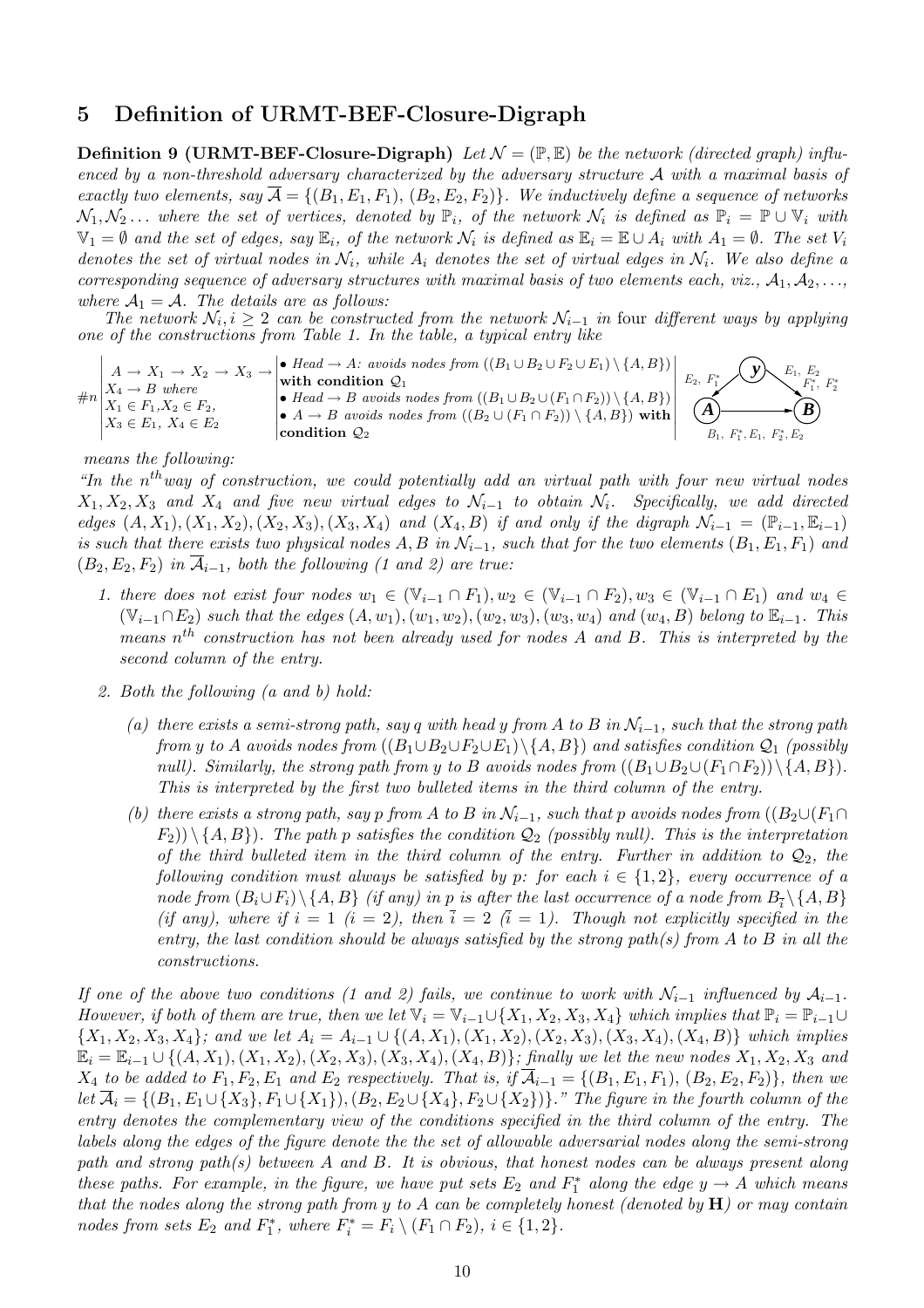## 5 Definition of URMT-BEF-Closure-Digraph

**Definition 9 (URMT-BEF-Closure-Digraph)** *Let $\mathcal{N} = (\mathbb{P}, \mathbb{E})$ be the network (directed graph) influenced by a non-threshold adversary characterized by the adversary structure $\mathcal{A}$ with a maximal basis of exactly two elements, say $\overline{\mathcal{A}} = \{(B_1, E_1, F_1),\ (B_2, E_2, F_2)\}$. We inductively define a sequence of networks $\mathcal{N}_1, \mathcal{N}_2 \ldots$ where the set of vertices, denoted by $\mathbb{P}_i$, of the network $\mathcal{N}_i$ is defined as $\mathbb{P}_i = \mathbb{P} \cup \mathbb{V}_i$ with $\mathbb{V}_1 = \emptyset$ and the set of edges, say $\mathbb{E}_i$, of the network $\mathcal{N}_i$ is defined as $\mathbb{E}_i = \mathbb{E} \cup A_i$ with $A_1 = \emptyset$. The set $V_i$ denotes the set of virtual nodes in $\mathcal{N}_i$, while $A_i$ denotes the set of virtual edges in $\mathcal{N}_i$. We also define a corresponding sequence of adversary structures with maximal basis of two elements each, viz., $\mathcal{A}_1, \mathcal{A}_2, \ldots$, where $\mathcal{A}_1 = \mathcal{A}$. The details are as follows:*

*The network $\mathcal{N}_i, i \geq 2$ can be constructed from the network $\mathcal{N}_{i-1}$ in* four *different ways by applying one of the constructions from Table 1. In the table, a typical entry like*

| | | | |
|---|---|---|---|
| $\#n$ | $A \to X_1 \to X_2 \to X_3 \to X_4 \to B$ where $X_1 \in F_1, X_2 \in F_2$, $X_3 \in E_1,\ X_4 \in E_2$ | • *Head* $\to A$: *avoids nodes from* $((B_1 \cup B_2 \cup F_2 \cup E_1) \setminus \{A, B\})$ **with condition** $\mathcal{Q}_1$ <br> • *Head* $\to B$ *avoids nodes from* $((B_1 \cup B_2 \cup (F_1 \cap F_2)) \setminus \{A, B\})$ <br> • $A \to B$ *avoids nodes from* $((B_2 \cup (F_1 \cap F_2)) \setminus \{A, B\})$ **with condition** $\mathcal{Q}_2$ | (figure: $y \to A$ labeled $E_2,\ F_1^*$; $y \to B$ labeled $E_1,\ E_2,\ F_1^*,\ F_2^*$; $A \to B$ labeled $B_1,\ F_1^*, E_1,\ F_2^*, E_2$) |

*means the following:*

*"In the $n^{th}$ way of construction, we could potentially add an virtual path with four new virtual nodes $X_1, X_2, X_3$ and $X_4$ and five new virtual edges to $\mathcal{N}_{i-1}$ to obtain $\mathcal{N}_i$. Specifically, we add directed edges $(A, X_1), (X_1, X_2), (X_2, X_3), (X_3, X_4)$ and $(X_4, B)$ if and only if the digraph $\mathcal{N}_{i-1} = (\mathbb{P}_{i-1}, \mathbb{E}_{i-1})$ is such that there exists two physical nodes $A, B$ in $\mathcal{N}_{i-1}$, such that for the two elements $(B_1, E_1, F_1)$ and $(B_2, E_2, F_2)$ in $\overline{\mathcal{A}}_{i-1}$, both the following (1 and 2) are true:*

1. *there does not exist four nodes $w_1 \in (\mathbb{V}_{i-1} \cap F_1), w_2 \in (\mathbb{V}_{i-1} \cap F_2), w_3 \in (\mathbb{V}_{i-1} \cap E_1)$ and $w_4 \in (\mathbb{V}_{i-1} \cap E_2)$ such that the edges $(A, w_1), (w_1, w_2), (w_2, w_3), (w_3, w_4)$ and $(w_4, B)$ belong to $\mathbb{E}_{i-1}$. This means $n^{th}$ construction has not been already used for nodes $A$ and $B$. This is interpreted by the second column of the entry.*

2. *Both the following (a and b) hold:*

   (a) *there exists a semi-strong path, say $q$ with head $y$ from $A$ to $B$ in $\mathcal{N}_{i-1}$, such that the strong path from $y$ to $A$ avoids nodes from $((B_1 \cup B_2 \cup F_2 \cup E_1) \setminus \{A, B\})$ and satisfies condition $\mathcal{Q}_1$ (possibly null). Similarly, the strong path from $y$ to $B$ avoids nodes from $((B_1 \cup B_2 \cup (F_1 \cap F_2)) \setminus \{A, B\})$. This is interpreted by the first two bulleted items in the third column of the entry.*

   (b) *there exists a strong path, say $p$ from $A$ to $B$ in $\mathcal{N}_{i-1}$, such that $p$ avoids nodes from $((B_2 \cup (F_1 \cap F_2)) \setminus \{A, B\})$. The path $p$ satisfies the condition $\mathcal{Q}_2$ (possibly null). This is the interpretation of the third bulleted item in the third column of the entry. Further in addition to $\mathcal{Q}_2$, the following condition must always be satisfied by $p$: for each $i \in \{1, 2\}$, every occurrence of a node from $(B_i \cup F_i) \setminus \{A, B\}$ (if any) in $p$ is after the last occurrence of a node from $B_{\overline{i}} \setminus \{A, B\}$ (if any), where if $i = 1$ ($i = 2$), then $\overline{i} = 2$ ($\overline{i} = 1$). Though not explicitly specified in the entry, the last condition should be always satisfied by the strong path(s) from $A$ to $B$ in all the constructions.*

*If one of the above two conditions (1 and 2) fails, we continue to work with $\mathcal{N}_{i-1}$ influenced by $\mathcal{A}_{i-1}$. However, if both of them are true, then we let $\mathbb{V}_i = \mathbb{V}_{i-1} \cup \{X_1, X_2, X_3, X_4\}$ which implies that $\mathbb{P}_i = \mathbb{P}_{i-1} \cup \{X_1, X_2, X_3, X_4\}$; and we let $A_i = A_{i-1} \cup \{(A, X_1), (X_1, X_2), (X_2, X_3), (X_3, X_4), (X_4, B)\}$ which implies $\mathbb{E}_i = \mathbb{E}_{i-1} \cup \{(A, X_1), (X_1, X_2), (X_2, X_3), (X_3, X_4), (X_4, B)\}$; finally we let the new nodes $X_1, X_2, X_3$ and $X_4$ to be added to $F_1, F_2, E_1$ and $E_2$ respectively. That is, if $\overline{\mathcal{A}}_{i-1} = \{(B_1, E_1, F_1),\ (B_2, E_2, F_2)\}$, then we let $\overline{\mathcal{A}}_i = \{(B_1, E_1 \cup \{X_3\}, F_1 \cup \{X_1\}), (B_2, E_2 \cup \{X_4\}, F_2 \cup \{X_2\})\}$." The figure in the fourth column of the entry denotes the complementary view of the conditions specified in the third column of the entry. The labels along the edges of the figure denote the the set of allowable adversarial nodes along the semi-strong path and strong path(s) between $A$ and $B$. It is obvious, that honest nodes can be always present along these paths. For example, in the figure, we have put sets $E_2$ and $F_1^*$ along the edge $y \to A$ which means that the nodes along the strong path from $y$ to $A$ can be completely honest (denoted by **H**) or may contain nodes from sets $E_2$ and $F_1^*$, where $F_i^* = F_i \setminus (F_1 \cap F_2),\ i \in \{1, 2\}$.*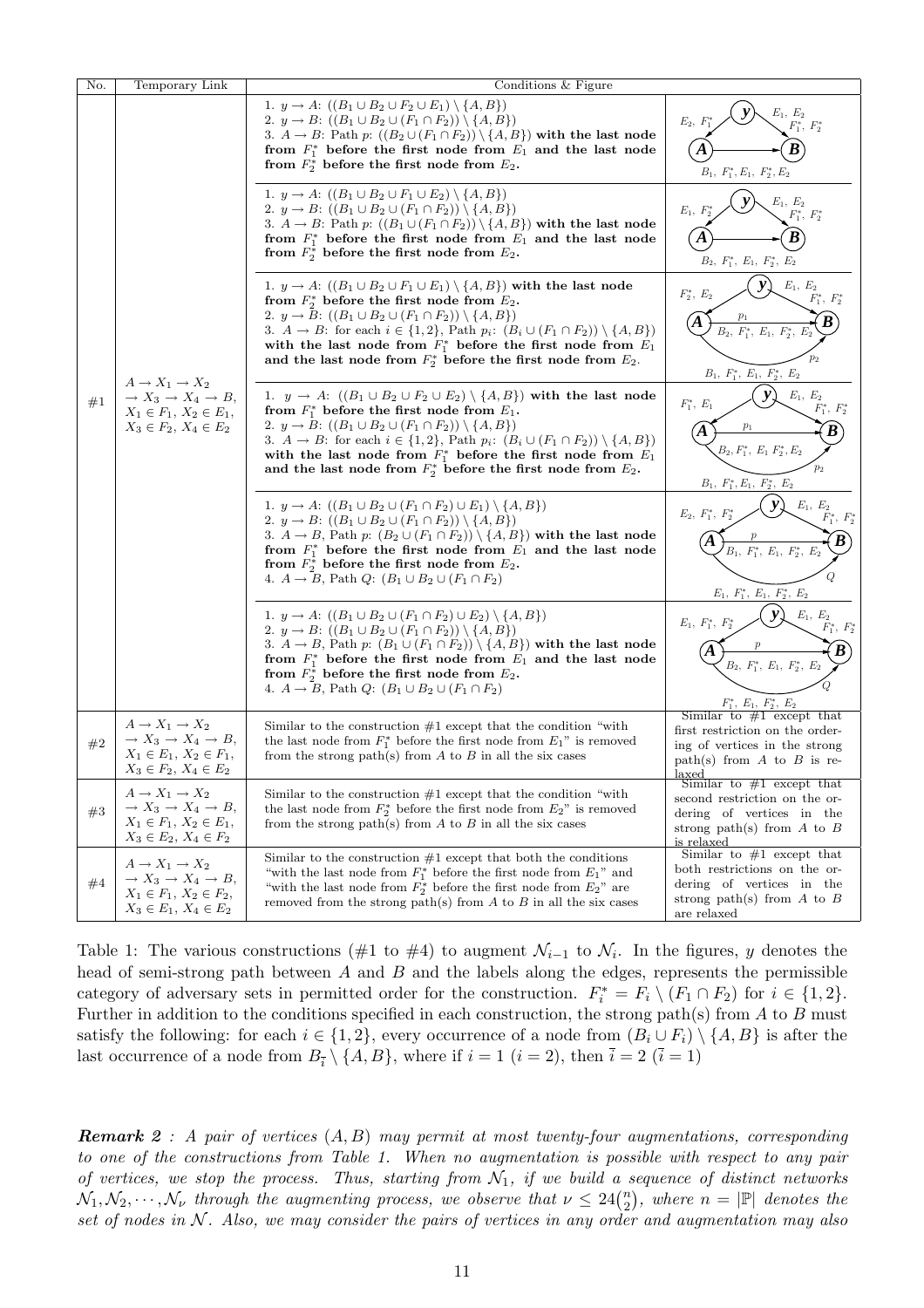| No. | Temporary Link | Conditions & Figure | |
|---|---|---|---|
| #1 | $A \to X_1 \to X_2 \to X_3 \to X_4 \to B$, $X_1 \in F_1$, $X_2 \in E_1$, $X_3 \in F_2$, $X_4 \in E_2$ | 1. $y \to A$: $((B_1 \cup B_2 \cup F_2 \cup E_1) \setminus \{A, B\})$ 2. $y \to B$: $((B_1 \cup B_2 \cup (F_1 \cap F_2)) \setminus \{A, B\})$ 3. $A \to B$: Path $p$: $((B_2 \cup (F_1 \cap F_2)) \setminus \{A, B\})$ **with the last node from $F_1^*$ before the first node from $E_1$ and the last node from $F_2^*$ before the first node from $E_2$.** | $E_2, F_1^*$; $E_1, E_2, F_1^*, F_2^*$; $B_1, F_1^*, E_1, F_2^*, E_2$ |
| | | 1. $y \to A$: $((B_1 \cup B_2 \cup F_1 \cup E_2) \setminus \{A, B\})$ 2. $y \to B$: $((B_1 \cup B_2 \cup (F_1 \cap F_2)) \setminus \{A, B\})$ 3. $A \to B$: Path $p$: $((B_1 \cup (F_1 \cap F_2)) \setminus \{A, B\})$ **with the last node from $F_1^*$ before the first node from $E_1$ and the last node from $F_2^*$ before the first node from $E_2$.** | $E_1, F_2^*$; $E_1, E_2, F_1^*, F_2^*$; $B_2, F_1^*, E_1, F_2^*, E_2$ |
| | | 1. $y \to A$: $((B_1 \cup B_2 \cup F_1 \cup E_1) \setminus \{A, B\})$ **with the last node from $F_2^*$ before the first node from $E_2$.** 2. $y \to B$: $((B_1 \cup B_2 \cup (F_1 \cap F_2)) \setminus \{A, B\})$ 3. $A \to B$: for each $i \in \{1, 2\}$, Path $p_i$: $(B_i \cup (F_1 \cap F_2)) \setminus \{A, B\})$ **with the last node from $F_1^*$ before the first node from $E_1$ and the last node from $F_2^*$ before the first node from $E_2$.** | $F_2^*, E_2$; $E_1, E_2, F_1^*, F_2^*$; $p_1$: $B_2, F_1^*, E_1, F_2^*, E_2$; $p_2$: $B_1, F_1^*, E_1, F_2^*, E_2$ |
| | | 1. $y \to A$: $((B_1 \cup B_2 \cup F_2 \cup E_2) \setminus \{A, B\})$ **with the last node from $F_1^*$ before the first node from $E_1$.** 2. $y \to B$: $((B_1 \cup B_2 \cup (F_1 \cap F_2)) \setminus \{A, B\})$ 3. $A \to B$: for each $i \in \{1, 2\}$, Path $p_i$: $(B_i \cup (F_1 \cap F_2)) \setminus \{A, B\})$ **with the last node from $F_1^*$ before the first node from $E_1$ and the last node from $F_2^*$ before the first node from $E_2$.** | $F_1^*, E_1$; $E_1, E_2, F_1^*, F_2^*$; $p_1$: $B_2, F_1^*, E_1, F_2^*, E_2$; $p_2$: $B_1, F_1^*, E_1, F_2^*, E_2$ |
| | | 1. $y \to A$: $((B_1 \cup B_2 \cup (F_1 \cap F_2) \cup E_1) \setminus \{A, B\})$ 2. $y \to B$: $((B_1 \cup B_2 \cup (F_1 \cap F_2)) \setminus \{A, B\})$ 3. $A \to B$, Path $p$: $(B_2 \cup (F_1 \cap F_2)) \setminus \{A, B\})$ **with the last node from $F_1^*$ before the first node from $E_1$ and the last node from $F_2^*$ before the first node from $E_2$.** 4. $A \to B$, Path $Q$: $(B_1 \cup B_2 \cup (F_1 \cap F_2)$ | $E_2, F_1^*, F_2^*$; $E_1, E_2, F_1^*, F_2^*$; $p$: $B_1, F_1^*, E_1, F_2^*, E_2$; $Q$: $E_1, F_1^*, E_1, F_2^*, E_2$ |
| | | 1. $y \to A$: $((B_1 \cup B_2 \cup (F_1 \cap F_2) \cup E_2) \setminus \{A, B\})$ 2. $y \to B$: $((B_1 \cup B_2 \cup (F_1 \cap F_2)) \setminus \{A, B\})$ 3. $A \to B$, Path $p$: $(B_1 \cup (F_1 \cap F_2)) \setminus \{A, B\})$ **with the last node from $F_1^*$ before the first node from $E_1$ and the last node from $F_2^*$ before the first node from $E_2$.** 4. $A \to B$, Path $Q$: $(B_1 \cup B_2 \cup (F_1 \cap F_2)$ | $E_1, F_1^*, F_2^*$; $E_1, E_2, F_1^*, F_2^*$; $p$: $B_2, F_1^*, E_1, F_2^*, E_2$; $Q$: $F_1^*, E_1, F_2^*, E_2$ |
| #2 | $A \to X_1 \to X_2 \to X_3 \to X_4 \to B$, $X_1 \in E_1$, $X_2 \in F_1$, $X_3 \in F_2$, $X_4 \in E_2$ | Similar to the construction #1 except that the condition "with the last node from $F_1^*$ before the first node from $E_1$" is removed from the strong path(s) from $A$ to $B$ in all the six cases | Similar to #1 except that first restriction on the ordering of vertices in the strong path(s) from $A$ to $B$ is relaxed |
| #3 | $A \to X_1 \to X_2 \to X_3 \to X_4 \to B$, $X_1 \in F_1$, $X_2 \in E_1$, $X_3 \in E_2$, $X_4 \in F_2$ | Similar to the construction #1 except that the condition "with the last node from $F_2^*$ before the first node from $E_2$" is removed from the strong path(s) from $A$ to $B$ in all the six cases | Similar to #1 except that second restriction on the ordering of vertices in the strong path(s) from $A$ to $B$ is relaxed |
| #4 | $A \to X_1 \to X_2 \to X_3 \to X_4 \to B$, $X_1 \in F_1$, $X_2 \in F_2$, $X_3 \in E_1$, $X_4 \in E_2$ | Similar to the construction #1 except that both the conditions "with the last node from $F_1^*$ before the first node from $E_1$" and "with the last node from $F_2^*$ before the first node from $E_2$" are removed from the strong path(s) from $A$ to $B$ in all the six cases | Similar to #1 except that both restrictions on the ordering of vertices in the strong path(s) from $A$ to $B$ are relaxed |

Table 1: The various constructions (#1 to #4) to augment $\mathcal{N}_{i-1}$ to $\mathcal{N}_i$. In the figures, $y$ denotes the head of semi-strong path between $A$ and $B$ and the labels along the edges, represents the permissible category of adversary sets in permitted order for the construction. $F_i^* = F_i \setminus (F_1 \cap F_2)$ for $i \in \{1, 2\}$. Further in addition to the conditions specified in each construction, the strong path(s) from $A$ to $B$ must satisfy the following: for each $i \in \{1, 2\}$, every occurrence of a node from $(B_i \cup F_i) \setminus \{A, B\}$ is after the last occurrence of a node from $B_{\bar{i}} \setminus \{A, B\}$, where if $i = 1$ ($i = 2$), then $\bar{i} = 2$ ($\bar{i} = 1$)

***Remark 2*** *: A pair of vertices $(A, B)$ may permit at most twenty-four augmentations, corresponding to one of the constructions from Table 1. When no augmentation is possible with respect to any pair of vertices, we stop the process. Thus, starting from $\mathcal{N}_1$, if we build a sequence of distinct networks $\mathcal{N}_1, \mathcal{N}_2, \cdots, \mathcal{N}_\nu$ through the augmenting process, we observe that $\nu \leq 24\binom{n}{2}$, where $n = |\mathbb{P}|$ denotes the set of nodes in $\mathcal{N}$. Also, we may consider the pairs of vertices in any order and augmentation may also*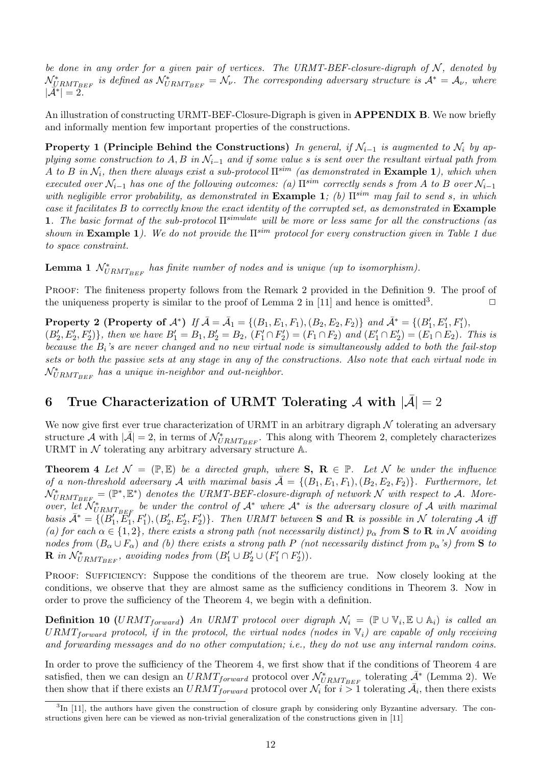*be done in any order for a given pair of vertices. The URMT-BEF-closure-digraph of $\mathcal{N}$, denoted by $\mathcal{N}^*_{URMT_{BEF}}$ is defined as $\mathcal{N}^*_{URMT_{BEF}} = \mathcal{N}_\nu$. The corresponding adversary structure is $\mathcal{A}^* = \mathcal{A}_\nu$, where $|\bar{\mathcal{A}}^*| = 2$.*

An illustration of constructing URMT-BEF-Closure-Digraph is given in **APPENDIX B**. We now briefly and informally mention few important properties of the constructions.

**Property 1 (Principle Behind the Constructions)** *In general, if $\mathcal{N}_{i-1}$ is augmented to $\mathcal{N}_i$ by applying some construction to $A, B$ in $\mathcal{N}_{i-1}$ and if some value $s$ is sent over the resultant virtual path from $A$ to $B$ in $\mathcal{N}_i$, then there always exist a sub-protocol $\Pi^{sim}$ (as demonstrated in* **Example 1***), which when executed over $\mathcal{N}_{i-1}$ has one of the following outcomes: (a) $\Pi^{sim}$ correctly sends $s$ from $A$ to $B$ over $\mathcal{N}_{i-1}$ with negligible error probability, as demonstrated in* **Example 1***; (b) $\Pi^{sim}$ may fail to send $s$, in which case it facilitates $B$ to correctly know the exact identity of the corrupted set, as demonstrated in* **Example 1***. The basic format of the sub-protocol $\Pi^{simulate}$ will be more or less same for all the constructions (as shown in* **Example 1***). We do not provide the $\Pi^{sim}$ protocol for every construction given in Table 1 due to space constraint.*

**Lemma 1** *$\mathcal{N}^*_{URMT_{BEF}}$ has finite number of nodes and is unique (up to isomorphism).*

Proof: The finiteness property follows from the Remark 2 provided in the Definition 9. The proof of the uniqueness property is similar to the proof of Lemma 2 in [11] and hence is omitted[3]. $\Box$

**Property 2 (Property of $\mathcal{A}^*$)** *If $\bar{\mathcal{A}} = \bar{\mathcal{A}}_1 = \{(B_1, E_1, F_1), (B_2, E_2, F_2)\}$ and $\bar{\mathcal{A}}^* = \{(B'_1, E'_1, F'_1), (B'_2, E'_2, F'_2)\}$, then we have $B'_1 = B_1, B'_2 = B_2$, $(F'_1 \cap F'_2) = (F_1 \cap F_2)$ and $(E'_1 \cap E'_2) = (E_1 \cap E_2)$. This is because the $B_i$'s are never changed and no new virtual node is simultaneously added to both the fail-stop sets or both the passive sets at any stage in any of the constructions. Also note that each virtual node in $\mathcal{N}^*_{URMT_{BEF}}$ has a unique in-neighbor and out-neighbor.*

# 6 True Characterization of URMT Tolerating $\mathcal{A}$ with $|\bar{\mathcal{A}}| = 2$

We now give first ever true characterization of URMT in an arbitrary digraph $\mathcal{N}$ tolerating an adversary structure $\mathcal{A}$ with $|\bar{\mathcal{A}}| = 2$, in terms of $\mathcal{N}^*_{URMT_{BEF}}$. This along with Theorem 2, completely characterizes URMT in $\mathcal{N}$ tolerating any arbitrary adversary structure $\mathbb{A}$.

**Theorem 4** *Let $\mathcal{N} = (\mathbb{P}, \mathbb{E})$ be a directed graph, where* **S, R** *$\in \mathbb{P}$. Let $\mathcal{N}$ be under the influence of a non-threshold adversary $\mathcal{A}$ with maximal basis $\bar{\mathcal{A}} = \{(B_1, E_1, F_1), (B_2, E_2, F_2)\}$. Furthermore, let $\mathcal{N}^*_{URMT_{BEF}} = (\mathbb{P}^*, \mathbb{E}^*)$ denotes the URMT-BEF-closure-digraph of network $\mathcal{N}$ with respect to $\mathcal{A}$. Moreover, let $\mathcal{N}^*_{URMT_{BEF}}$ be under the control of $\mathcal{A}^*$ where $\mathcal{A}^*$ is the adversary closure of $\mathcal{A}$ with maximal basis $\bar{\mathcal{A}}^* = \{(B'_1, E'_1, F'_1), (B'_2, E'_2, F'_2)\}$. Then URMT between* **S** *and* **R** *is possible in $\mathcal{N}$ tolerating $\mathcal{A}$ iff (a) for each $\alpha \in \{1, 2\}$, there exists a strong path (not necessarily distinct) $p_\alpha$ from* **S** *to* **R** *in $\mathcal{N}$ avoiding nodes from $(B_\alpha \cup F_\alpha)$ and (b) there exists a strong path $P$ (not necessarily distinct from $p_\alpha$'s) from* **S** *to* **R** *in $\mathcal{N}^*_{URMT_{BEF}}$, avoiding nodes from $(B'_1 \cup B'_2 \cup (F'_1 \cap F'_2))$.*

Proof: Sufficiency: Suppose the conditions of the theorem are true. Now closely looking at the conditions, we observe that they are almost same as the sufficiency conditions in Theorem 3. Now in order to prove the sufficiency of the Theorem 4, we begin with a definition.

**Definition 10 ($URMT_{forward}$)** *An URMT protocol over digraph $\mathcal{N}_i = (\mathbb{P} \cup \mathbb{V}_i, \mathbb{E} \cup \mathbb{A}_i)$ is called an $URMT_{forward}$ protocol, if in the protocol, the virtual nodes (nodes in $\mathbb{V}_i$) are capable of only receiving and forwarding messages and do no other computation; i.e., they do not use any internal random coins.*

In order to prove the sufficiency of the Theorem 4, we first show that if the conditions of Theorem 4 are satisfied, then we can design an $URMT_{forward}$ protocol over $\mathcal{N}^*_{URMT_{BEF}}$ tolerating $\bar{\mathcal{A}}^*$ (Lemma 2). We then show that if there exists an $URMT_{forward}$ protocol over $\mathcal{N}_i$ for $i > 1$ tolerating $\bar{\mathcal{A}}_i$, then there exists

[3] In [11], the authors have given the construction of closure graph by considering only Byzantine adversary. The constructions given here can be viewed as non-trivial generalization of the constructions given in [11]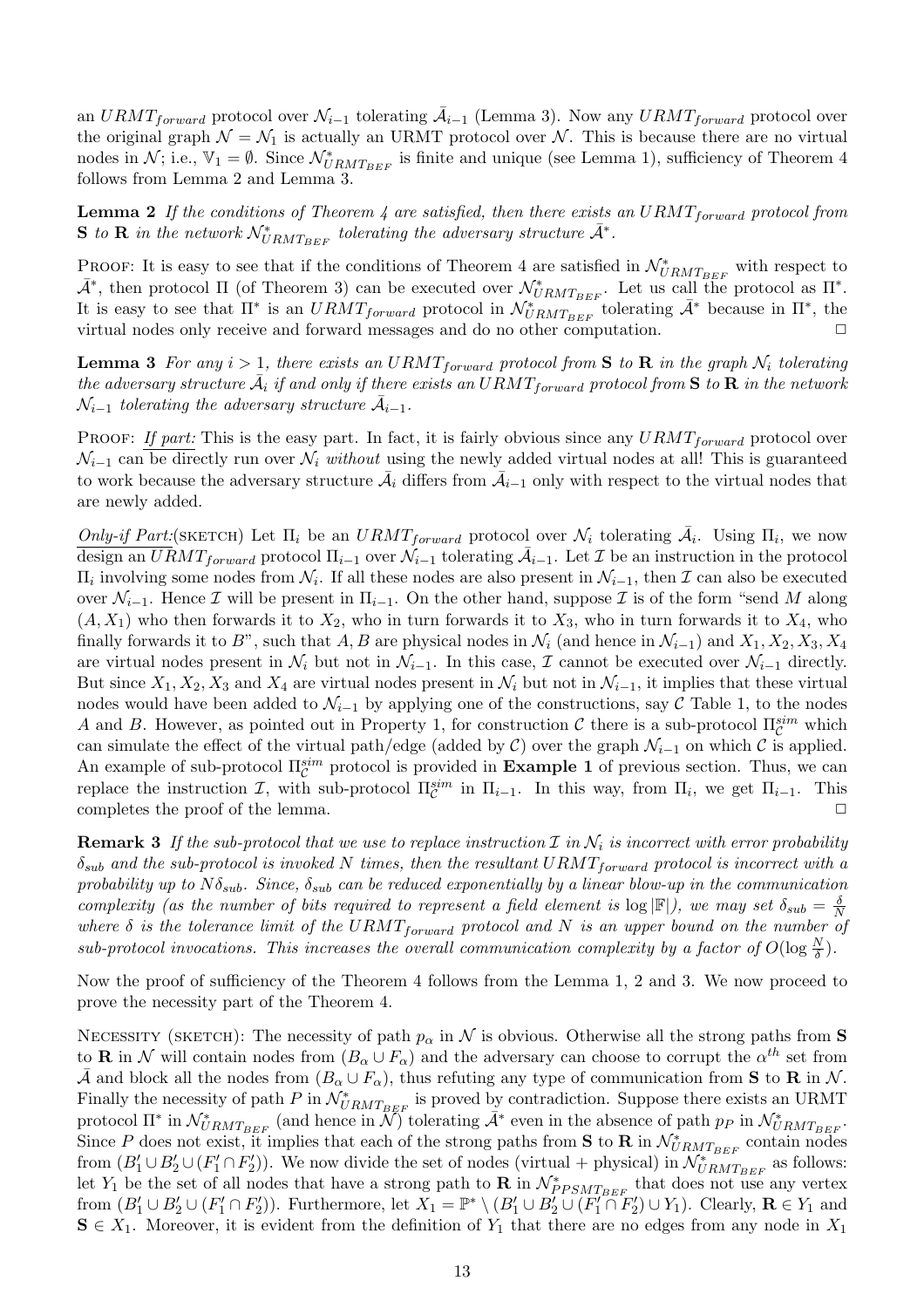an $URMT_{forward}$ protocol over $\mathcal{N}_{i-1}$ tolerating $\bar{\mathcal{A}}_{i-1}$ (Lemma 3). Now any $URMT_{forward}$ protocol over the original graph $\mathcal{N} = \mathcal{N}_1$ is actually an URMT protocol over $\mathcal{N}$. This is because there are no virtual nodes in $\mathcal{N}$; i.e., $\mathbb{V}_1 = \emptyset$. Since $\mathcal{N}^*_{URMT_{BEF}}$ is finite and unique (see Lemma 1), sufficiency of Theorem 4 follows from Lemma 2 and Lemma 3.

**Lemma 2** *If the conditions of Theorem 4 are satisfied, then there exists an $URMT_{forward}$ protocol from* $\mathbf{S}$ *to* $\mathbf{R}$ *in the network $\mathcal{N}^*_{URMT_{BEF}}$ tolerating the adversary structure $\bar{\mathcal{A}}^*$.*

Proof: It is easy to see that if the conditions of Theorem 4 are satisfied in $\mathcal{N}^*_{URMT_{BEF}}$ with respect to $\bar{\mathcal{A}}^*$, then protocol $\Pi$ (of Theorem 3) can be executed over $\mathcal{N}^*_{URMT_{BEF}}$. Let us call the protocol as $\Pi^*$. It is easy to see that $\Pi^*$ is an $URMT_{forward}$ protocol in $\mathcal{N}^*_{URMT_{BEF}}$ tolerating $\bar{\mathcal{A}}^*$ because in $\Pi^*$, the virtual nodes only receive and forward messages and do no other computation. $\Box$

**Lemma 3** *For any $i > 1$, there exists an $URMT_{forward}$ protocol from* $\mathbf{S}$ *to* $\mathbf{R}$ *in the graph $\mathcal{N}_i$ tolerating the adversary structure $\bar{\mathcal{A}}_i$ if and only if there exists an $URMT_{forward}$ protocol from* $\mathbf{S}$ *to* $\mathbf{R}$ *in the network $\mathcal{N}_{i-1}$ tolerating the adversary structure $\bar{\mathcal{A}}_{i-1}$.*

Proof: *If part:* This is the easy part. In fact, it is fairly obvious since any $URMT_{forward}$ protocol over $\mathcal{N}_{i-1}$ can be directly run over $\mathcal{N}_i$ *without* using the newly added virtual nodes at all! This is guaranteed to work because the adversary structure $\bar{\mathcal{A}}_i$ differs from $\bar{\mathcal{A}}_{i-1}$ only with respect to the virtual nodes that are newly added.

*Only-if Part:*(sketch) Let $\Pi_i$ be an $URMT_{forward}$ protocol over $\mathcal{N}_i$ tolerating $\bar{\mathcal{A}}_i$. Using $\Pi_i$, we now design an $URMT_{forward}$ protocol $\Pi_{i-1}$ over $\mathcal{N}_{i-1}$ tolerating $\bar{\mathcal{A}}_{i-1}$. Let $\mathcal{I}$ be an instruction in the protocol $\Pi_i$ involving some nodes from $\mathcal{N}_i$. If all these nodes are also present in $\mathcal{N}_{i-1}$, then $\mathcal{I}$ can also be executed over $\mathcal{N}_{i-1}$. Hence $\mathcal{I}$ will be present in $\Pi_{i-1}$. On the other hand, suppose $\mathcal{I}$ is of the form "send $M$ along $(A, X_1)$ who then forwards it to $X_2$, who in turn forwards it to $X_3$, who in turn forwards it to $X_4$, who finally forwards it to $B$", such that $A, B$ are physical nodes in $\mathcal{N}_i$ (and hence in $\mathcal{N}_{i-1}$) and $X_1, X_2, X_3, X_4$ are virtual nodes present in $\mathcal{N}_i$ but not in $\mathcal{N}_{i-1}$. In this case, $\mathcal{I}$ cannot be executed over $\mathcal{N}_{i-1}$ directly. But since $X_1, X_2, X_3$ and $X_4$ are virtual nodes present in $\mathcal{N}_i$ but not in $\mathcal{N}_{i-1}$, it implies that these virtual nodes would have been added to $\mathcal{N}_{i-1}$ by applying one of the constructions, say $\mathcal{C}$ Table 1, to the nodes $A$ and $B$. However, as pointed out in Property 1, for construction $\mathcal{C}$ there is a sub-protocol $\Pi^{sim}_{\mathcal{C}}$ which can simulate the effect of the virtual path/edge (added by $\mathcal{C}$) over the graph $\mathcal{N}_{i-1}$ on which $\mathcal{C}$ is applied. An example of sub-protocol $\Pi^{sim}_{\mathcal{C}}$ protocol is provided in **Example 1** of previous section. Thus, we can replace the instruction $\mathcal{I}$, with sub-protocol $\Pi^{sim}_{\mathcal{C}}$ in $\Pi_{i-1}$. In this way, from $\Pi_i$, we get $\Pi_{i-1}$. This completes the proof of the lemma. $\Box$

**Remark 3** *If the sub-protocol that we use to replace instruction $\mathcal{I}$ in $\mathcal{N}_i$ is incorrect with error probability $\delta_{sub}$ and the sub-protocol is invoked $N$ times, then the resultant $URMT_{forward}$ protocol is incorrect with a probability up to $N\delta_{sub}$. Since, $\delta_{sub}$ can be reduced exponentially by a linear blow-up in the communication complexity (as the number of bits required to represent a field element is $\log |\mathbb{F}|$), we may set $\delta_{sub} = \frac{\delta}{N}$ where $\delta$ is the tolerance limit of the $URMT_{forward}$ protocol and $N$ is an upper bound on the number of sub-protocol invocations. This increases the overall communication complexity by a factor of $O(\log \frac{N}{\delta})$.*

Now the proof of sufficiency of the Theorem 4 follows from the Lemma 1, 2 and 3. We now proceed to prove the necessity part of the Theorem 4.

Necessity (sketch): The necessity of path $p_\alpha$ in $\mathcal{N}$ is obvious. Otherwise all the strong paths from $\mathbf{S}$ to $\mathbf{R}$ in $\mathcal{N}$ will contain nodes from $(B_\alpha \cup F_\alpha)$ and the adversary can choose to corrupt the $\alpha^{th}$ set from $\bar{\mathcal{A}}$ and block all the nodes from $(B_\alpha \cup F_\alpha)$, thus refuting any type of communication from $\mathbf{S}$ to $\mathbf{R}$ in $\mathcal{N}$. Finally the necessity of path $P$ in $\mathcal{N}^*_{URMT_{BEF}}$ is proved by contradiction. Suppose there exists an URMT protocol $\Pi^*$ in $\mathcal{N}^*_{URMT_{BEF}}$ (and hence in $\mathcal{N}$) tolerating $\bar{\mathcal{A}}^*$ even in the absence of path $p_P$ in $\mathcal{N}^*_{URMT_{BEF}}$. Since $P$ does not exist, it implies that each of the strong paths from $\mathbf{S}$ to $\mathbf{R}$ in $\mathcal{N}^*_{URMT_{BEF}}$ contain nodes from $(B'_1 \cup B'_2 \cup (F'_1 \cap F'_2))$. We now divide the set of nodes (virtual + physical) in $\mathcal{N}^*_{URMT_{BEF}}$ as follows: let $Y_1$ be the set of all nodes that have a strong path to $\mathbf{R}$ in $\mathcal{N}^*_{PPSMT_{BEF}}$ that does not use any vertex from $(B'_1 \cup B'_2 \cup (F'_1 \cap F'_2))$. Furthermore, let $X_1 = \mathbb{P}^* \setminus (B'_1 \cup B'_2 \cup (F'_1 \cap F'_2) \cup Y_1)$. Clearly, $\mathbf{R} \in Y_1$ and $\mathbf{S} \in X_1$. Moreover, it is evident from the definition of $Y_1$ that there are no edges from any node in $X_1$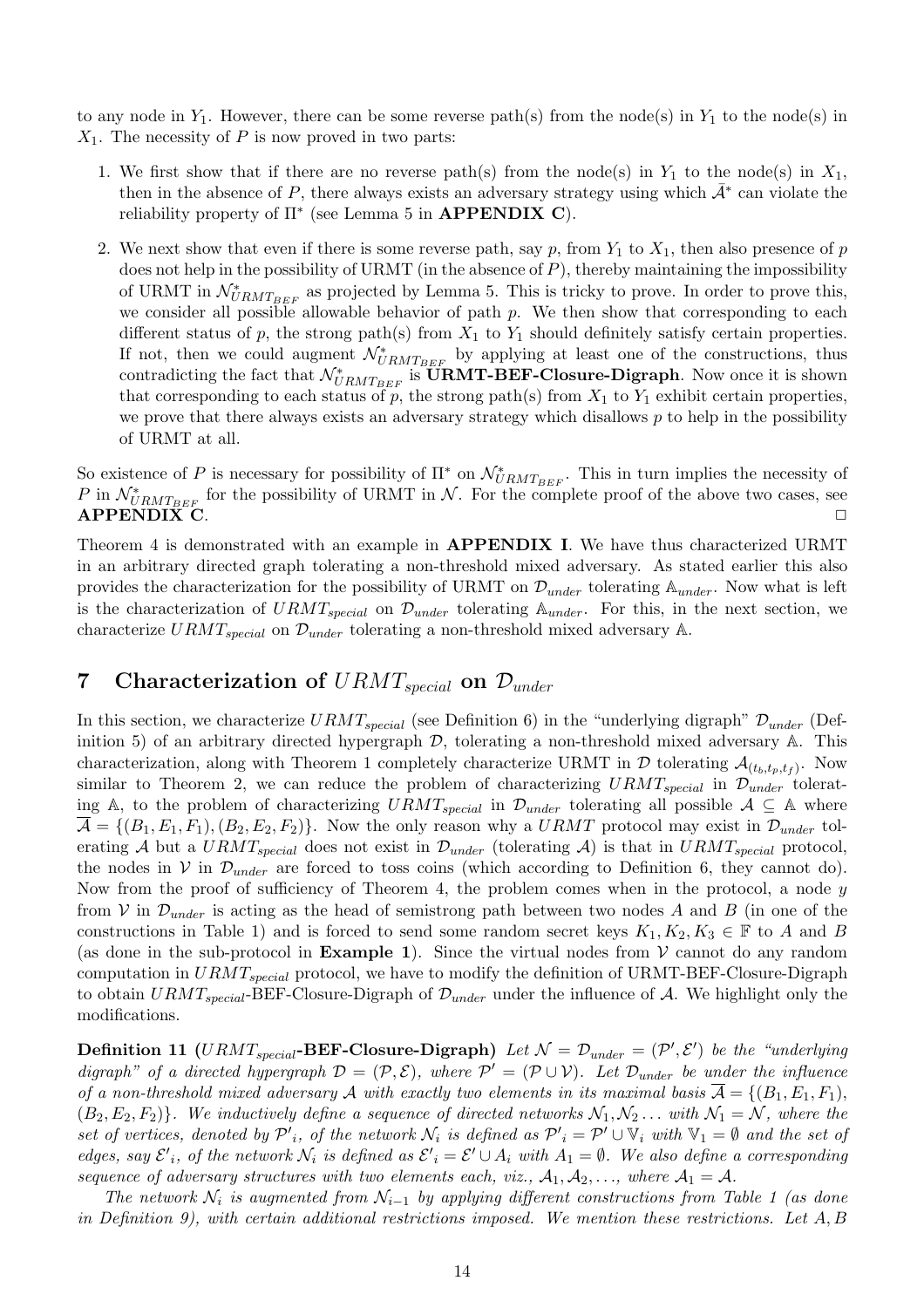to any node in $Y_1$. However, there can be some reverse path(s) from the node(s) in $Y_1$ to the node(s) in $X_1$. The necessity of $P$ is now proved in two parts:

1. We first show that if there are no reverse path(s) from the node(s) in $Y_1$ to the node(s) in $X_1$, then in the absence of $P$, there always exists an adversary strategy using which $\bar{\mathcal{A}}^*$ can violate the reliability property of $\Pi^*$ (see Lemma 5 in **APPENDIX C**).
2. We next show that even if there is some reverse path, say $p$, from $Y_1$ to $X_1$, then also presence of $p$ does not help in the possibility of URMT (in the absence of $P$), thereby maintaining the impossibility of URMT in $\mathcal{N}^*_{URMT_{BEF}}$ as projected by Lemma 5. This is tricky to prove. In order to prove this, we consider all possible allowable behavior of path $p$. We then show that corresponding to each different status of $p$, the strong path(s) from $X_1$ to $Y_1$ should definitely satisfy certain properties. If not, then we could augment $\mathcal{N}^*_{URMT_{BEF}}$ by applying at least one of the constructions, thus contradicting the fact that $\mathcal{N}^*_{URMT_{BEF}}$ is **URMT-BEF-Closure-Digraph**. Now once it is shown that corresponding to each status of $p$, the strong path(s) from $X_1$ to $Y_1$ exhibit certain properties, we prove that there always exists an adversary strategy which disallows $p$ to help in the possibility of URMT at all.

So existence of $P$ is necessary for possibility of $\Pi^*$ on $\mathcal{N}^*_{URMT_{BEF}}$. This in turn implies the necessity of $P$ in $\mathcal{N}^*_{URMT_{BEF}}$ for the possibility of URMT in $\mathcal{N}$. For the complete proof of the above two cases, see **APPENDIX C**. □

Theorem 4 is demonstrated with an example in **APPENDIX I**. We have thus characterized URMT in an arbitrary directed graph tolerating a non-threshold mixed adversary. As stated earlier this also provides the characterization for the possibility of URMT on $\mathcal{D}_{under}$ tolerating $\mathbb{A}_{under}$. Now what is left is the characterization of $URMT_{special}$ on $\mathcal{D}_{under}$ tolerating $\mathbb{A}_{under}$. For this, in the next section, we characterize $URMT_{special}$ on $\mathcal{D}_{under}$ tolerating a non-threshold mixed adversary $\mathbb{A}$.

# 7 Characterization of $URMT_{special}$ on $\mathcal{D}_{under}$

In this section, we characterize $URMT_{special}$ (see Definition 6) in the "underlying digraph" $\mathcal{D}_{under}$ (Definition 5) of an arbitrary directed hypergraph $\mathcal{D}$, tolerating a non-threshold mixed adversary $\mathbb{A}$. This characterization, along with Theorem 1 completely characterize URMT in $\mathcal{D}$ tolerating $\mathcal{A}_{(t_b,t_p,t_f)}$. Now similar to Theorem 2, we can reduce the problem of characterizing $URMT_{special}$ in $\mathcal{D}_{under}$ tolerating $\mathbb{A}$, to the problem of characterizing $URMT_{special}$ in $\mathcal{D}_{under}$ tolerating all possible $\mathcal{A} \subseteq \mathbb{A}$ where $\overline{\mathcal{A}} = \{(B_1, E_1, F_1), (B_2, E_2, F_2)\}$. Now the only reason why a $URMT$ protocol may exist in $\mathcal{D}_{under}$ tolerating $\mathcal{A}$ but a $URMT_{special}$ does not exist in $\mathcal{D}_{under}$ (tolerating $\mathcal{A}$) is that in $URMT_{special}$ protocol, the nodes in $\mathcal{V}$ in $\mathcal{D}_{under}$ are forced to toss coins (which according to Definition 6, they cannot do). Now from the proof of sufficiency of Theorem 4, the problem comes when in the protocol, a node $y$ from $\mathcal{V}$ in $\mathcal{D}_{under}$ is acting as the head of semistrong path between two nodes $A$ and $B$ (in one of the constructions in Table 1) and is forced to send some random secret keys $K_1, K_2, K_3 \in \mathbb{F}$ to $A$ and $B$ (as done in the sub-protocol in **Example 1**). Since the virtual nodes from $\mathcal{V}$ cannot do any random computation in $URMT_{special}$ protocol, we have to modify the definition of URMT-BEF-Closure-Digraph to obtain $URMT_{special}$-BEF-Closure-Digraph of $\mathcal{D}_{under}$ under the influence of $\mathcal{A}$. We highlight only the modifications.

**Definition 11** **($URMT_{special}$-BEF-Closure-Digraph)** *Let $\mathcal{N} = \mathcal{D}_{under} = (\mathcal{P}', \mathcal{E}')$ be the "underlying digraph" of a directed hypergraph $\mathcal{D} = (\mathcal{P}, \mathcal{E})$, where $\mathcal{P}' = (\mathcal{P} \cup \mathcal{V})$. Let $\mathcal{D}_{under}$ be under the influence of a non-threshold mixed adversary $\mathcal{A}$ with exactly two elements in its maximal basis $\overline{\mathcal{A}} = \{(B_1, E_1, F_1), (B_2, E_2, F_2)\}$. We inductively define a sequence of directed networks $\mathcal{N}_1, \mathcal{N}_2 \ldots$ with $\mathcal{N}_1 = \mathcal{N}$, where the set of vertices, denoted by $\mathcal{P}'_i$, of the network $\mathcal{N}_i$ is defined as $\mathcal{P}'_i = \mathcal{P}' \cup \mathbb{V}_i$ with $\mathbb{V}_1 = \emptyset$ and the set of edges, say $\mathcal{E}'_i$, of the network $\mathcal{N}_i$ is defined as $\mathcal{E}'_i = \mathcal{E}' \cup A_i$ with $A_1 = \emptyset$. We also define a corresponding sequence of adversary structures with two elements each, viz., $\mathcal{A}_1, \mathcal{A}_2, \ldots$, where $\mathcal{A}_1 = \mathcal{A}$.*

*The network $\mathcal{N}_i$ is augmented from $\mathcal{N}_{i-1}$ by applying different constructions from Table 1 (as done in Definition 9), with certain additional restrictions imposed. We mention these restrictions. Let $A, B$*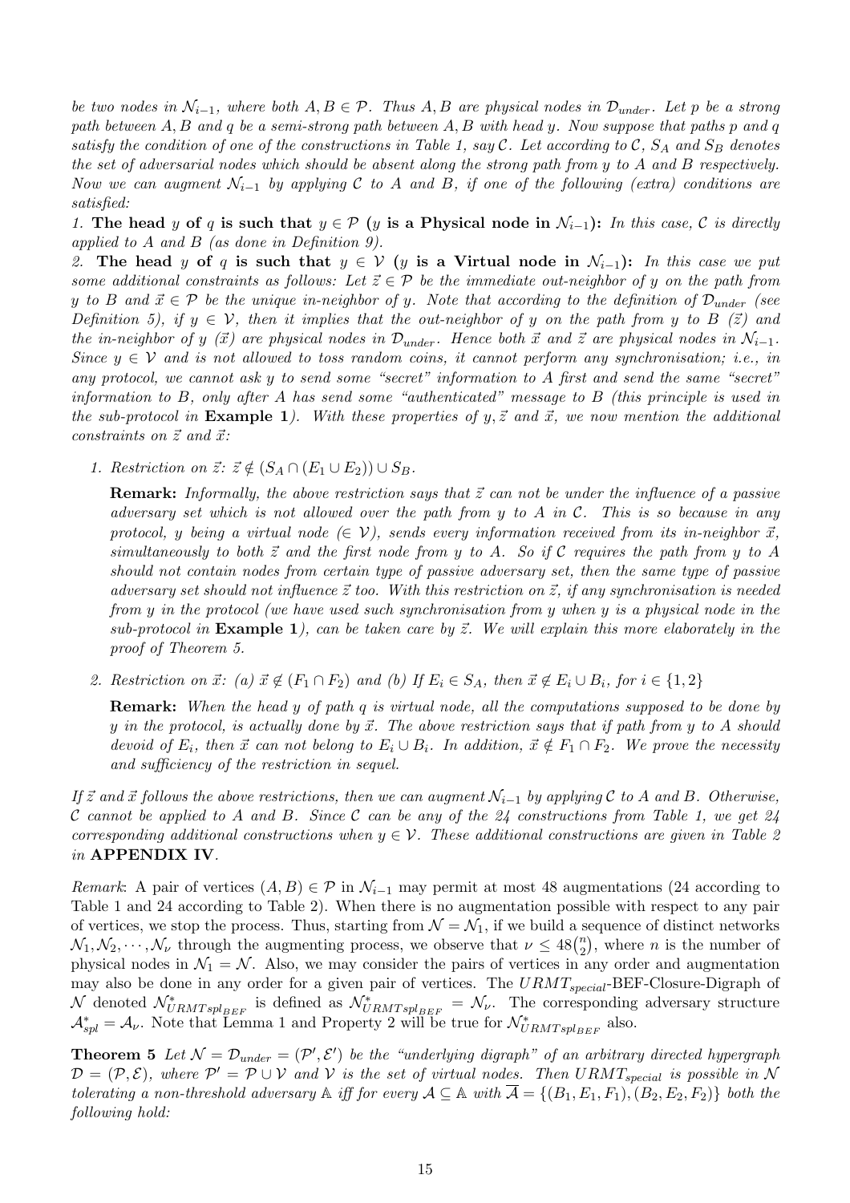*be two nodes in $\mathcal{N}_{i-1}$, where both $A, B \in \mathcal{P}$. Thus $A, B$ are physical nodes in $\mathcal{D}_{under}$. Let $p$ be a strong path between $A, B$ and $q$ be a semi-strong path between $A, B$ with head $y$. Now suppose that paths $p$ and $q$ satisfy the condition of one of the constructions in Table 1, say $\mathcal{C}$. Let according to $\mathcal{C}$, $S_A$ and $S_B$ denotes the set of adversarial nodes which should be absent along the strong path from $y$ to $A$ and $B$ respectively. Now we can augment $\mathcal{N}_{i-1}$ by applying $\mathcal{C}$ to $A$ and $B$, if one of the following (extra) conditions are satisfied:*

*1.* **The head $y$ of $q$ is such that $y \in \mathcal{P}$ ($y$ is a Physical node in $\mathcal{N}_{i-1}$):** *In this case, $\mathcal{C}$ is directly applied to $A$ and $B$ (as done in Definition 9).*

*2.* **The head $y$ of $q$ is such that $y \in \mathcal{V}$ ($y$ is a Virtual node in $\mathcal{N}_{i-1}$):** *In this case we put some additional constraints as follows: Let $\vec{z} \in \mathcal{P}$ be the immediate out-neighbor of $y$ on the path from $y$ to $B$ and $\vec{x} \in \mathcal{P}$ be the unique in-neighbor of $y$. Note that according to the definition of $\mathcal{D}_{under}$ (see Definition 5), if $y \in \mathcal{V}$, then it implies that the out-neighbor of $y$ on the path from $y$ to $B$ ($\vec{z}$) and the in-neighbor of $y$ ($\vec{x}$) are physical nodes in $\mathcal{D}_{under}$. Hence both $\vec{x}$ and $\vec{z}$ are physical nodes in $\mathcal{N}_{i-1}$. Since $y \in \mathcal{V}$ and is not allowed to toss random coins, it cannot perform any synchronisation; i.e., in any protocol, we cannot ask $y$ to send some "secret" information to $A$ first and send the same "secret" information to $B$, only after $A$ has send some "authenticated" message to $B$ (this principle is used in the sub-protocol in* **Example 1**). *With these properties of $y, \vec{z}$ and $\vec{x}$, we now mention the additional constraints on $\vec{z}$ and $\vec{x}$:*

1. *Restriction on $\vec{z}$: $\vec{z} \notin (S_A \cap (E_1 \cup E_2)) \cup S_B$.*

   **Remark:** *Informally, the above restriction says that $\vec{z}$ can not be under the influence of a passive adversary set which is not allowed over the path from $y$ to $A$ in $\mathcal{C}$. This is so because in any protocol, $y$ being a virtual node ($\in \mathcal{V}$), sends every information received from its in-neighbor $\vec{x}$, simultaneously to both $\vec{z}$ and the first node from $y$ to $A$. So if $\mathcal{C}$ requires the path from $y$ to $A$ should not contain nodes from certain type of passive adversary set, then the same type of passive adversary set should not influence $\vec{z}$ too. With this restriction on $\vec{z}$, if any synchronisation is needed from $y$ in the protocol (we have used such synchronisation from $y$ when $y$ is a physical node in the sub-protocol in* **Example 1**), *can be taken care by $\vec{z}$. We will explain this more elaborately in the proof of Theorem 5.*

2. *Restriction on $\vec{x}$: (a) $\vec{x} \notin (F_1 \cap F_2)$ and (b) If $E_i \in S_A$, then $\vec{x} \notin E_i \cup B_i$, for $i \in \{1, 2\}$*

   **Remark:** *When the head $y$ of path $q$ is virtual node, all the computations supposed to be done by $y$ in the protocol, is actually done by $\vec{x}$. The above restriction says that if path from $y$ to $A$ should devoid of $E_i$, then $\vec{x}$ can not belong to $E_i \cup B_i$. In addition, $\vec{x} \notin F_1 \cap F_2$. We prove the necessity and sufficiency of the restriction in sequel.*

*If $\vec{z}$ and $\vec{x}$ follows the above restrictions, then we can augment $\mathcal{N}_{i-1}$ by applying $\mathcal{C}$ to $A$ and $B$. Otherwise, $\mathcal{C}$ cannot be applied to $A$ and $B$. Since $\mathcal{C}$ can be any of the 24 constructions from Table 1, we get 24 corresponding additional constructions when $y \in \mathcal{V}$. These additional constructions are given in Table 2 in* **APPENDIX IV**.

*Remark*: A pair of vertices $(A, B) \in \mathcal{P}$ in $\mathcal{N}_{i-1}$ may permit at most 48 augmentations (24 according to Table 1 and 24 according to Table 2). When there is no augmentation possible with respect to any pair of vertices, we stop the process. Thus, starting from $\mathcal{N} = \mathcal{N}_1$, if we build a sequence of distinct networks $\mathcal{N}_1, \mathcal{N}_2, \cdots, \mathcal{N}_\nu$ through the augmenting process, we observe that $\nu \leq 48\binom{n}{2}$, where $n$ is the number of physical nodes in $\mathcal{N}_1 = \mathcal{N}$. Also, we may consider the pairs of vertices in any order and augmentation may also be done in any order for a given pair of vertices. The $URMT_{special}$-BEF-Closure-Digraph of $\mathcal{N}$ denoted $\mathcal{N}^*_{URMTspl_{BEF}}$ is defined as $\mathcal{N}^*_{URMTspl_{BEF}} = \mathcal{N}_\nu$. The corresponding adversary structure $\mathcal{A}^*_{spl} = \mathcal{A}_\nu$. Note that Lemma 1 and Property 2 will be true for $\mathcal{N}^*_{URMTspl_{BEF}}$ also.

**Theorem 5** *Let $\mathcal{N} = \mathcal{D}_{under} = (\mathcal{P}', \mathcal{E}')$ be the "underlying digraph" of an arbitrary directed hypergraph $\mathcal{D} = (\mathcal{P}, \mathcal{E})$, where $\mathcal{P}' = \mathcal{P} \cup \mathcal{V}$ and $\mathcal{V}$ is the set of virtual nodes. Then $URMT_{special}$ is possible in $\mathcal{N}$ tolerating a non-threshold adversary $\mathbb{A}$ iff for every $\mathcal{A} \subseteq \mathbb{A}$ with $\overline{\mathcal{A}} = \{(B_1, E_1, F_1), (B_2, E_2, F_2)\}$ both the following hold:*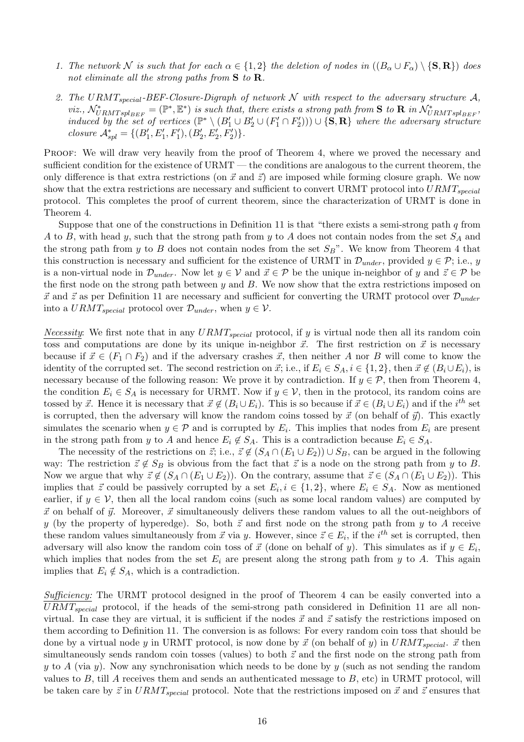1. *The network $\mathcal{N}$ is such that for each $\alpha \in \{1, 2\}$ the deletion of nodes in $((B_\alpha \cup F_\alpha) \setminus \{\mathbf{S}, \mathbf{R}\})$ does not eliminate all the strong paths from $\mathbf{S}$ to $\mathbf{R}$.*

2. *The $URMT_{special}$-BEF-Closure-Digraph of network $\mathcal{N}$ with respect to the adversary structure $\mathcal{A}$, viz., $\mathcal{N}^*_{URMTspl_{BEF}} = (\mathbb{P}^*, \mathbb{E}^*)$ is such that, there exists a strong path from $\mathbf{S}$ to $\mathbf{R}$ in $\mathcal{N}^*_{URMTspl_{BEF}}$, induced by the set of vertices $(\mathbb{P}^* \setminus (B'_1 \cup B'_2 \cup (F'_1 \cap F'_2))) \cup \{\mathbf{S}, \mathbf{R}\}$ where the adversary structure closure $\mathcal{A}^*_{spl} = \{(B'_1, E'_1, F'_1), (B'_2, E'_2, F'_2)\}$.*

Proof: We will draw very heavily from the proof of Theorem 4, where we proved the necessary and sufficient condition for the existence of URMT — the conditions are analogous to the current theorem, the only difference is that extra restrictions (on $\vec{x}$ and $\vec{z}$) are imposed while forming closure graph. We now show that the extra restrictions are necessary and sufficient to convert URMT protocol into $URMT_{special}$ protocol. This completes the proof of current theorem, since the characterization of URMT is done in Theorem 4.

Suppose that one of the constructions in Definition 11 is that "there exists a semi-strong path $q$ from $A$ to $B$, with head $y$, such that the strong path from $y$ to $A$ does not contain nodes from the set $S_A$ and the strong path from $y$ to $B$ does not contain nodes from the set $S_B$". We know from Theorem 4 that this construction is necessary and sufficient for the existence of URMT in $\mathcal{D}_{under}$, provided $y \in \mathcal{P}$; i.e., $y$ is a non-virtual node in $\mathcal{D}_{under}$. Now let $y \in \mathcal{V}$ and $\vec{x} \in \mathcal{P}$ be the unique in-neighbor of $y$ and $\vec{z} \in \mathcal{P}$ be the first node on the strong path between $y$ and $B$. We now show that the extra restrictions imposed on $\vec{x}$ and $\vec{z}$ as per Definition 11 are necessary and sufficient for converting the URMT protocol over $\mathcal{D}_{under}$ into a $URMT_{special}$ protocol over $\mathcal{D}_{under}$, when $y \in \mathcal{V}$.

_Necessity_: We first note that in any $URMT_{special}$ protocol, if $y$ is virtual node then all its random coin toss and computations are done by its unique in-neighbor $\vec{x}$. The first restriction on $\vec{x}$ is necessary because if $\vec{x} \in (F_1 \cap F_2)$ and if the adversary crashes $\vec{x}$, then neither $A$ nor $B$ will come to know the identity of the corrupted set. The second restriction on $\vec{x}$; i.e., if $E_i \in S_A, i \in \{1, 2\}$, then $\vec{x} \notin (B_i \cup E_i)$, is necessary because of the following reason: We prove it by contradiction. If $y \in \mathcal{P}$, then from Theorem 4, the condition $E_i \in S_A$ is necessary for URMT. Now if $y \in \mathcal{V}$, then in the protocol, its random coins are tossed by $\vec{x}$. Hence it is necessary that $\vec{x} \notin (B_i \cup E_i)$. This is so because if $\vec{x} \in (B_i \cup E_i)$ and if the $i^{th}$ set is corrupted, then the adversary will know the random coins tossed by $\vec{x}$ (on behalf of $\vec{y}$). This exactly simulates the scenario when $y \in \mathcal{P}$ and is corrupted by $E_i$. This implies that nodes from $E_i$ are present in the strong path from $y$ to $A$ and hence $E_i \notin S_A$. This is a contradiction because $E_i \in S_A$.

The necessity of the restrictions on $\vec{z}$; i.e., $\vec{z} \notin (S_A \cap (E_1 \cup E_2)) \cup S_B$, can be argued in the following way: The restriction $\vec{z} \notin S_B$ is obvious from the fact that $\vec{z}$ is a node on the strong path from $y$ to $B$. Now we argue that why $\vec{z} \notin (S_A \cap (E_1 \cup E_2))$. On the contrary, assume that $\vec{z} \in (S_A \cap (E_1 \cup E_2))$. This implies that $\vec{z}$ could be passively corrupted by a set $E_i, i \in \{1, 2\}$, where $E_i \in S_A$. Now as mentioned earlier, if $y \in \mathcal{V}$, then all the local random coins (such as some local random values) are computed by $\vec{x}$ on behalf of $\vec{y}$. Moreover, $\vec{x}$ simultaneously delivers these random values to all the out-neighbors of $y$ (by the property of hyperedge). So, both $\vec{z}$ and first node on the strong path from $y$ to $A$ receive these random values simultaneously from $\vec{x}$ via $y$. However, since $\vec{z} \in E_i$, if the $i^{th}$ set is corrupted, then adversary will also know the random coin toss of $\vec{x}$ (done on behalf of $y$). This simulates as if $y \in E_i$, which implies that nodes from the set $E_i$ are present along the strong path from $y$ to $A$. This again implies that $E_i \notin S_A$, which is a contradiction.

_Sufficiency:_ The URMT protocol designed in the proof of Theorem 4 can be easily converted into a $URMT_{special}$ protocol, if the heads of the semi-strong path considered in Definition 11 are all non-virtual. In case they are virtual, it is sufficient if the nodes $\vec{x}$ and $\vec{z}$ satisfy the restrictions imposed on them according to Definition 11. The conversion is as follows: For every random coin toss that should be done by a virtual node $y$ in URMT protocol, is now done by $\vec{x}$ (on behalf of $y$) in $URMT_{special}$. $\vec{x}$ then simultaneously sends random coin tosses (values) to both $\vec{z}$ and the first node on the strong path from $y$ to $A$ (via $y$). Now any synchronisation which needs to be done by $y$ (such as not sending the random values to $B$, till $A$ receives them and sends an authenticated message to $B$, etc) in URMT protocol, will be taken care by $\vec{z}$ in $URMT_{special}$ protocol. Note that the restrictions imposed on $\vec{x}$ and $\vec{z}$ ensures that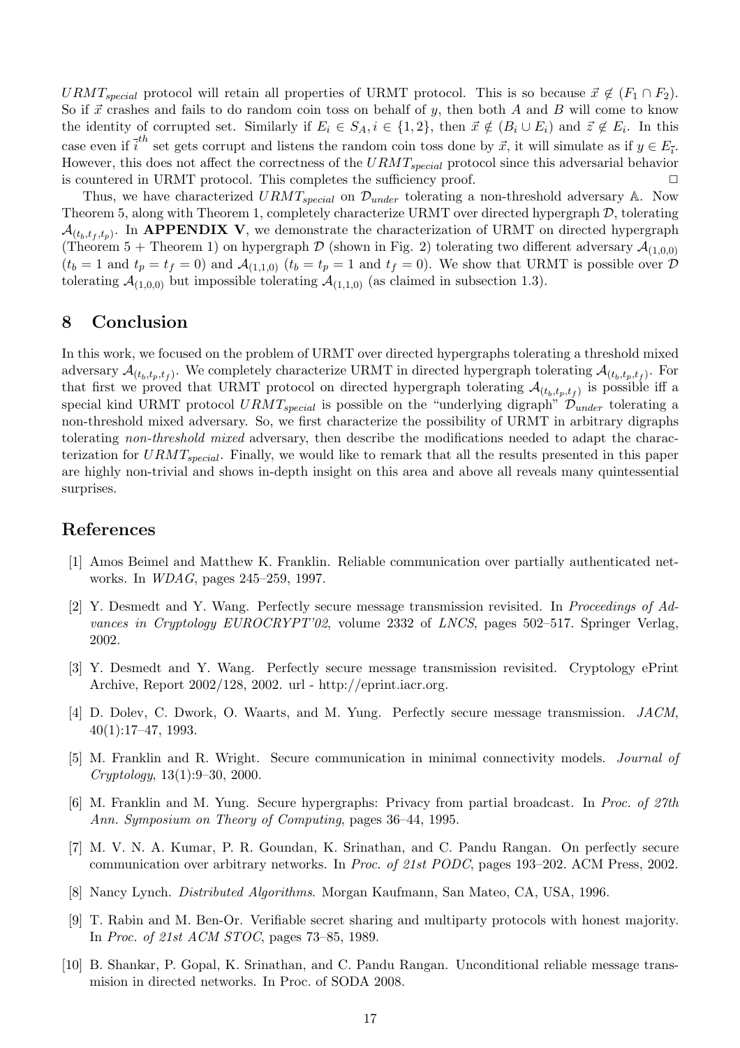$URMT_{special}$ protocol will retain all properties of URMT protocol. This is so because $\vec{x} \notin (F_1 \cap F_2)$. So if $\vec{x}$ crashes and fails to do random coin toss on behalf of $y$, then both $A$ and $B$ will come to know the identity of corrupted set. Similarly if $E_i \in S_A, i \in \{1, 2\}$, then $\vec{x} \notin (B_i \cup E_i)$ and $\vec{z} \notin E_i$. In this case even if $\bar{i}^{th}$ set gets corrupt and listens the random coin toss done by $\vec{x}$, it will simulate as if $y \in E_{\bar{i}}$. However, this does not affect the correctness of the $URMT_{special}$ protocol since this adversarial behavior is countered in URMT protocol. This completes the sufficiency proof. □

Thus, we have characterized $URMT_{special}$ on $\mathcal{D}_{under}$ tolerating a non-threshold adversary $\mathbb{A}$. Now Theorem 5, along with Theorem 1, completely characterize URMT over directed hypergraph $\mathcal{D}$, tolerating $\mathcal{A}_{(t_b,t_f,t_p)}$. In **APPENDIX V**, we demonstrate the characterization of URMT on directed hypergraph (Theorem 5 + Theorem 1) on hypergraph $\mathcal{D}$ (shown in Fig. 2) tolerating two different adversary $\mathcal{A}_{(1,0,0)}$ ($t_b = 1$ and $t_p = t_f = 0$) and $\mathcal{A}_{(1,1,0)}$ ($t_b = t_p = 1$ and $t_f = 0$). We show that URMT is possible over $\mathcal{D}$ tolerating $\mathcal{A}_{(1,0,0)}$ but impossible tolerating $\mathcal{A}_{(1,1,0)}$ (as claimed in subsection 1.3).

## 8 Conclusion

In this work, we focused on the problem of URMT over directed hypergraphs tolerating a threshold mixed adversary $\mathcal{A}_{(t_b,t_p,t_f)}$. We completely characterize URMT in directed hypergraph tolerating $\mathcal{A}_{(t_b,t_p,t_f)}$. For that first we proved that URMT protocol on directed hypergraph tolerating $\mathcal{A}_{(t_b,t_p,t_f)}$ is possible iff a special kind URMT protocol $URMT_{special}$ is possible on the "underlying digraph" $\mathcal{D}_{under}$ tolerating a non-threshold mixed adversary. So, we first characterize the possibility of URMT in arbitrary digraphs tolerating *non-threshold mixed* adversary, then describe the modifications needed to adapt the characterization for $URMT_{special}$. Finally, we would like to remark that all the results presented in this paper are highly non-trivial and shows in-depth insight on this area and above all reveals many quintessential surprises.

## References

[1] Amos Beimel and Matthew K. Franklin. Reliable communication over partially authenticated networks. In *WDAG*, pages 245–259, 1997.

[2] Y. Desmedt and Y. Wang. Perfectly secure message transmission revisited. In *Proceedings of Advances in Cryptology EUROCRYPT'02*, volume 2332 of *LNCS*, pages 502–517. Springer Verlag, 2002.

[3] Y. Desmedt and Y. Wang. Perfectly secure message transmission revisited. Cryptology ePrint Archive, Report 2002/128, 2002. url - http://eprint.iacr.org.

[4] D. Dolev, C. Dwork, O. Waarts, and M. Yung. Perfectly secure message transmission. *JACM*, 40(1):17–47, 1993.

[5] M. Franklin and R. Wright. Secure communication in minimal connectivity models. *Journal of Cryptology*, 13(1):9–30, 2000.

[6] M. Franklin and M. Yung. Secure hypergraphs: Privacy from partial broadcast. In *Proc. of 27th Ann. Symposium on Theory of Computing*, pages 36–44, 1995.

[7] M. V. N. A. Kumar, P. R. Goundan, K. Srinathan, and C. Pandu Rangan. On perfectly secure communication over arbitrary networks. In *Proc. of 21st PODC*, pages 193–202. ACM Press, 2002.

[8] Nancy Lynch. *Distributed Algorithms*. Morgan Kaufmann, San Mateo, CA, USA, 1996.

[9] T. Rabin and M. Ben-Or. Verifiable secret sharing and multiparty protocols with honest majority. In *Proc. of 21st ACM STOC*, pages 73–85, 1989.

[10] B. Shankar, P. Gopal, K. Srinathan, and C. Pandu Rangan. Unconditional reliable message transmision in directed networks. In Proc. of SODA 2008.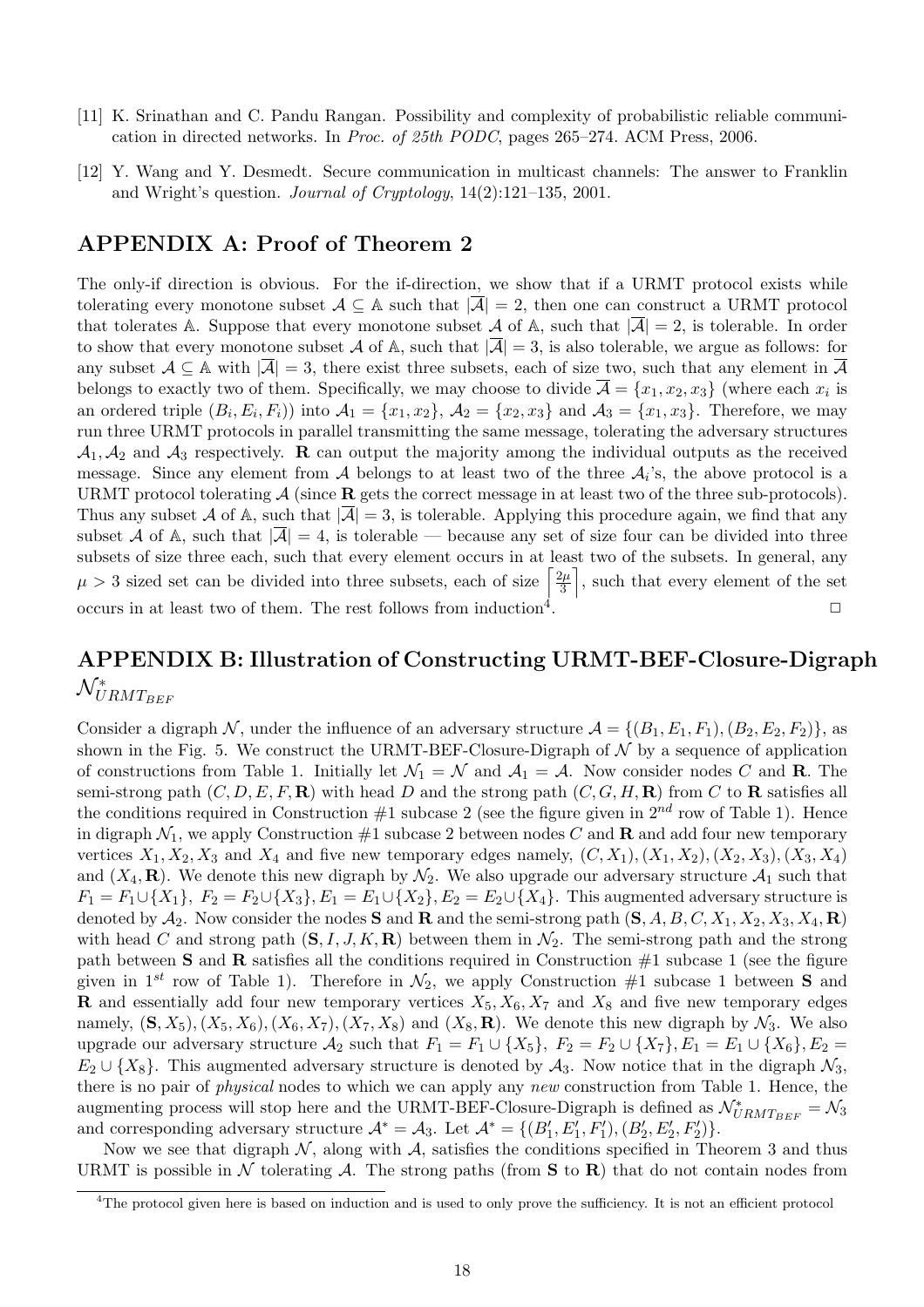[11] K. Srinathan and C. Pandu Rangan. Possibility and complexity of probabilistic reliable communication in directed networks. In *Proc. of 25th PODC*, pages 265–274. ACM Press, 2006.

[12] Y. Wang and Y. Desmedt. Secure communication in multicast channels: The answer to Franklin and Wright's question. *Journal of Cryptology*, 14(2):121–135, 2001.

## APPENDIX A: Proof of Theorem 2

The only-if direction is obvious. For the if-direction, we show that if a URMT protocol exists while tolerating every monotone subset $\mathcal{A} \subseteq \mathbb{A}$ such that $|\overline{\mathcal{A}}| = 2$, then one can construct a URMT protocol that tolerates $\mathbb{A}$. Suppose that every monotone subset $\mathcal{A}$ of $\mathbb{A}$, such that $|\overline{\mathcal{A}}| = 2$, is tolerable. In order to show that every monotone subset $\mathcal{A}$ of $\mathbb{A}$, such that $|\overline{\mathcal{A}}| = 3$, is also tolerable, we argue as follows: for any subset $\mathcal{A} \subseteq \mathbb{A}$ with $|\overline{\mathcal{A}}| = 3$, there exist three subsets, each of size two, such that any element in $\overline{\mathcal{A}}$ belongs to exactly two of them. Specifically, we may choose to divide $\overline{\mathcal{A}} = \{x_1, x_2, x_3\}$ (where each $x_i$ is an ordered triple $(B_i, E_i, F_i)$) into $\mathcal{A}_1 = \{x_1, x_2\}$, $\mathcal{A}_2 = \{x_2, x_3\}$ and $\mathcal{A}_3 = \{x_1, x_3\}$. Therefore, we may run three URMT protocols in parallel transmitting the same message, tolerating the adversary structures $\mathcal{A}_1, \mathcal{A}_2$ and $\mathcal{A}_3$ respectively. $\mathbf{R}$ can output the majority among the individual outputs as the received message. Since any element from $\mathcal{A}$ belongs to at least two of the three $\mathcal{A}_i$'s, the above protocol is a URMT protocol tolerating $\mathcal{A}$ (since $\mathbf{R}$ gets the correct message in at least two of the three sub-protocols). Thus any subset $\mathcal{A}$ of $\mathbb{A}$, such that $|\overline{\mathcal{A}}| = 3$, is tolerable. Applying this procedure again, we find that any subset $\mathcal{A}$ of $\mathbb{A}$, such that $|\overline{\mathcal{A}}| = 4$, is tolerable — because any set of size four can be divided into three subsets of size three each, such that every element occurs in at least two of the subsets. In general, any $\mu > 3$ sized set can be divided into three subsets, each of size $\left\lceil \frac{2\mu}{3} \right\rceil$, such that every element of the set occurs in at least two of them. The rest follows from induction[4]. $\square$

## APPENDIX B: Illustration of Constructing URMT-BEF-Closure-Digraph $\mathcal{N}^*_{URMT_{BEF}}$

Consider a digraph $\mathcal{N}$, under the influence of an adversary structure $\mathcal{A} = \{(B_1, E_1, F_1), (B_2, E_2, F_2)\}$, as shown in the Fig. 5. We construct the URMT-BEF-Closure-Digraph of $\mathcal{N}$ by a sequence of application of constructions from Table 1. Initially let $\mathcal{N}_1 = \mathcal{N}$ and $\mathcal{A}_1 = \mathcal{A}$. Now consider nodes $C$ and $\mathbf{R}$. The semi-strong path $(C, D, E, F, \mathbf{R})$ with head $D$ and the strong path $(C, G, H, \mathbf{R})$ from $C$ to $\mathbf{R}$ satisfies all the conditions required in Construction #1 subcase 2 (see the figure given in $2^{nd}$ row of Table 1). Hence in digraph $\mathcal{N}_1$, we apply Construction #1 subcase 2 between nodes $C$ and $\mathbf{R}$ and add four new temporary vertices $X_1, X_2, X_3$ and $X_4$ and five new temporary edges namely, $(C, X_1), (X_1, X_2), (X_2, X_3), (X_3, X_4)$ and $(X_4, \mathbf{R})$. We denote this new digraph by $\mathcal{N}_2$. We also upgrade our adversary structure $\mathcal{A}_1$ such that $F_1 = F_1 \cup \{X_1\}$, $F_2 = F_2 \cup \{X_3\}$, $E_1 = E_1 \cup \{X_2\}$, $E_2 = E_2 \cup \{X_4\}$. This augmented adversary structure is denoted by $\mathcal{A}_2$. Now consider the nodes $\mathbf{S}$ and $\mathbf{R}$ and the semi-strong path $(\mathbf{S}, A, B, C, X_1, X_2, X_3, X_4, \mathbf{R})$ with head $C$ and strong path $(\mathbf{S}, I, J, K, \mathbf{R})$ between them in $\mathcal{N}_2$. The semi-strong path and the strong path between $\mathbf{S}$ and $\mathbf{R}$ satisfies all the conditions required in Construction #1 subcase 1 (see the figure given in $1^{st}$ row of Table 1). Therefore in $\mathcal{N}_2$, we apply Construction #1 subcase 1 between $\mathbf{S}$ and $\mathbf{R}$ and essentially add four new temporary vertices $X_5, X_6, X_7$ and $X_8$ and five new temporary edges namely, $(\mathbf{S}, X_5), (X_5, X_6), (X_6, X_7), (X_7, X_8)$ and $(X_8, \mathbf{R})$. We denote this new digraph by $\mathcal{N}_3$. We also upgrade our adversary structure $\mathcal{A}_2$ such that $F_1 = F_1 \cup \{X_5\}$, $F_2 = F_2 \cup \{X_7\}$, $E_1 = E_1 \cup \{X_6\}$, $E_2 = E_2 \cup \{X_8\}$. This augmented adversary structure is denoted by $\mathcal{A}_3$. Now notice that in the digraph $\mathcal{N}_3$, there is no pair of *physical* nodes to which we can apply any *new* construction from Table 1. Hence, the augmenting process will stop here and the URMT-BEF-Closure-Digraph is defined as $\mathcal{N}^*_{URMT_{BEF}} = \mathcal{N}_3$ and corresponding adversary structure $\mathcal{A}^* = \mathcal{A}_3$. Let $\mathcal{A}^* = \{(B'_1, E'_1, F'_1), (B'_2, E'_2, F'_2)\}$.

Now we see that digraph $\mathcal{N}$, along with $\mathcal{A}$, satisfies the conditions specified in Theorem 3 and thus URMT is possible in $\mathcal{N}$ tolerating $\mathcal{A}$. The strong paths (from $\mathbf{S}$ to $\mathbf{R}$) that do not contain nodes from

[4] The protocol given here is based on induction and is used to only prove the sufficiency. It is not an efficient protocol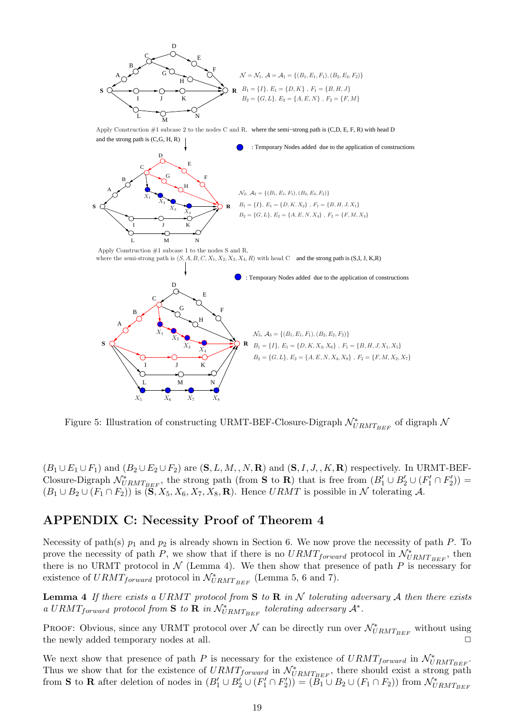Figure 5: Illustration of constructing URMT-BEF-Closure-Digraph $\mathcal{N}^*_{URMT_{BEF}}$ of digraph $\mathcal{N}$

$(B_1 \cup E_1 \cup F_1)$ and $(B_2 \cup E_2 \cup F_2)$ are $(\mathbf{S}, L, M, , N, \mathbf{R})$ and $(\mathbf{S}, I, J, , K, \mathbf{R})$ respectively. In URMT-BEF-Closure-Digraph $\mathcal{N}^*_{URMT_{BEF}}$, the strong path (from $\mathbf{S}$ to $\mathbf{R}$) that is free from $(B'_1 \cup B'_2 \cup (F'_1 \cap F'_2)) = (B_1 \cup B_2 \cup (F_1 \cap F_2))$ is $(\mathbf{S}, X_5, X_6, X_7, X_8, \mathbf{R})$. Hence $URMT$ is possible in $\mathcal{N}$ tolerating $\mathcal{A}$.

## APPENDIX C: Necessity Proof of Theorem 4

Necessity of path(s) $p_1$ and $p_2$ is already shown in Section 6. We now prove the necessity of path $P$. To prove the necessity of path $P$, we show that if there is no $URMT_{forward}$ protocol in $\mathcal{N}^*_{URMT_{BEF}}$, then there is no URMT protocol in $\mathcal{N}$ (Lemma 4). We then show that presence of path $P$ is necessary for existence of $URMT_{forward}$ protocol in $\mathcal{N}^*_{URMT_{BEF}}$ (Lemma 5, 6 and 7).

**Lemma 4** *If there exists a $URMT$ protocol from $\mathbf{S}$ to $\mathbf{R}$ in $\mathcal{N}$ tolerating adversary $\mathcal{A}$ then there exists a $URMT_{forward}$ protocol from $\mathbf{S}$ to $\mathbf{R}$ in $\mathcal{N}^*_{URMT_{BEF}}$ tolerating adversary $\mathcal{A}^*$.*

Proof: Obvious, since any URMT protocol over $\mathcal{N}$ can be directly run over $\mathcal{N}^*_{URMT_{BEF}}$ without using the newly added temporary nodes at all. □

We next show that presence of path $P$ is necessary for the existence of $URMT_{forward}$ in $\mathcal{N}^*_{URMT_{BEF}}$. Thus we show that for the existence of $URMT_{forward}$ in $\mathcal{N}^*_{URMT_{BEF}}$, there should exist a strong path from $\mathbf{S}$ to $\mathbf{R}$ after deletion of nodes in $(B'_1 \cup B'_2 \cup (F'_1 \cap F'_2)) = (B_1 \cup B_2 \cup (F_1 \cap F_2))$ from $\mathcal{N}^*_{URMT_{BEF}}$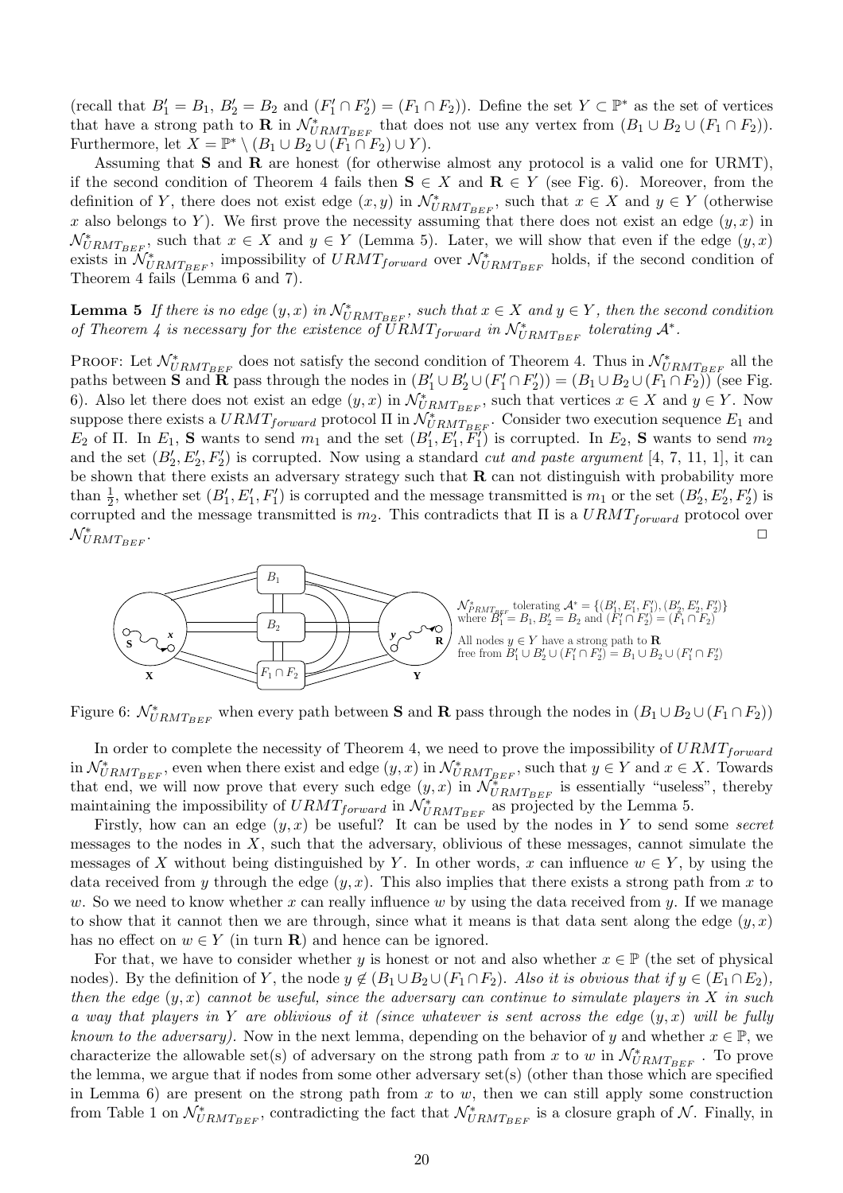(recall that $B'_1 = B_1$, $B'_2 = B_2$ and $(F'_1 \cap F'_2) = (F_1 \cap F_2)$). Define the set $Y \subset \mathbb{P}^*$ as the set of vertices that have a strong path to **R** in $\mathcal{N}^*_{URMT_{BEF}}$ that does not use any vertex from $(B_1 \cup B_2 \cup (F_1 \cap F_2))$. Furthermore, let $X = \mathbb{P}^* \setminus (B_1 \cup B_2 \cup (F_1 \cap F_2) \cup Y)$.

Assuming that **S** and **R** are honest (for otherwise almost any protocol is a valid one for URMT), if the second condition of Theorem 4 fails then $\mathbf{S} \in X$ and $\mathbf{R} \in Y$ (see Fig. 6). Moreover, from the definition of $Y$, there does not exist edge $(x, y)$ in $\mathcal{N}^*_{URMT_{BEF}}$, such that $x \in X$ and $y \in Y$ (otherwise $x$ also belongs to $Y$). We first prove the necessity assuming that there does not exist an edge $(y, x)$ in $\mathcal{N}^*_{URMT_{BEF}}$, such that $x \in X$ and $y \in Y$ (Lemma 5). Later, we will show that even if the edge $(y, x)$ exists in $\mathcal{N}^*_{URMT_{BEF}}$, impossibility of $URMT_{forward}$ over $\mathcal{N}^*_{URMT_{BEF}}$ holds, if the second condition of Theorem 4 fails (Lemma 6 and 7).

**Lemma 5** *If there is no edge $(y, x)$ in $\mathcal{N}^*_{URMT_{BEF}}$, such that $x \in X$ and $y \in Y$, then the second condition of Theorem 4 is necessary for the existence of $URMT_{forward}$ in $\mathcal{N}^*_{URMT_{BEF}}$ tolerating $\mathcal{A}^*$.*

PROOF: Let $\mathcal{N}^*_{URMT_{BEF}}$ does not satisfy the second condition of Theorem 4. Thus in $\mathcal{N}^*_{URMT_{BEF}}$ all the paths between **S** and **R** pass through the nodes in $(B'_1 \cup B'_2 \cup (F'_1 \cap F'_2)) = (B_1 \cup B_2 \cup (F_1 \cap F_2))$ (see Fig. 6). Also let there does not exist an edge $(y, x)$ in $\mathcal{N}^*_{URMT_{BEF}}$, such that vertices $x \in X$ and $y \in Y$. Now suppose there exists a $URMT_{forward}$ protocol $\Pi$ in $\mathcal{N}^*_{URMT_{BEF}}$. Consider two execution sequence $E_1$ and $E_2$ of $\Pi$. In $E_1$, **S** wants to send $m_1$ and the set $(B'_1, E'_1, F'_1)$ is corrupted. In $E_2$, **S** wants to send $m_2$ and the set $(B'_2, E'_2, F'_2)$ is corrupted. Now using a standard *cut and paste argument* [4, 7, 11, 1], it can be shown that there exists an adversary strategy such that **R** can not distinguish with probability more than $\frac{1}{2}$, whether set $(B'_1, E'_1, F'_1)$ is corrupted and the message transmitted is $m_1$ or the set $(B'_2, E'_2, F'_2)$ is corrupted and the message transmitted is $m_2$. This contradicts that $\Pi$ is a $URMT_{forward}$ protocol over $\mathcal{N}^*_{URMT_{BEF}}$. $\square$

Figure 6: $\mathcal{N}^*_{URMT_{BEF}}$ when every path between **S** and **R** pass through the nodes in $(B_1 \cup B_2 \cup (F_1 \cap F_2))$

In order to complete the necessity of Theorem 4, we need to prove the impossibility of $URMT_{forward}$ in $\mathcal{N}^*_{URMT_{BEF}}$, even when there exist and edge $(y, x)$ in $\mathcal{N}^*_{URMT_{BEF}}$, such that $y \in Y$ and $x \in X$. Towards that end, we will now prove that every such edge $(y, x)$ in $\mathcal{N}^*_{URMT_{BEF}}$ is essentially "useless", thereby maintaining the impossibility of $URMT_{forward}$ in $\mathcal{N}^*_{URMT_{BEF}}$ as projected by the Lemma 5.

Firstly, how can an edge $(y, x)$ be useful? It can be used by the nodes in $Y$ to send some *secret* messages to the nodes in $X$, such that the adversary, oblivious of these messages, cannot simulate the messages of $X$ without being distinguished by $Y$. In other words, $x$ can influence $w \in Y$, by using the data received from $y$ through the edge $(y, x)$. This also implies that there exists a strong path from $x$ to $w$. So we need to know whether $x$ can really influence $w$ by using the data received from $y$. If we manage to show that it cannot then we are through, since what it means is that data sent along the edge $(y, x)$ has no effect on $w \in Y$ (in turn **R**) and hence can be ignored.

For that, we have to consider whether $y$ is honest or not and also whether $x \in \mathbb{P}$ (the set of physical nodes). By the definition of $Y$, the node $y \notin (B_1 \cup B_2 \cup (F_1 \cap F_2))$. *Also it is obvious that if $y \in (E_1 \cap E_2)$, then the edge $(y, x)$ cannot be useful, since the adversary can continue to simulate players in $X$ in such a way that players in $Y$ are oblivious of it (since whatever is sent across the edge $(y, x)$ will be fully known to the adversary).* Now in the next lemma, depending on the behavior of $y$ and whether $x \in \mathbb{P}$, we characterize the allowable set(s) of adversary on the strong path from $x$ to $w$ in $\mathcal{N}^*_{URMT_{BEF}}$. To prove the lemma, we argue that if nodes from some other adversary set(s) (other than those which are specified in Lemma 6) are present on the strong path from $x$ to $w$, then we can still apply some construction from Table 1 on $\mathcal{N}^*_{URMT_{BEF}}$, contradicting the fact that $\mathcal{N}^*_{URMT_{BEF}}$ is a closure graph of $\mathcal{N}$. Finally, in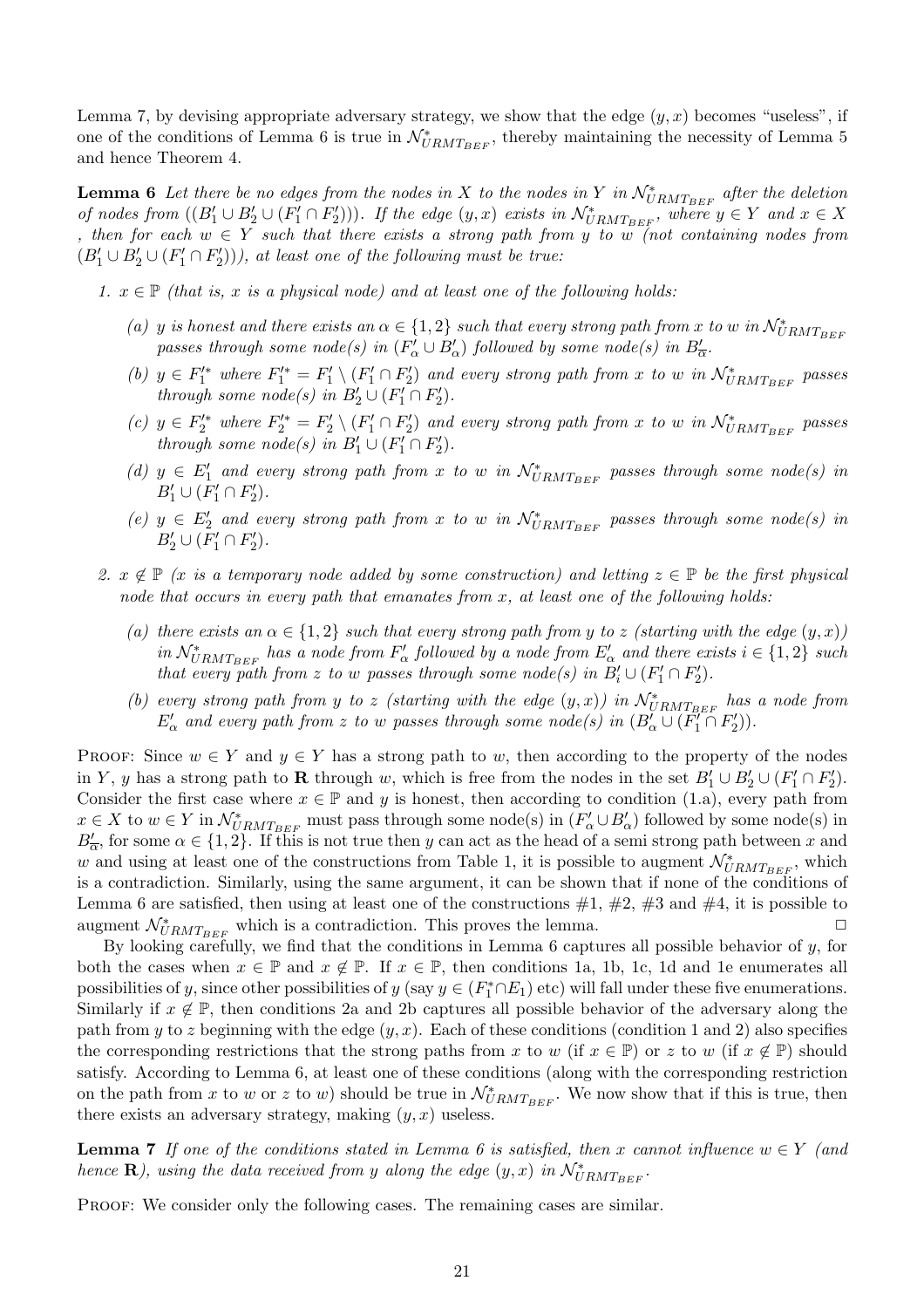Lemma 7, by devising appropriate adversary strategy, we show that the edge $(y, x)$ becomes "useless", if one of the conditions of Lemma 6 is true in $\mathcal{N}^*_{URMT_{BEF}}$, thereby maintaining the necessity of Lemma 5 and hence Theorem 4.

**Lemma 6** *Let there be no edges from the nodes in $X$ to the nodes in $Y$ in $\mathcal{N}^*_{URMT_{BEF}}$ after the deletion of nodes from $((B'_1 \cup B'_2 \cup (F'_1 \cap F'_2)))$. If the edge $(y, x)$ exists in $\mathcal{N}^*_{URMT_{BEF}}$, where $y \in Y$ and $x \in X$ , then for each $w \in Y$ such that there exists a strong path from $y$ to $w$ (not containing nodes from $(B'_1 \cup B'_2 \cup (F'_1 \cap F'_2))$), at least one of the following must be true:*

1. *$x \in \mathbb{P}$ (that is, $x$ is a physical node) and at least one of the following holds:*
   (a) *$y$ is honest and there exists an $\alpha \in \{1, 2\}$ such that every strong path from $x$ to $w$ in $\mathcal{N}^*_{URMT_{BEF}}$ passes through some node(s) in $(F'_\alpha \cup B'_\alpha)$ followed by some node(s) in $B'_{\overline{\alpha}}$.*
   (b) *$y \in F'^*_1$ where $F'^*_1 = F'_1 \setminus (F'_1 \cap F'_2)$ and every strong path from $x$ to $w$ in $\mathcal{N}^*_{URMT_{BEF}}$ passes through some node(s) in $B'_2 \cup (F'_1 \cap F'_2)$.*
   (c) *$y \in F'^*_2$ where $F'^*_2 = F'_2 \setminus (F'_1 \cap F'_2)$ and every strong path from $x$ to $w$ in $\mathcal{N}^*_{URMT_{BEF}}$ passes through some node(s) in $B'_1 \cup (F'_1 \cap F'_2)$.*
   (d) *$y \in E'_1$ and every strong path from $x$ to $w$ in $\mathcal{N}^*_{URMT_{BEF}}$ passes through some node(s) in $B'_1 \cup (F'_1 \cap F'_2)$.*
   (e) *$y \in E'_2$ and every strong path from $x$ to $w$ in $\mathcal{N}^*_{URMT_{BEF}}$ passes through some node(s) in $B'_2 \cup (F'_1 \cap F'_2)$.*

2. *$x \notin \mathbb{P}$ ($x$ is a temporary node added by some construction) and letting $z \in \mathbb{P}$ be the first physical node that occurs in every path that emanates from $x$, at least one of the following holds:*
   (a) *there exists an $\alpha \in \{1, 2\}$ such that every strong path from $y$ to $z$ (starting with the edge $(y, x)$) in $\mathcal{N}^*_{URMT_{BEF}}$ has a node from $F'_\alpha$ followed by a node from $E'_\alpha$ and there exists $i \in \{1, 2\}$ such that every path from $z$ to $w$ passes through some node(s) in $B'_i \cup (F'_1 \cap F'_2)$.*
   (b) *every strong path from $y$ to $z$ (starting with the edge $(y, x)$) in $\mathcal{N}^*_{URMT_{BEF}}$ has a node from $E'_\alpha$ and every path from $z$ to $w$ passes through some node(s) in $(B'_\alpha \cup (F'_1 \cap F'_2))$.*

Proof: Since $w \in Y$ and $y \in Y$ has a strong path to $w$, then according to the property of the nodes in $Y$, $y$ has a strong path to $\mathbf{R}$ through $w$, which is free from the nodes in the set $B'_1 \cup B'_2 \cup (F'_1 \cap F'_2)$. Consider the first case where $x \in \mathbb{P}$ and $y$ is honest, then according to condition (1.a), every path from $x \in X$ to $w \in Y$ in $\mathcal{N}^*_{URMT_{BEF}}$ must pass through some node(s) in $(F'_\alpha \cup B'_\alpha)$ followed by some node(s) in $B'_{\overline{\alpha}}$, for some $\alpha \in \{1, 2\}$. If this is not true then $y$ can act as the head of a semi strong path between $x$ and $w$ and using at least one of the constructions from Table 1, it is possible to augment $\mathcal{N}^*_{URMT_{BEF}}$, which is a contradiction. Similarly, using the same argument, it can be shown that if none of the conditions of Lemma 6 are satisfied, then using at least one of the constructions #1, #2, #3 and #4, it is possible to augment $\mathcal{N}^*_{URMT_{BEF}}$ which is a contradiction. This proves the lemma. $\square$

By looking carefully, we find that the conditions in Lemma 6 captures all possible behavior of $y$, for both the cases when $x \in \mathbb{P}$ and $x \notin \mathbb{P}$. If $x \in \mathbb{P}$, then conditions 1a, 1b, 1c, 1d and 1e enumerates all possibilities of $y$, since other possibilities of $y$ (say $y \in (F^*_1 \cap E_1)$ etc) will fall under these five enumerations. Similarly if $x \notin \mathbb{P}$, then conditions 2a and 2b captures all possible behavior of the adversary along the path from $y$ to $z$ beginning with the edge $(y, x)$. Each of these conditions (condition 1 and 2) also specifies the corresponding restrictions that the strong paths from $x$ to $w$ (if $x \in \mathbb{P}$) or $z$ to $w$ (if $x \notin \mathbb{P}$) should satisfy. According to Lemma 6, at least one of these conditions (along with the corresponding restriction on the path from $x$ to $w$ or $z$ to $w$) should be true in $\mathcal{N}^*_{URMT_{BEF}}$. We now show that if this is true, then there exists an adversary strategy, making $(y, x)$ useless.

**Lemma 7** *If one of the conditions stated in Lemma 6 is satisfied, then $x$ cannot influence $w \in Y$ (and hence $\mathbf{R}$), using the data received from $y$ along the edge $(y, x)$ in $\mathcal{N}^*_{URMT_{BEF}}$.*

Proof: We consider only the following cases. The remaining cases are similar.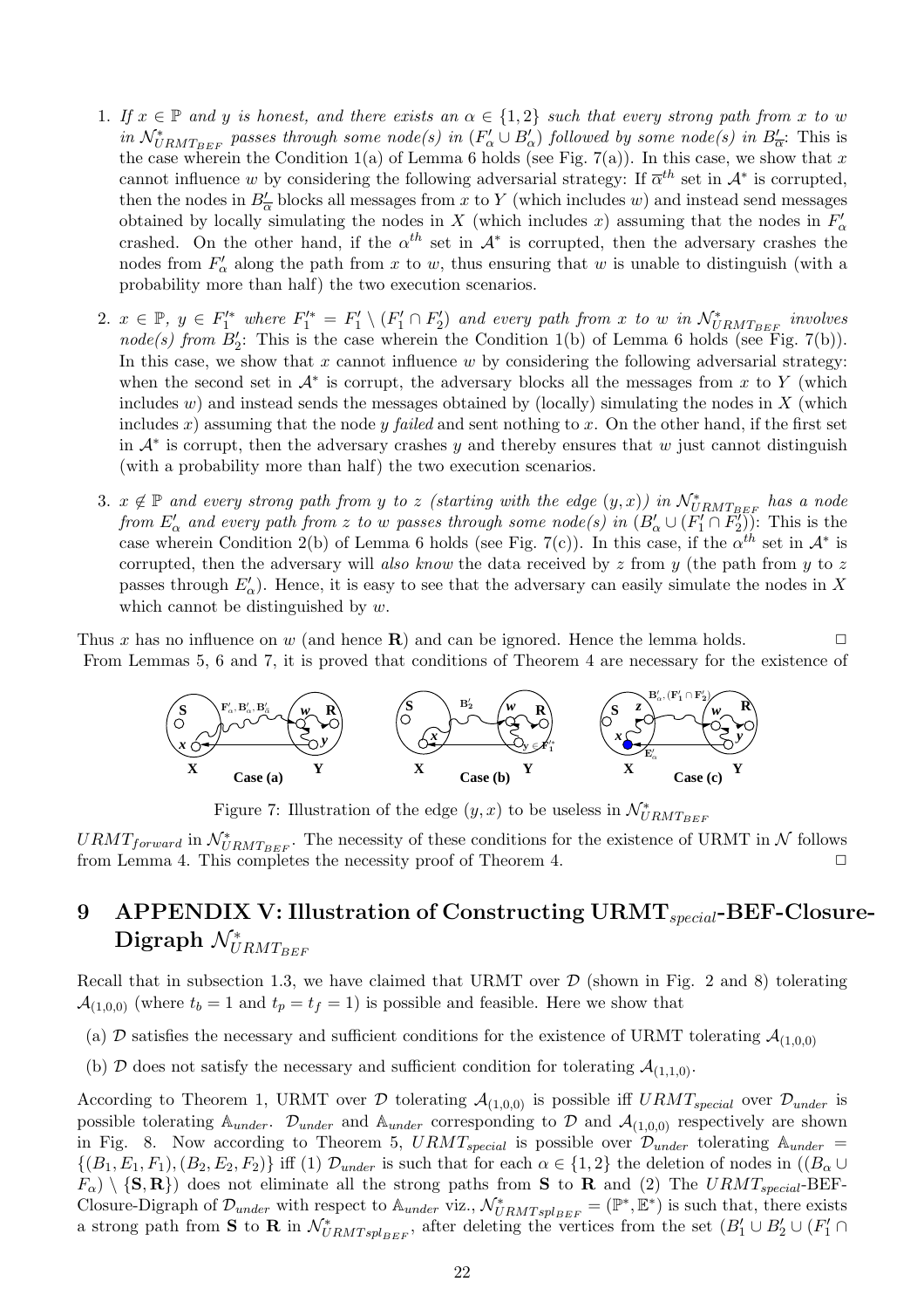1. *If $x \in \mathbb{P}$ and $y$ is honest, and there exists an $\alpha \in \{1,2\}$ such that every strong path from $x$ to $w$ in $\mathcal{N}^*_{URMT_{BEF}}$ passes through some node(s) in $(F'_\alpha \cup B'_\alpha)$ followed by some node(s) in $B'_{\overline{\alpha}}$*: This is the case wherein the Condition 1(a) of Lemma 6 holds (see Fig. 7(a)). In this case, we show that $x$ cannot influence $w$ by considering the following adversarial strategy: If $\overline{\alpha}^{th}$ set in $\mathcal{A}^*$ is corrupted, then the nodes in $B'_{\overline{\alpha}}$ blocks all messages from $x$ to $Y$ (which includes $w$) and instead send messages obtained by locally simulating the nodes in $X$ (which includes $x$) assuming that the nodes in $F'_\alpha$ crashed. On the other hand, if the $\alpha^{th}$ set in $\mathcal{A}^*$ is corrupted, then the adversary crashes the nodes from $F'_\alpha$ along the path from $x$ to $w$, thus ensuring that $w$ is unable to distinguish (with a probability more than half) the two execution scenarios.

2. *$x \in \mathbb{P}$, $y \in F'^*_1$ where $F'^*_1 = F'_1 \setminus (F'_1 \cap F'_2)$ and every path from $x$ to $w$ in $\mathcal{N}^*_{URMT_{BEF}}$ involves node(s) from $B'_2$*: This is the case wherein the Condition 1(b) of Lemma 6 holds (see Fig. 7(b)). In this case, we show that $x$ cannot influence $w$ by considering the following adversarial strategy: when the second set in $\mathcal{A}^*$ is corrupt, the adversary blocks all the messages from $x$ to $Y$ (which includes $w$) and instead sends the messages obtained by (locally) simulating the nodes in $X$ (which includes $x$) assuming that the node $y$ *failed* and sent nothing to $x$. On the other hand, if the first set in $\mathcal{A}^*$ is corrupt, then the adversary crashes $y$ and thereby ensures that $w$ just cannot distinguish (with a probability more than half) the two execution scenarios.

3. *$x \notin \mathbb{P}$ and every strong path from $y$ to $z$ (starting with the edge $(y,x)$) in $\mathcal{N}^*_{URMT_{BEF}}$ has a node from $E'_\alpha$ and every path from $z$ to $w$ passes through some node(s) in $(B'_\alpha \cup (F'_1 \cap F'_2))$*: This is the case wherein Condition 2(b) of Lemma 6 holds (see Fig. 7(c)). In this case, if the $\alpha^{th}$ set in $\mathcal{A}^*$ is corrupted, then the adversary will *also know* the data received by $z$ from $y$ (the path from $y$ to $z$ passes through $E'_\alpha$). Hence, it is easy to see that the adversary can easily simulate the nodes in $X$ which cannot be distinguished by $w$.

Thus $x$ has no influence on $w$ (and hence $\mathbf{R}$) and can be ignored. Hence the lemma holds. $\square$

From Lemmas 5, 6 and 7, it is proved that conditions of Theorem 4 are necessary for the existence of $URMT_{forward}$ in $\mathcal{N}^*_{URMT_{BEF}}$. The necessity of these conditions for the existence of URMT in $\mathcal{N}$ follows from Lemma 4. This completes the necessity proof of Theorem 4. $\square$

Figure 7: Illustration of the edge $(y,x)$ to be useless in $\mathcal{N}^*_{URMT_{BEF}}$

# 9 APPENDIX V: Illustration of Constructing URMT$_{special}$-BEF-Closure-Digraph $\mathcal{N}^*_{URMT_{BEF}}$

Recall that in subsection 1.3, we have claimed that URMT over $\mathcal{D}$ (shown in Fig. 2 and 8) tolerating $\mathcal{A}_{(1,0,0)}$ (where $t_b = 1$ and $t_p = t_f = 1$) is possible and feasible. Here we show that

(a) $\mathcal{D}$ satisfies the necessary and sufficient conditions for the existence of URMT tolerating $\mathcal{A}_{(1,0,0)}$

(b) $\mathcal{D}$ does not satisfy the necessary and sufficient condition for tolerating $\mathcal{A}_{(1,1,0)}$.

According to Theorem 1, URMT over $\mathcal{D}$ tolerating $\mathcal{A}_{(1,0,0)}$ is possible iff $URMT_{special}$ over $\mathcal{D}_{under}$ is possible tolerating $\mathbb{A}_{under}$. $\mathcal{D}_{under}$ and $\mathbb{A}_{under}$ corresponding to $\mathcal{D}$ and $\mathcal{A}_{(1,0,0)}$ respectively are shown in Fig. 8. Now according to Theorem 5, $URMT_{special}$ is possible over $\mathcal{D}_{under}$ tolerating $\mathbb{A}_{under} = \{(B_1, E_1, F_1), (B_2, E_2, F_2)\}$ iff (1) $\mathcal{D}_{under}$ is such that for each $\alpha \in \{1,2\}$ the deletion of nodes in $((B_\alpha \cup F_\alpha) \setminus \{\mathbf{S}, \mathbf{R}\})$ does not eliminate all the strong paths from $\mathbf{S}$ to $\mathbf{R}$ and (2) The $URMT_{special}$-BEF-Closure-Digraph of $\mathcal{D}_{under}$ with respect to $\mathbb{A}_{under}$ viz., $\mathcal{N}^*_{URMTspl_{BEF}} = (\mathbb{P}^*, \mathbb{E}^*)$ is such that, there exists a strong path from $\mathbf{S}$ to $\mathbf{R}$ in $\mathcal{N}^*_{URMTspl_{BEF}}$, after deleting the vertices from the set $(B'_1 \cup B'_2 \cup (F'_1 \cap$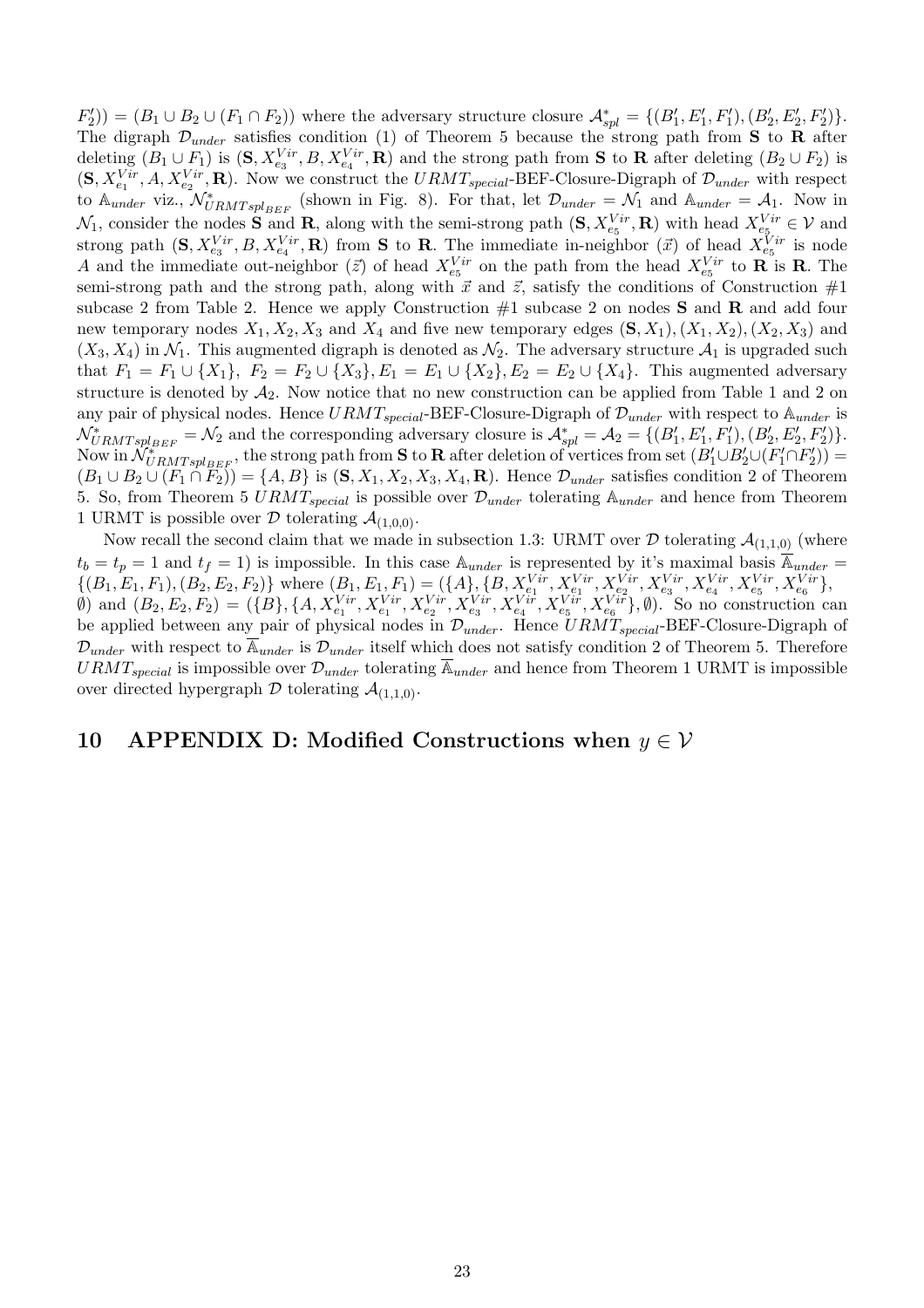$F_2')) = (B_1 \cup B_2 \cup (F_1 \cap F_2))$ where the adversary structure closure $\mathcal{A}^*_{spl} = \{(B_1', E_1', F_1'), (B_2', E_2', F_2')\}$. The digraph $\mathcal{D}_{under}$ satisfies condition (1) of Theorem 5 because the strong path from **S** to **R** after deleting $(B_1 \cup F_1)$ is $(\mathbf{S}, X^{Vir}_{e_3}, B, X^{Vir}_{e_4}, \mathbf{R})$ and the strong path from **S** to **R** after deleting $(B_2 \cup F_2)$ is $(\mathbf{S}, X^{Vir}_{e_1}, A, X^{Vir}_{e_2}, \mathbf{R})$. Now we construct the $URMT_{special}$-BEF-Closure-Digraph of $\mathcal{D}_{under}$ with respect to $\mathbb{A}_{under}$ viz., $\mathcal{N}^*_{URMTspl_{BEF}}$ (shown in Fig. 8). For that, let $\mathcal{D}_{under} = \mathcal{N}_1$ and $\mathbb{A}_{under} = \mathcal{A}_1$. Now in $\mathcal{N}_1$, consider the nodes **S** and **R**, along with the semi-strong path $(\mathbf{S}, X^{Vir}_{e_5}, \mathbf{R})$ with head $X^{Vir}_{e_5} \in \mathcal{V}$ and strong path $(\mathbf{S}, X^{Vir}_{e_3}, B, X^{Vir}_{e_4}, \mathbf{R})$ from **S** to **R**. The immediate in-neighbor $(\vec{x})$ of head $X^{Vir}_{e_5}$ is node $A$ and the immediate out-neighbor $(\vec{z})$ of head $X^{Vir}_{e_5}$ on the path from the head $X^{Vir}_{e_5}$ to **R** is **R**. The semi-strong path and the strong path, along with $\vec{x}$ and $\vec{z}$, satisfy the conditions of Construction #1 subcase 2 from Table 2. Hence we apply Construction #1 subcase 2 on nodes **S** and **R** and add four new temporary nodes $X_1, X_2, X_3$ and $X_4$ and five new temporary edges $(\mathbf{S}, X_1), (X_1, X_2), (X_2, X_3)$ and $(X_3, X_4)$ in $\mathcal{N}_1$. This augmented digraph is denoted as $\mathcal{N}_2$. The adversary structure $\mathcal{A}_1$ is upgraded such that $F_1 = F_1 \cup \{X_1\}$, $F_2 = F_2 \cup \{X_3\}, E_1 = E_1 \cup \{X_2\}, E_2 = E_2 \cup \{X_4\}$. This augmented adversary structure is denoted by $\mathcal{A}_2$. Now notice that no new construction can be applied from Table 1 and 2 on any pair of physical nodes. Hence $URMT_{special}$-BEF-Closure-Digraph of $\mathcal{D}_{under}$ with respect to $\mathbb{A}_{under}$ is $\mathcal{N}^*_{URMTspl_{BEF}} = \mathcal{N}_2$ and the corresponding adversary closure is $\mathcal{A}^*_{spl} = \mathcal{A}_2 = \{(B_1', E_1', F_1'), (B_2', E_2', F_2')\}$. Now in $\mathcal{N}^*_{URMTspl_{BEF}}$, the strong path from **S** to **R** after deletion of vertices from set $(B_1' \cup B_2' \cup (F_1' \cap F_2')) = (B_1 \cup B_2 \cup (F_1 \cap F_2)) = \{A, B\}$ is $(\mathbf{S}, X_1, X_2, X_3, X_4, \mathbf{R})$. Hence $\mathcal{D}_{under}$ satisfies condition 2 of Theorem 5. So, from Theorem 5 $URMT_{special}$ is possible over $\mathcal{D}_{under}$ tolerating $\mathbb{A}_{under}$ and hence from Theorem 1 URMT is possible over $\mathcal{D}$ tolerating $\mathcal{A}_{(1,0,0)}$.

Now recall the second claim that we made in subsection 1.3: URMT over $\mathcal{D}$ tolerating $\mathcal{A}_{(1,1,0)}$ (where $t_b = t_p = 1$ and $t_f = 1$) is impossible. In this case $\mathbb{A}_{under}$ is represented by it's maximal basis $\overline{\mathbb{A}}_{under} = \{(B_1, E_1, F_1), (B_2, E_2, F_2)\}$ where $(B_1, E_1, F_1) = (\{A\}, \{B, X^{Vir}_{e_1}, X^{Vir}_{e_1}, X^{Vir}_{e_2}, X^{Vir}_{e_3}, X^{Vir}_{e_4}, X^{Vir}_{e_5}, X^{Vir}_{e_6}\}, \emptyset)$ and $(B_2, E_2, F_2) = (\{B\}, \{A, X^{Vir}_{e_1}, X^{Vir}_{e_1}, X^{Vir}_{e_2}, X^{Vir}_{e_3}, X^{Vir}_{e_4}, X^{Vir}_{e_5}, X^{Vir}_{e_6}\}, \emptyset)$. So no construction can be applied between any pair of physical nodes in $\mathcal{D}_{under}$. Hence $URMT_{special}$-BEF-Closure-Digraph of $\mathcal{D}_{under}$ with respect to $\overline{\mathbb{A}}_{under}$ is $\mathcal{D}_{under}$ itself which does not satisfy condition 2 of Theorem 5. Therefore $URMT_{special}$ is impossible over $\mathcal{D}_{under}$ tolerating $\overline{\mathbb{A}}_{under}$ and hence from Theorem 1 URMT is impossible over directed hypergraph $\mathcal{D}$ tolerating $\mathcal{A}_{(1,1,0)}$.

# 10 APPENDIX D: Modified Constructions when $y \in \mathcal{V}$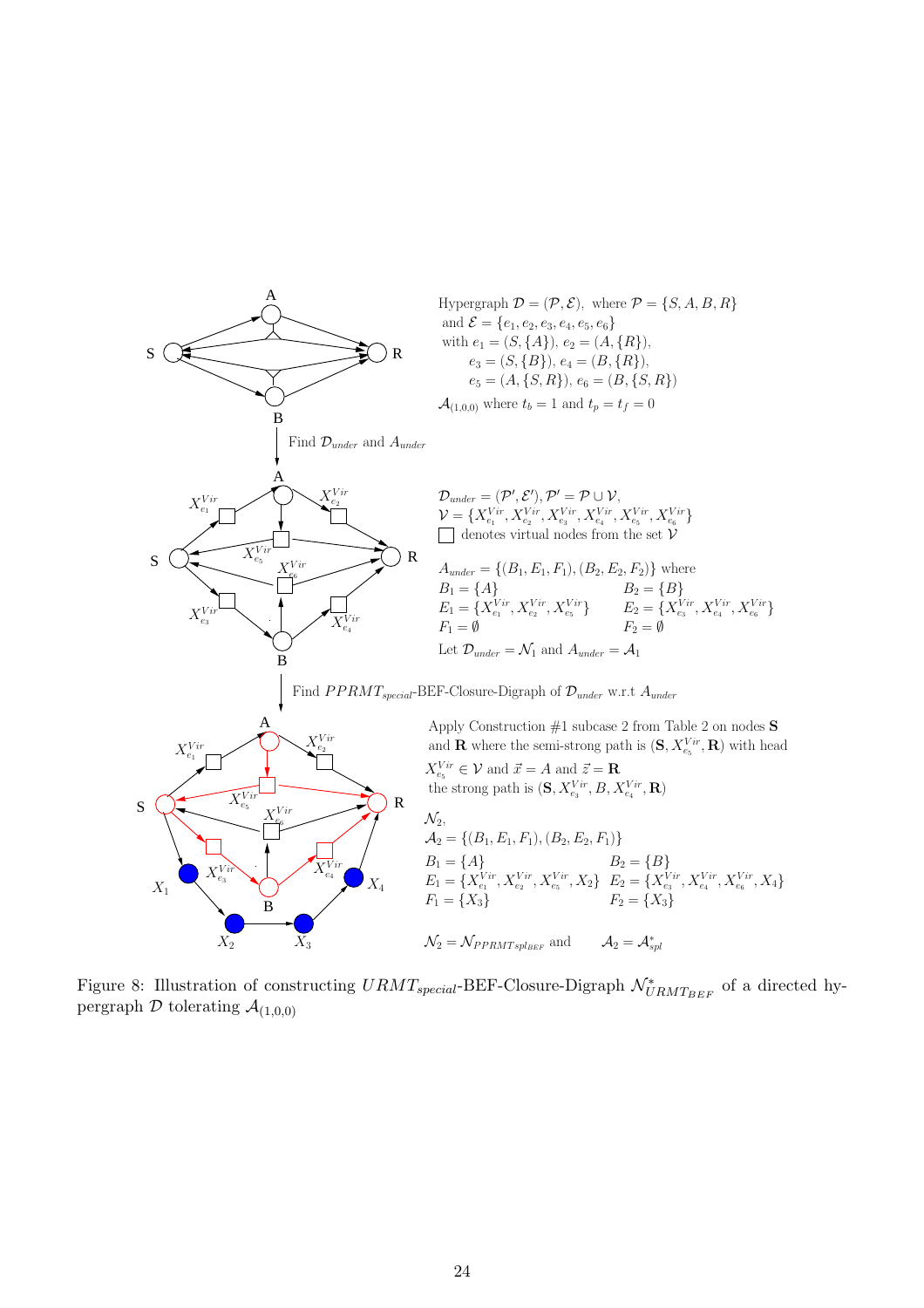Hypergraph $\mathcal{D} = (\mathcal{P}, \mathcal{E})$, where $\mathcal{P} = \{S, A, B, R\}$ and $\mathcal{E} = \{e_1, e_2, e_3, e_4, e_5, e_6\}$ with $e_1 = (S, \{A\})$, $e_2 = (A, \{R\})$, $e_3 = (S, \{B\})$, $e_4 = (B, \{R\})$, $e_5 = (A, \{S, R\})$, $e_6 = (B, \{S, R\})$

$\mathcal{A}_{(1,0,0)}$ where $t_b = 1$ and $t_p = t_f = 0$

Find $\mathcal{D}_{under}$ and $A_{under}$

$\mathcal{D}_{under} = (\mathcal{P}', \mathcal{E}')$, $\mathcal{P}' = \mathcal{P} \cup \mathcal{V}$,
$\mathcal{V} = \{X^{Vir}_{e_1}, X^{Vir}_{e_2}, X^{Vir}_{e_3}, X^{Vir}_{e_4}, X^{Vir}_{e_5}, X^{Vir}_{e_6}\}$
□ denotes virtual nodes from the set $\mathcal{V}$

$A_{under} = \{(B_1, E_1, F_1), (B_2, E_2, F_2)\}$ where

$B_1 = \{A\}$ $\quad$ $B_2 = \{B\}$
$E_1 = \{X^{Vir}_{e_1}, X^{Vir}_{e_2}, X^{Vir}_{e_5}\}$ $\quad$ $E_2 = \{X^{Vir}_{e_3}, X^{Vir}_{e_4}, X^{Vir}_{e_6}\}$
$F_1 = \emptyset$ $\quad$ $F_2 = \emptyset$

Let $\mathcal{D}_{under} = \mathcal{N}_1$ and $A_{under} = \mathcal{A}_1$

Find $PPRMT_{special}$-BEF-Closure-Digraph of $\mathcal{D}_{under}$ w.r.t $A_{under}$

Apply Construction #1 subcase 2 from Table 2 on nodes **S** and **R** where the semi-strong path is $(\mathbf{S}, X^{Vir}_{e_5}, \mathbf{R})$ with head $X^{Vir}_{e_5} \in \mathcal{V}$ and $\vec{x} = A$ and $\vec{z} = \mathbf{R}$ the strong path is $(\mathbf{S}, X^{Vir}_{e_3}, B, X^{Vir}_{e_4}, \mathbf{R})$

$\mathcal{N}_2$,
$\mathcal{A}_2 = \{(B_1, E_1, F_1), (B_2, E_2, F_1)\}$

$B_1 = \{A\}$ $\quad$ $B_2 = \{B\}$
$E_1 = \{X^{Vir}_{e_1}, X^{Vir}_{e_2}, X^{Vir}_{e_5}, X_2\}$ $\quad$ $E_2 = \{X^{Vir}_{e_3}, X^{Vir}_{e_4}, X^{Vir}_{e_6}, X_4\}$
$F_1 = \{X_3\}$ $\quad$ $F_2 = \{X_3\}$

$\mathcal{N}_2 = \mathcal{N}_{PPRMTspl_{BEF}}$ and $\quad$ $\mathcal{A}_2 = \mathcal{A}^*_{spl}$

Figure 8: Illustration of constructing $URMT_{special}$-BEF-Closure-Digraph $\mathcal{N}^*_{URMT_{BEF}}$ of a directed hypergraph $\mathcal{D}$ tolerating $\mathcal{A}_{(1,0,0)}$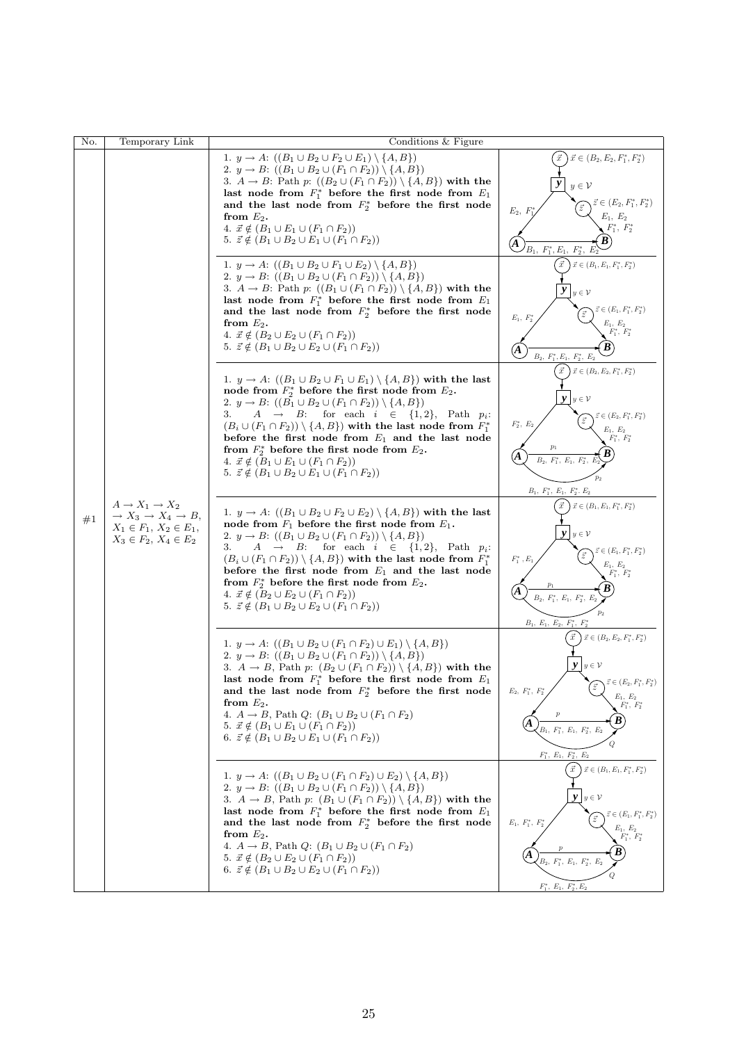| No. | Temporary Link | Conditions & Figure |
|---|---|---|
| #1 | $A \to X_1 \to X_2 \to X_3 \to X_4 \to B$, $X_1 \in F_1$, $X_2 \in E_1$, $X_3 \in F_2$, $X_4 \in E_2$ | 1. $y \to A$: $((B_1 \cup B_2 \cup F_2 \cup E_1) \setminus \{A, B\})$<br>2. $y \to B$: $((B_1 \cup B_2 \cup (F_1 \cap F_2)) \setminus \{A, B\})$<br>3. $A \to B$: Path $p$: $((B_2 \cup (F_1 \cap F_2)) \setminus \{A, B\})$ **with the last node from $F_1^*$ before the first node from $E_1$ and the last node from $F_2^*$ before the first node from $E_2$.**<br>4. $\vec{x} \notin (B_1 \cup E_1 \cup (F_1 \cap F_2))$<br>5. $\vec{z} \notin (B_1 \cup B_2 \cup E_1 \cup (F_1 \cap F_2))$ |
| | | 1. $y \to A$: $((B_1 \cup B_2 \cup F_1 \cup E_2) \setminus \{A, B\})$<br>2. $y \to B$: $((B_1 \cup B_2 \cup (F_1 \cap F_2)) \setminus \{A, B\})$<br>3. $A \to B$: Path $p$: $((B_1 \cup (F_1 \cap F_2)) \setminus \{A, B\})$ **with the last node from $F_1^*$ before the first node from $E_1$ and the last node from $F_2^*$ before the first node from $E_2$.**<br>4. $\vec{x} \notin (B_2 \cup E_2 \cup (F_1 \cap F_2))$<br>5. $\vec{z} \notin (B_1 \cup B_2 \cup E_2 \cup (F_1 \cap F_2))$ |
| | | 1. $y \to A$: $((B_1 \cup B_2 \cup F_1 \cup E_1) \setminus \{A, B\})$ **with the last node from $F_2^*$ before the first node from $E_2$.**<br>2. $y \to B$: $((B_1 \cup B_2 \cup (F_1 \cap F_2)) \setminus \{A, B\})$<br>3. $A \to B$: for each $i \in \{1, 2\}$, Path $p_i$: $(B_i \cup (F_1 \cap F_2)) \setminus \{A, B\})$ **with the last node from $F_1^*$ before the first node from $E_1$ and the last node from $F_2^*$ before the first node from $E_2$.**<br>4. $\vec{x} \notin (B_1 \cup E_1 \cup (F_1 \cap F_2))$<br>5. $\vec{z} \notin (B_1 \cup B_2 \cup E_1 \cup (F_1 \cap F_2))$ |
| | | 1. $y \to A$: $((B_1 \cup B_2 \cup F_2 \cup E_2) \setminus \{A, B\})$ **with the last node from $F_1$ before the first node from $E_1$.**<br>2. $y \to B$: $((B_1 \cup B_2 \cup (F_1 \cap F_2)) \setminus \{A, B\})$<br>3. $A \to B$: for each $i \in \{1, 2\}$, Path $p_i$: $(B_i \cup (F_1 \cap F_2)) \setminus \{A, B\})$ **with the last node from $F_1^*$ before the first node from $E_1$ and the last node from $F_2^*$ before the first node from $E_2$.**<br>4. $\vec{x} \notin (B_2 \cup E_2 \cup (F_1 \cap F_2))$<br>5. $\vec{z} \notin (B_1 \cup B_2 \cup E_2 \cup (F_1 \cap F_2))$ |
| | | 1. $y \to A$: $((B_1 \cup B_2 \cup (F_1 \cap F_2) \cup E_1) \setminus \{A, B\})$<br>2. $y \to B$: $((B_1 \cup B_2 \cup (F_1 \cap F_2)) \setminus \{A, B\})$<br>3. $A \to B$, Path $p$: $(B_2 \cup (F_1 \cap F_2)) \setminus \{A, B\})$ **with the last node from $F_1^*$ before the first node from $E_1$ and the last node from $F_2^*$ before the first node from $E_2$.**<br>4. $A \to B$, Path $Q$: $(B_1 \cup B_2 \cup (F_1 \cap F_2)$<br>5. $\vec{x} \notin (B_1 \cup E_1 \cup (F_1 \cap F_2))$<br>6. $\vec{z} \notin (B_1 \cup B_2 \cup E_1 \cup (F_1 \cap F_2))$ |
| | | 1. $y \to A$: $((B_1 \cup B_2 \cup (F_1 \cap F_2) \cup E_2) \setminus \{A, B\})$<br>2. $y \to B$: $((B_1 \cup B_2 \cup (F_1 \cap F_2)) \setminus \{A, B\})$<br>3. $A \to B$, Path $p$: $(B_1 \cup (F_1 \cap F_2)) \setminus \{A, B\})$ **with the last node from $F_1^*$ before the first node from $E_1$ and the last node from $F_2^*$ before the first node from $E_2$.**<br>4. $A \to B$, Path $Q$: $(B_1 \cup B_2 \cup (F_1 \cap F_2)$<br>5. $\vec{x} \notin (B_2 \cup E_2 \cup (F_1 \cap F_2))$<br>6. $\vec{z} \notin (B_1 \cup B_2 \cup E_2 \cup (F_1 \cap F_2))$ |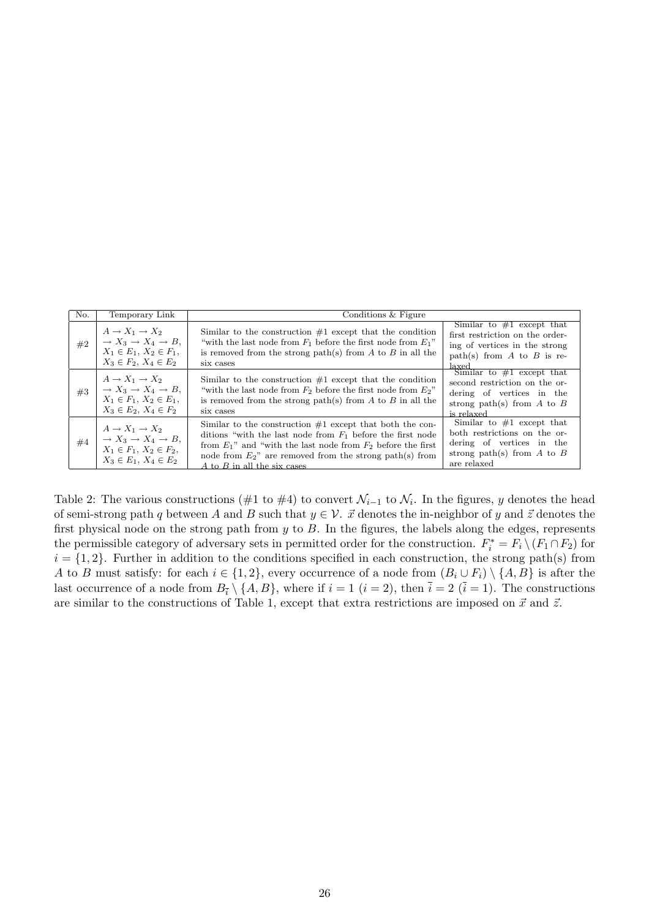| No. | Temporary Link | Conditions & Figure | |
|---|---|---|---|
| #2 | $A \to X_1 \to X_2$ $\to X_3 \to X_4 \to B$, $X_1 \in E_1$, $X_2 \in F_1$, $X_3 \in F_2$, $X_4 \in E_2$ | Similar to the construction #1 except that the condition "with the last node from $F_1$ before the first node from $E_1$" is removed from the strong path(s) from $A$ to $B$ in all the six cases | Similar to #1 except that first restriction on the ordering of vertices in the strong path(s) from $A$ to $B$ is relaxed |
| #3 | $A \to X_1 \to X_2$ $\to X_3 \to X_4 \to B$, $X_1 \in F_1$, $X_2 \in E_1$, $X_3 \in E_2$, $X_4 \in F_2$ | Similar to the construction #1 except that the condition "with the last node from $F_2$ before the first node from $E_2$" is removed from the strong path(s) from $A$ to $B$ in all the six cases | Similar to #1 except that second restriction on the ordering of vertices in the strong path(s) from $A$ to $B$ is relaxed |
| #4 | $A \to X_1 \to X_2$ $\to X_3 \to X_4 \to B$, $X_1 \in F_1$, $X_2 \in F_2$, $X_3 \in E_1$, $X_4 \in E_2$ | Similar to the construction #1 except that both the conditions "with the last node from $F_1$ before the first node from $E_1$" and "with the last node from $F_2$ before the first node from $E_2$" are removed from the strong path(s) from $A$ to $B$ in all the six cases | Similar to #1 except that both restrictions on the ordering of vertices in the strong path(s) from $A$ to $B$ are relaxed |

Table 2: The various constructions (#1 to #4) to convert $\mathcal{N}_{i-1}$ to $\mathcal{N}_i$. In the figures, $y$ denotes the head of semi-strong path $q$ between $A$ and $B$ such that $y \in \mathcal{V}$. $\vec{x}$ denotes the in-neighbor of $y$ and $\vec{z}$ denotes the first physical node on the strong path from $y$ to $B$. In the figures, the labels along the edges, represents the permissible category of adversary sets in permitted order for the construction. $F_i^* = F_i \setminus (F_1 \cap F_2)$ for $i = \{1, 2\}$. Further in addition to the conditions specified in each construction, the strong path(s) from $A$ to $B$ must satisfy: for each $i \in \{1, 2\}$, every occurrence of a node from $(B_i \cup F_i) \setminus \{A, B\}$ is after the last occurrence of a node from $B_{\bar{i}} \setminus \{A, B\}$, where if $i = 1$ ($i = 2$), then $\bar{i} = 2$ ($\bar{i} = 1$). The constructions are similar to the constructions of Table 1, except that extra restrictions are imposed on $\vec{x}$ and $\vec{z}$.